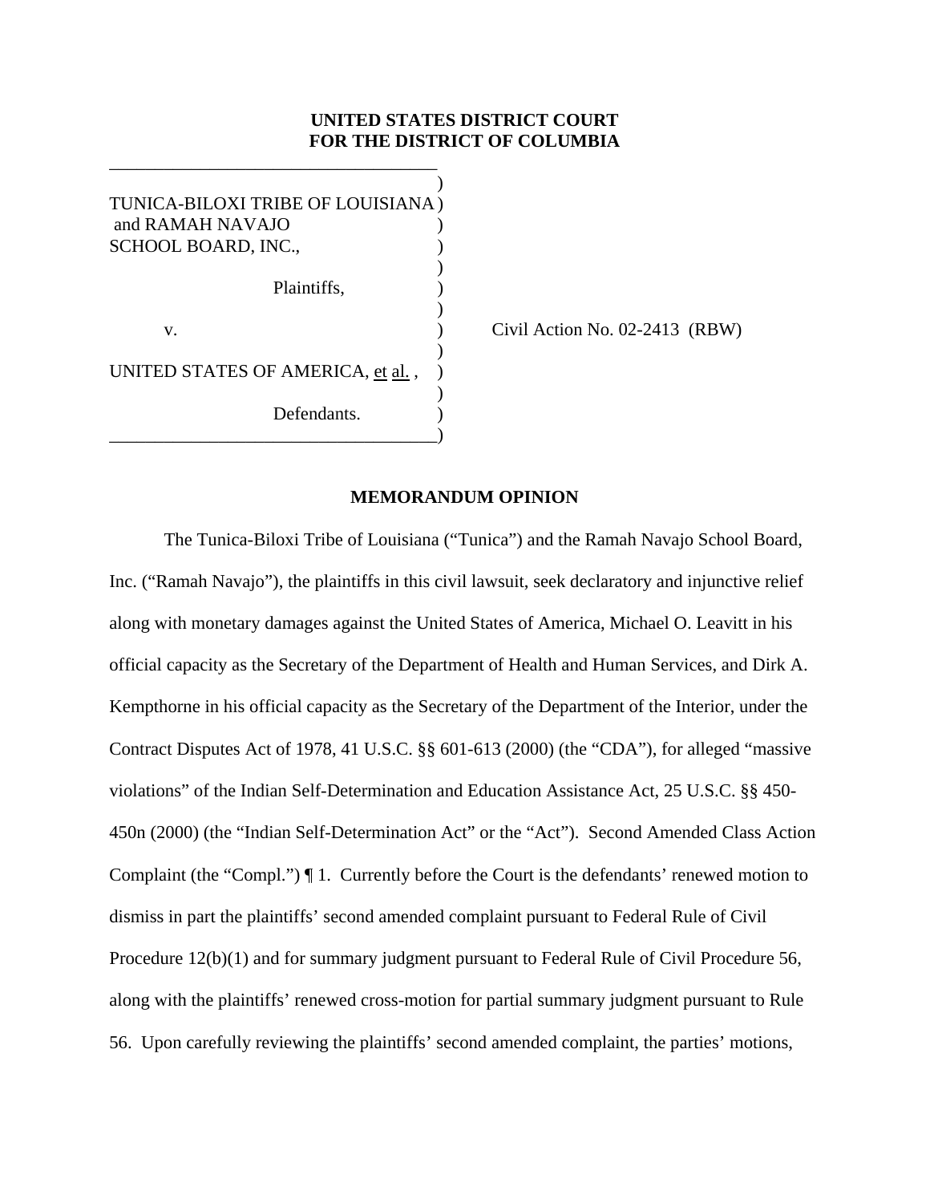**UNITED STATES DISTRICT COURT**
**FOR THE DISTRICT OF COLUMBIA**

TUNICA-BILOXI TRIBE OF LOUISIANA and RAMAH NAVAJO SCHOOL BOARD, INC.,

Plaintiffs,

v.

UNITED STATES OF AMERICA, et al.,

Defendants.

Civil Action No. 02-2413 (RBW)

**MEMORANDUM OPINION**

The Tunica-Biloxi Tribe of Louisiana ("Tunica") and the Ramah Navajo School Board, Inc. ("Ramah Navajo"), the plaintiffs in this civil lawsuit, seek declaratory and injunctive relief along with monetary damages against the United States of America, Michael O. Leavitt in his official capacity as the Secretary of the Department of Health and Human Services, and Dirk A. Kempthorne in his official capacity as the Secretary of the Department of the Interior, under the Contract Disputes Act of 1978, 41 U.S.C. §§ 601-613 (2000) (the "CDA"), for alleged "massive violations" of the Indian Self-Determination and Education Assistance Act, 25 U.S.C. §§ 450-450n (2000) (the "Indian Self-Determination Act" or the "Act"). Second Amended Class Action Complaint (the "Compl.") ¶ 1. Currently before the Court is the defendants' renewed motion to dismiss in part the plaintiffs' second amended complaint pursuant to Federal Rule of Civil Procedure 12(b)(1) and for summary judgment pursuant to Federal Rule of Civil Procedure 56, along with the plaintiffs' renewed cross-motion for partial summary judgment pursuant to Rule 56. Upon carefully reviewing the plaintiffs' second amended complaint, the parties' motions,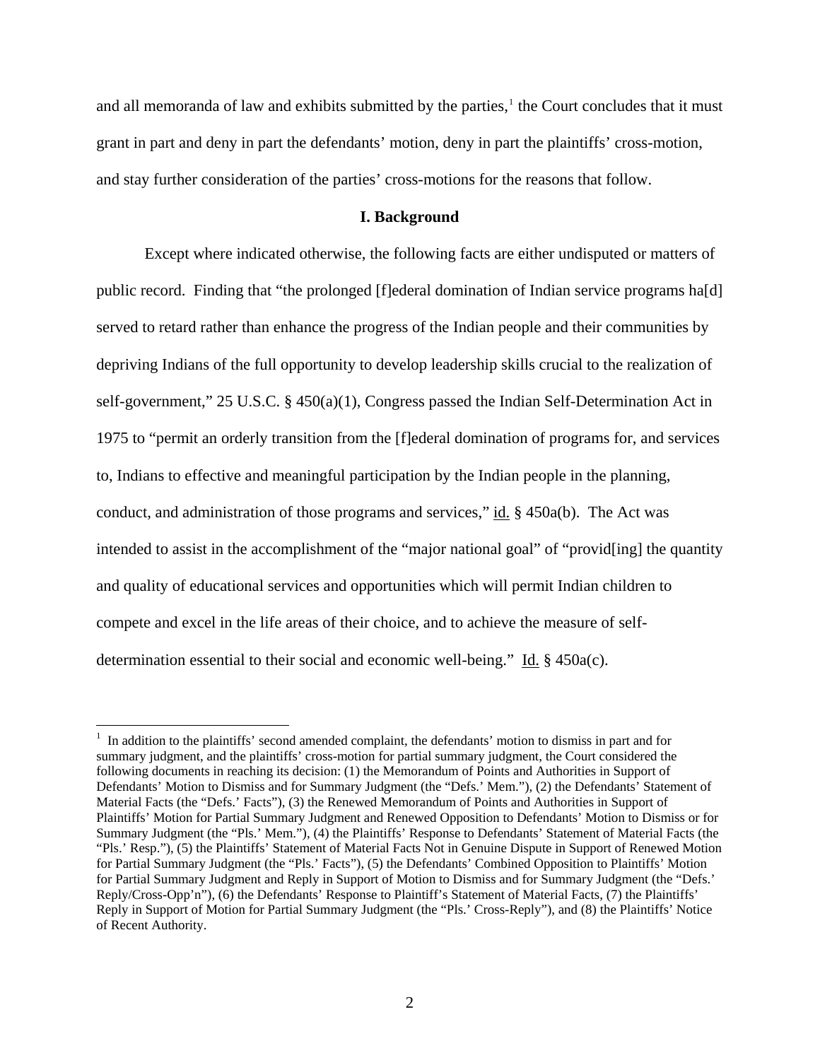and all memoranda of law and exhibits submitted by the parties,[1] the Court concludes that it must grant in part and deny in part the defendants' motion, deny in part the plaintiffs' cross-motion, and stay further consideration of the parties' cross-motions for the reasons that follow.

## I. Background

Except where indicated otherwise, the following facts are either undisputed or matters of public record. Finding that "the prolonged [f]ederal domination of Indian service programs ha[d] served to retard rather than enhance the progress of the Indian people and their communities by depriving Indians of the full opportunity to develop leadership skills crucial to the realization of self-government," 25 U.S.C. § 450(a)(1), Congress passed the Indian Self-Determination Act in 1975 to "permit an orderly transition from the [f]ederal domination of programs for, and services to, Indians to effective and meaningful participation by the Indian people in the planning, conduct, and administration of those programs and services," id. § 450a(b). The Act was intended to assist in the accomplishment of the "major national goal" of "provid[ing] the quantity and quality of educational services and opportunities which will permit Indian children to compete and excel in the life areas of their choice, and to achieve the measure of self-determination essential to their social and economic well-being." Id. § 450a(c).

---

[1] In addition to the plaintiffs' second amended complaint, the defendants' motion to dismiss in part and for summary judgment, and the plaintiffs' cross-motion for partial summary judgment, the Court considered the following documents in reaching its decision: (1) the Memorandum of Points and Authorities in Support of Defendants' Motion to Dismiss and for Summary Judgment (the "Defs.' Mem."), (2) the Defendants' Statement of Material Facts (the "Defs.' Facts"), (3) the Renewed Memorandum of Points and Authorities in Support of Plaintiffs' Motion for Partial Summary Judgment and Renewed Opposition to Defendants' Motion to Dismiss or for Summary Judgment (the "Pls.' Mem."), (4) the Plaintiffs' Response to Defendants' Statement of Material Facts (the "Pls.' Resp."), (5) the Plaintiffs' Statement of Material Facts Not in Genuine Dispute in Support of Renewed Motion for Partial Summary Judgment (the "Pls.' Facts"), (5) the Defendants' Combined Opposition to Plaintiffs' Motion for Partial Summary Judgment and Reply in Support of Motion to Dismiss and for Summary Judgment (the "Defs.' Reply/Cross-Opp'n"), (6) the Defendants' Response to Plaintiff's Statement of Material Facts, (7) the Plaintiffs' Reply in Support of Motion for Partial Summary Judgment (the "Pls.' Cross-Reply"), and (8) the Plaintiffs' Notice of Recent Authority.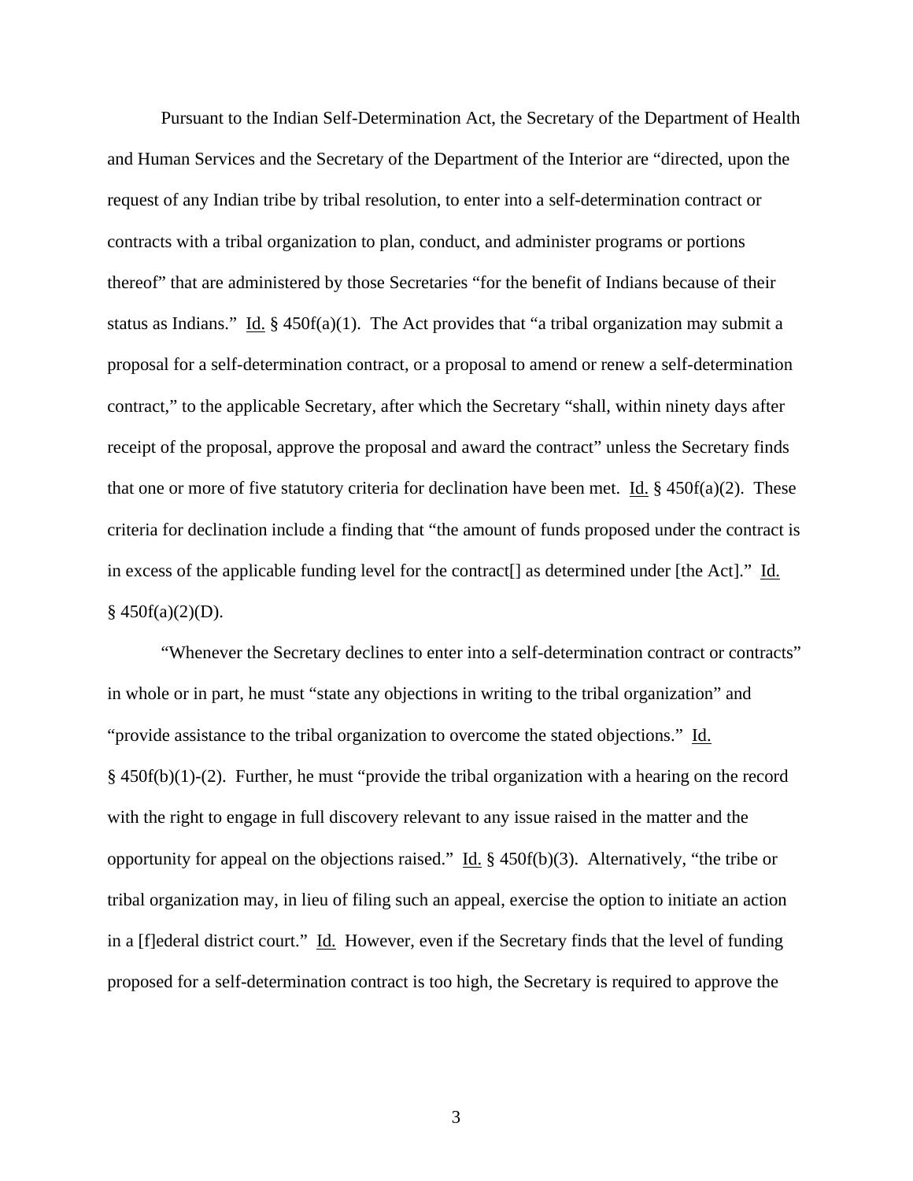Pursuant to the Indian Self-Determination Act, the Secretary of the Department of Health and Human Services and the Secretary of the Department of the Interior are "directed, upon the request of any Indian tribe by tribal resolution, to enter into a self-determination contract or contracts with a tribal organization to plan, conduct, and administer programs or portions thereof" that are administered by those Secretaries "for the benefit of Indians because of their status as Indians." Id. § 450f(a)(1). The Act provides that "a tribal organization may submit a proposal for a self-determination contract, or a proposal to amend or renew a self-determination contract," to the applicable Secretary, after which the Secretary "shall, within ninety days after receipt of the proposal, approve the proposal and award the contract" unless the Secretary finds that one or more of five statutory criteria for declination have been met. Id. § 450f(a)(2). These criteria for declination include a finding that "the amount of funds proposed under the contract is in excess of the applicable funding level for the contract[] as determined under [the Act]." Id. § 450f(a)(2)(D).

"Whenever the Secretary declines to enter into a self-determination contract or contracts" in whole or in part, he must "state any objections in writing to the tribal organization" and "provide assistance to the tribal organization to overcome the stated objections." Id. § 450f(b)(1)-(2). Further, he must "provide the tribal organization with a hearing on the record with the right to engage in full discovery relevant to any issue raised in the matter and the opportunity for appeal on the objections raised." Id. § 450f(b)(3). Alternatively, "the tribe or tribal organization may, in lieu of filing such an appeal, exercise the option to initiate an action in a [f]ederal district court." Id. However, even if the Secretary finds that the level of funding proposed for a self-determination contract is too high, the Secretary is required to approve the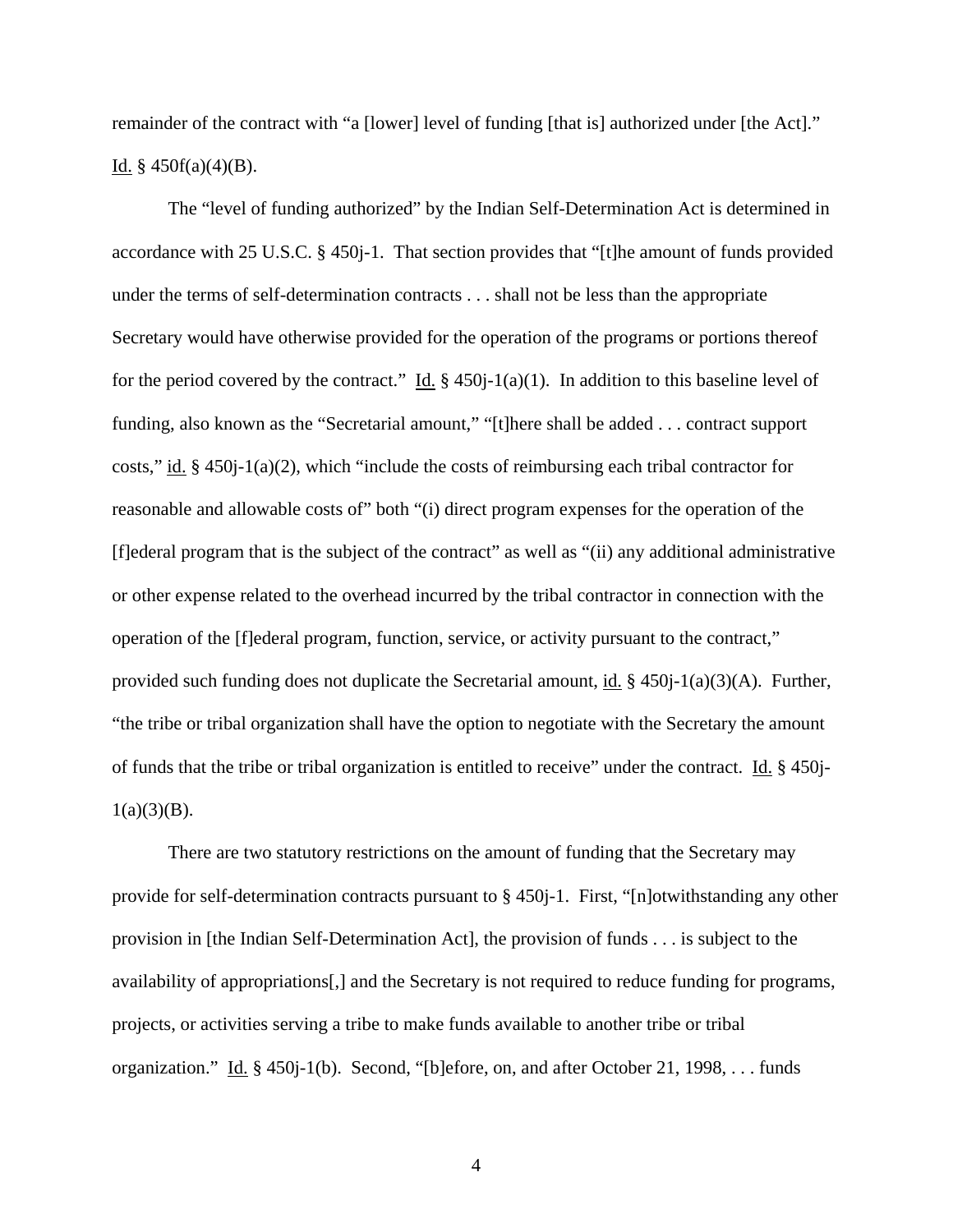remainder of the contract with "a [lower] level of funding [that is] authorized under [the Act]." Id. § 450f(a)(4)(B).

The "level of funding authorized" by the Indian Self-Determination Act is determined in accordance with 25 U.S.C. § 450j-1. That section provides that "[t]he amount of funds provided under the terms of self-determination contracts . . . shall not be less than the appropriate Secretary would have otherwise provided for the operation of the programs or portions thereof for the period covered by the contract." Id. § 450j-1(a)(1). In addition to this baseline level of funding, also known as the "Secretarial amount," "[t]here shall be added . . . contract support costs," id. § 450j-1(a)(2), which "include the costs of reimbursing each tribal contractor for reasonable and allowable costs of" both "(i) direct program expenses for the operation of the [f]ederal program that is the subject of the contract" as well as "(ii) any additional administrative or other expense related to the overhead incurred by the tribal contractor in connection with the operation of the [f]ederal program, function, service, or activity pursuant to the contract," provided such funding does not duplicate the Secretarial amount, id. § 450j-1(a)(3)(A). Further, "the tribe or tribal organization shall have the option to negotiate with the Secretary the amount of funds that the tribe or tribal organization is entitled to receive" under the contract. Id. § 450j-1(a)(3)(B).

There are two statutory restrictions on the amount of funding that the Secretary may provide for self-determination contracts pursuant to § 450j-1. First, "[n]otwithstanding any other provision in [the Indian Self-Determination Act], the provision of funds . . . is subject to the availability of appropriations[,] and the Secretary is not required to reduce funding for programs, projects, or activities serving a tribe to make funds available to another tribe or tribal organization." Id. § 450j-1(b). Second, "[b]efore, on, and after October 21, 1998, . . . funds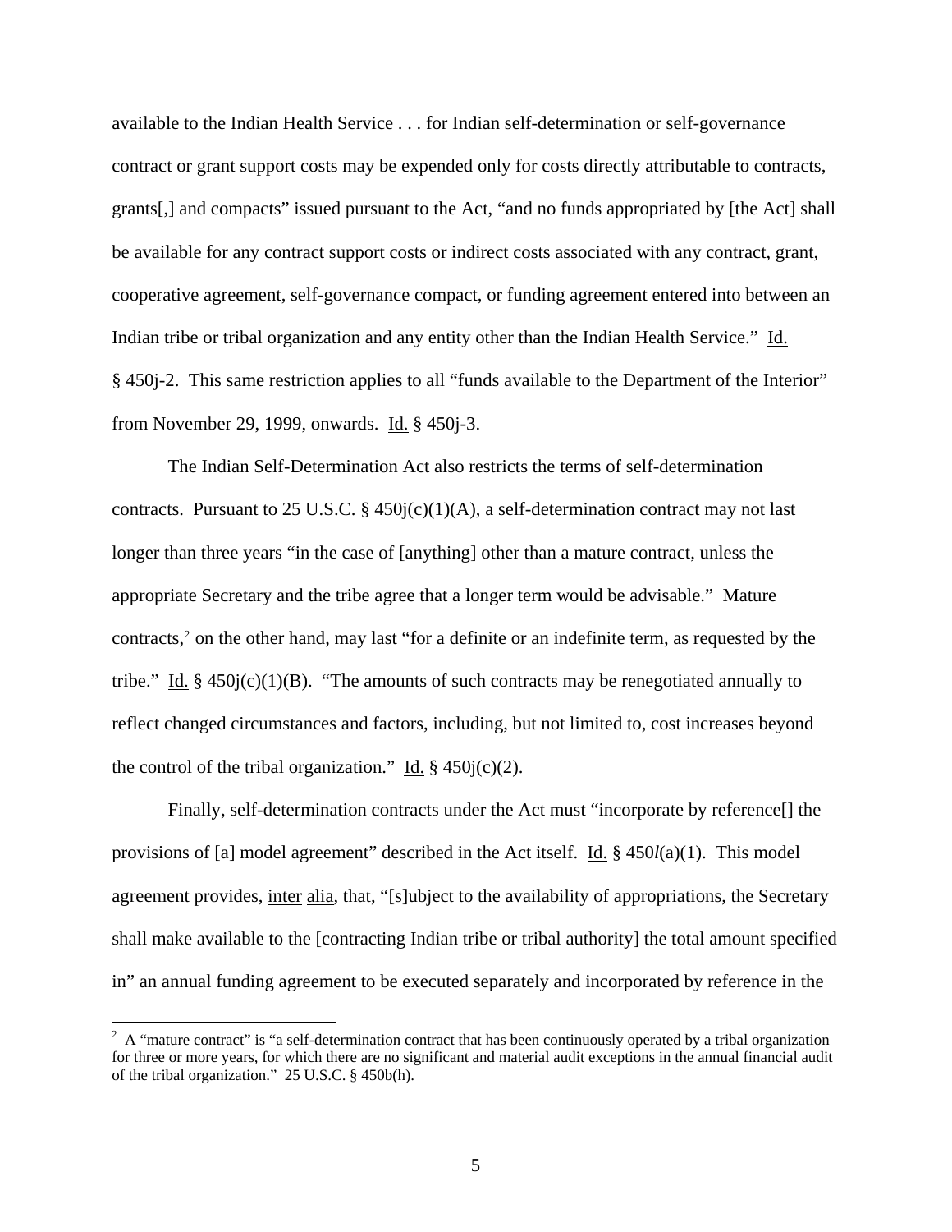available to the Indian Health Service . . . for Indian self-determination or self-governance contract or grant support costs may be expended only for costs directly attributable to contracts, grants[,] and compacts" issued pursuant to the Act, "and no funds appropriated by [the Act] shall be available for any contract support costs or indirect costs associated with any contract, grant, cooperative agreement, self-governance compact, or funding agreement entered into between an Indian tribe or tribal organization and any entity other than the Indian Health Service." Id. § 450j-2. This same restriction applies to all "funds available to the Department of the Interior" from November 29, 1999, onwards. Id. § 450j-3.

The Indian Self-Determination Act also restricts the terms of self-determination contracts. Pursuant to 25 U.S.C. § 450j(c)(1)(A), a self-determination contract may not last longer than three years "in the case of [anything] other than a mature contract, unless the appropriate Secretary and the tribe agree that a longer term would be advisable." Mature contracts,[2] on the other hand, may last "for a definite or an indefinite term, as requested by the tribe." Id. § 450j(c)(1)(B). "The amounts of such contracts may be renegotiated annually to reflect changed circumstances and factors, including, but not limited to, cost increases beyond the control of the tribal organization." Id. § 450j(c)(2).

Finally, self-determination contracts under the Act must "incorporate by reference[] the provisions of [a] model agreement" described in the Act itself. Id. § 450*l*(a)(1). This model agreement provides, inter alia, that, "[s]ubject to the availability of appropriations, the Secretary shall make available to the [contracting Indian tribe or tribal authority] the total amount specified in" an annual funding agreement to be executed separately and incorporated by reference in the

[2] A "mature contract" is "a self-determination contract that has been continuously operated by a tribal organization for three or more years, for which there are no significant and material audit exceptions in the annual financial audit of the tribal organization." 25 U.S.C. § 450b(h).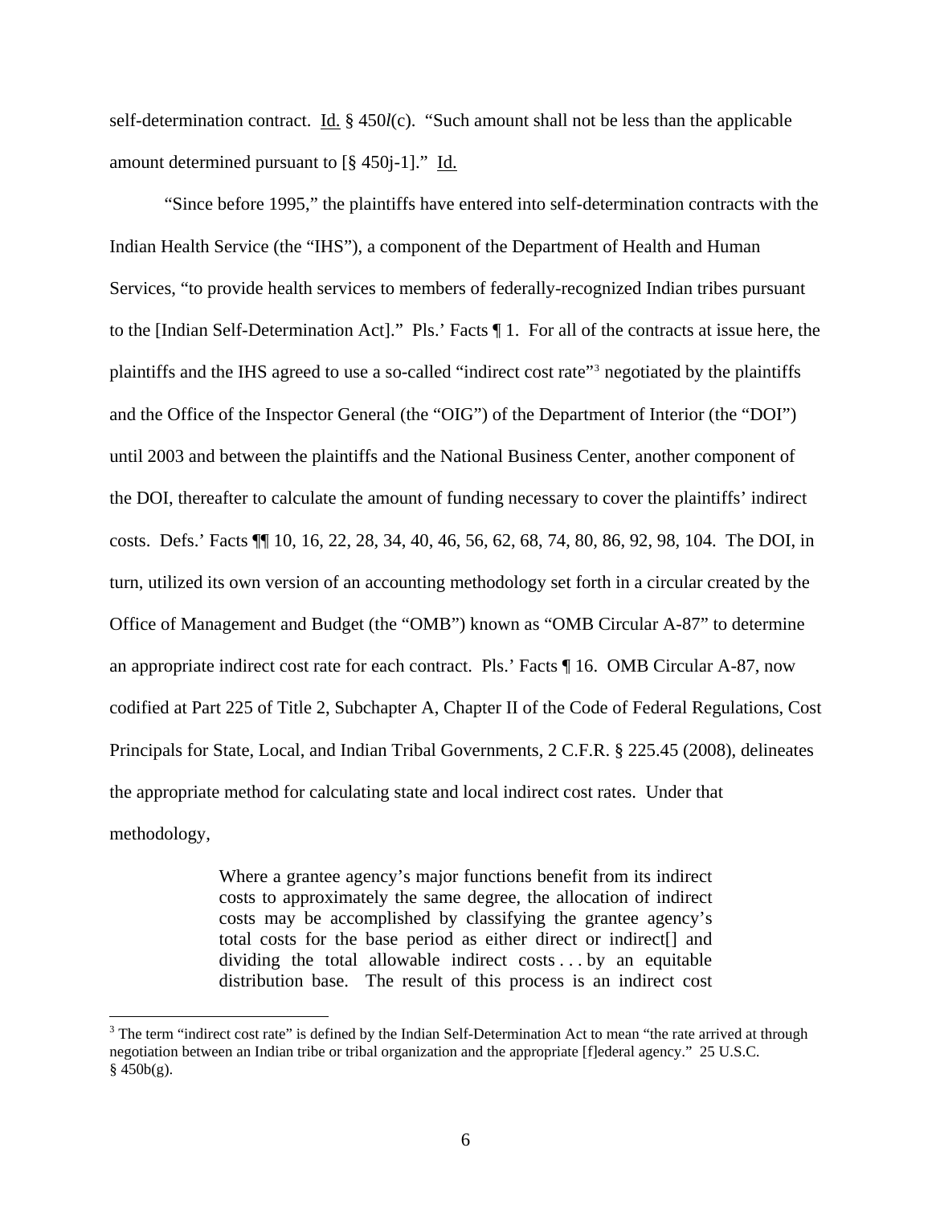self-determination contract. Id. § 450*l*(c). "Such amount shall not be less than the applicable amount determined pursuant to [§ 450j-1]." Id.

"Since before 1995," the plaintiffs have entered into self-determination contracts with the Indian Health Service (the "IHS"), a component of the Department of Health and Human Services, "to provide health services to members of federally-recognized Indian tribes pursuant to the [Indian Self-Determination Act]." Pls.' Facts ¶ 1. For all of the contracts at issue here, the plaintiffs and the IHS agreed to use a so-called "indirect cost rate"[3] negotiated by the plaintiffs and the Office of the Inspector General (the "OIG") of the Department of Interior (the "DOI") until 2003 and between the plaintiffs and the National Business Center, another component of the DOI, thereafter to calculate the amount of funding necessary to cover the plaintiffs' indirect costs. Defs.' Facts ¶¶ 10, 16, 22, 28, 34, 40, 46, 56, 62, 68, 74, 80, 86, 92, 98, 104. The DOI, in turn, utilized its own version of an accounting methodology set forth in a circular created by the Office of Management and Budget (the "OMB") known as "OMB Circular A-87" to determine an appropriate indirect cost rate for each contract. Pls.' Facts ¶ 16. OMB Circular A-87, now codified at Part 225 of Title 2, Subchapter A, Chapter II of the Code of Federal Regulations, Cost Principals for State, Local, and Indian Tribal Governments, 2 C.F.R. § 225.45 (2008), delineates the appropriate method for calculating state and local indirect cost rates. Under that methodology,

> Where a grantee agency's major functions benefit from its indirect costs to approximately the same degree, the allocation of indirect costs may be accomplished by classifying the grantee agency's total costs for the base period as either direct or indirect[] and dividing the total allowable indirect costs . . . by an equitable distribution base. The result of this process is an indirect cost

[3] The term "indirect cost rate" is defined by the Indian Self-Determination Act to mean "the rate arrived at through negotiation between an Indian tribe or tribal organization and the appropriate [f]ederal agency." 25 U.S.C. § 450b(g).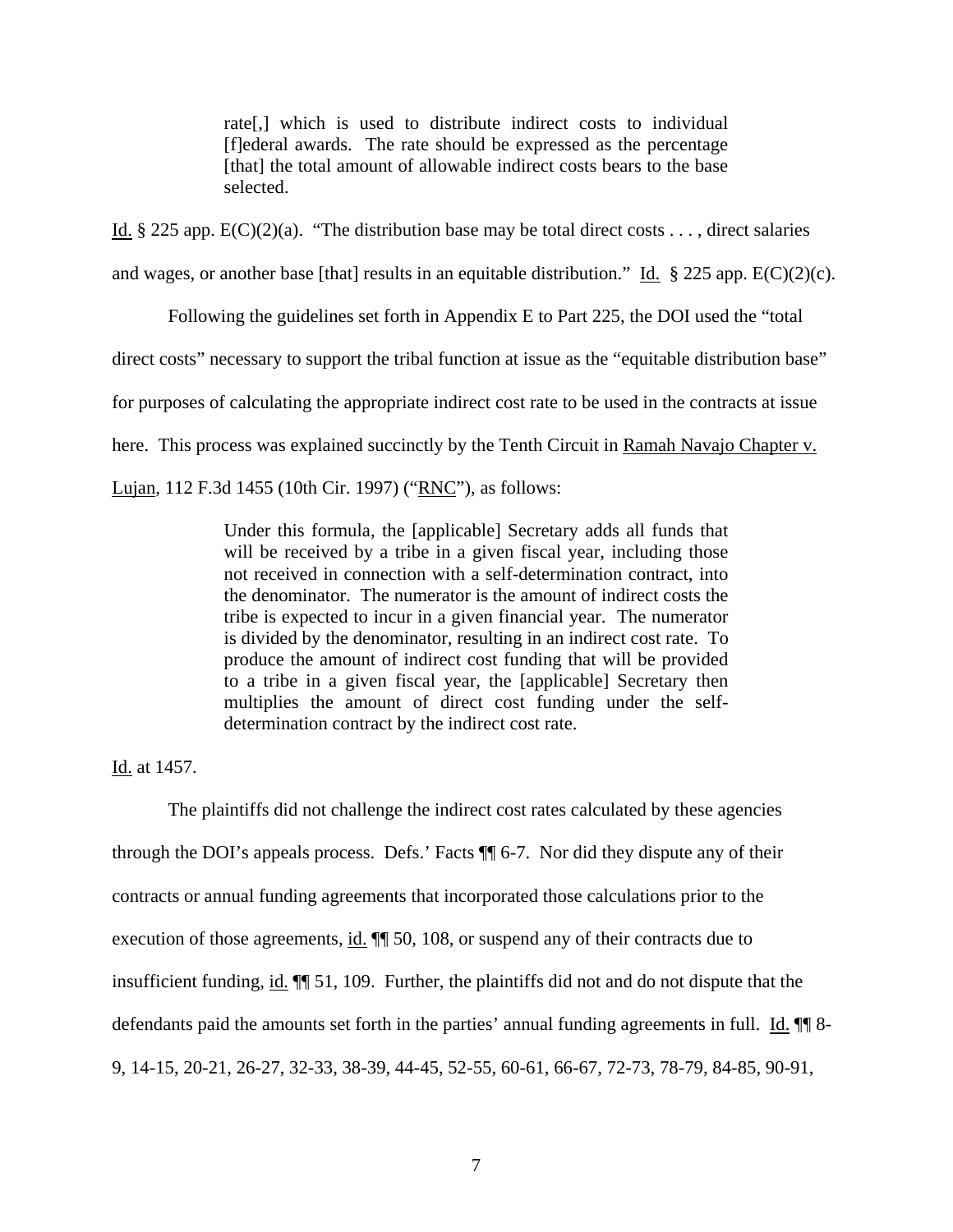> rate[,] which is used to distribute indirect costs to individual [f]ederal awards. The rate should be expressed as the percentage [that] the total amount of allowable indirect costs bears to the base selected.

Id. § 225 app. E(C)(2)(a). "The distribution base may be total direct costs . . . , direct salaries and wages, or another base [that] results in an equitable distribution." Id. § 225 app. E(C)(2)(c).

Following the guidelines set forth in Appendix E to Part 225, the DOI used the "total direct costs" necessary to support the tribal function at issue as the "equitable distribution base" for purposes of calculating the appropriate indirect cost rate to be used in the contracts at issue here. This process was explained succinctly by the Tenth Circuit in Ramah Navajo Chapter v. Lujan, 112 F.3d 1455 (10th Cir. 1997) ("RNC"), as follows:

> Under this formula, the [applicable] Secretary adds all funds that will be received by a tribe in a given fiscal year, including those not received in connection with a self-determination contract, into the denominator. The numerator is the amount of indirect costs the tribe is expected to incur in a given financial year. The numerator is divided by the denominator, resulting in an indirect cost rate. To produce the amount of indirect cost funding that will be provided to a tribe in a given fiscal year, the [applicable] Secretary then multiplies the amount of direct cost funding under the self-determination contract by the indirect cost rate.

Id. at 1457.

The plaintiffs did not challenge the indirect cost rates calculated by these agencies through the DOI's appeals process. Defs.' Facts ¶¶ 6-7. Nor did they dispute any of their contracts or annual funding agreements that incorporated those calculations prior to the execution of those agreements, id. ¶¶ 50, 108, or suspend any of their contracts due to insufficient funding, id. ¶¶ 51, 109. Further, the plaintiffs did not and do not dispute that the defendants paid the amounts set forth in the parties' annual funding agreements in full. Id. ¶¶ 8-9, 14-15, 20-21, 26-27, 32-33, 38-39, 44-45, 52-55, 60-61, 66-67, 72-73, 78-79, 84-85, 90-91,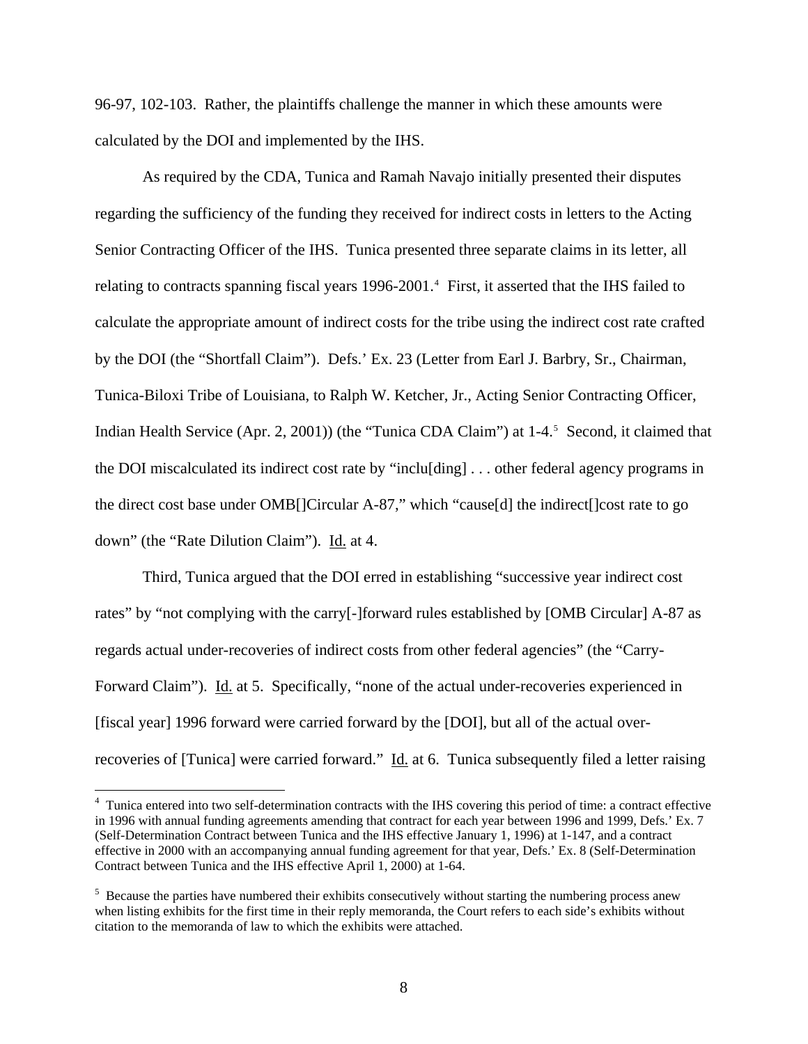96-97, 102-103. Rather, the plaintiffs challenge the manner in which these amounts were calculated by the DOI and implemented by the IHS.

As required by the CDA, Tunica and Ramah Navajo initially presented their disputes regarding the sufficiency of the funding they received for indirect costs in letters to the Acting Senior Contracting Officer of the IHS. Tunica presented three separate claims in its letter, all relating to contracts spanning fiscal years 1996-2001.[4] First, it asserted that the IHS failed to calculate the appropriate amount of indirect costs for the tribe using the indirect cost rate crafted by the DOI (the "Shortfall Claim"). Defs.' Ex. 23 (Letter from Earl J. Barbry, Sr., Chairman, Tunica-Biloxi Tribe of Louisiana, to Ralph W. Ketcher, Jr., Acting Senior Contracting Officer, Indian Health Service (Apr. 2, 2001)) (the "Tunica CDA Claim") at 1-4.[5] Second, it claimed that the DOI miscalculated its indirect cost rate by "inclu[ding] . . . other federal agency programs in the direct cost base under OMB[]Circular A-87," which "cause[d] the indirect[]cost rate to go down" (the "Rate Dilution Claim"). Id. at 4.

Third, Tunica argued that the DOI erred in establishing "successive year indirect cost rates" by "not complying with the carry[-]forward rules established by [OMB Circular] A-87 as regards actual under-recoveries of indirect costs from other federal agencies" (the "Carry-Forward Claim"). Id. at 5. Specifically, "none of the actual under-recoveries experienced in [fiscal year] 1996 forward were carried forward by the [DOI], but all of the actual over-recoveries of [Tunica] were carried forward." Id. at 6. Tunica subsequently filed a letter raising

---

[4] Tunica entered into two self-determination contracts with the IHS covering this period of time: a contract effective in 1996 with annual funding agreements amending that contract for each year between 1996 and 1999, Defs.' Ex. 7 (Self-Determination Contract between Tunica and the IHS effective January 1, 1996) at 1-147, and a contract effective in 2000 with an accompanying annual funding agreement for that year, Defs.' Ex. 8 (Self-Determination Contract between Tunica and the IHS effective April 1, 2000) at 1-64.

[5] Because the parties have numbered their exhibits consecutively without starting the numbering process anew when listing exhibits for the first time in their reply memoranda, the Court refers to each side's exhibits without citation to the memoranda of law to which the exhibits were attached.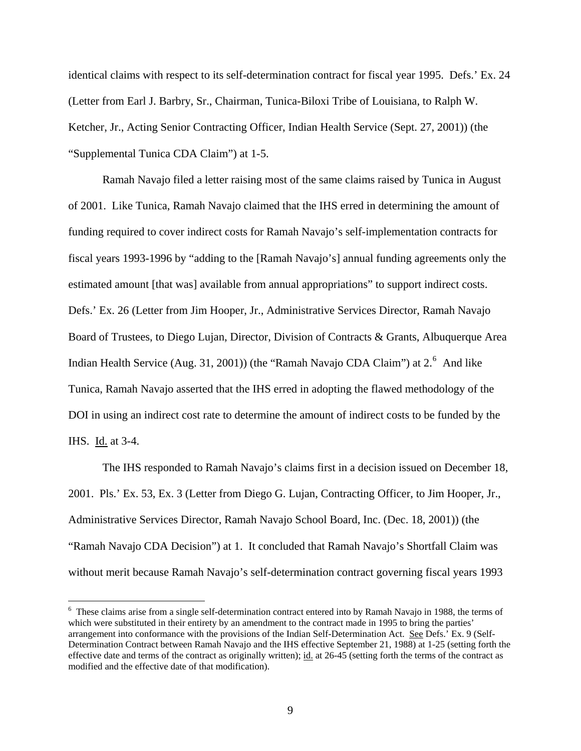identical claims with respect to its self-determination contract for fiscal year 1995. Defs.' Ex. 24 (Letter from Earl J. Barbry, Sr., Chairman, Tunica-Biloxi Tribe of Louisiana, to Ralph W. Ketcher, Jr., Acting Senior Contracting Officer, Indian Health Service (Sept. 27, 2001)) (the "Supplemental Tunica CDA Claim") at 1-5.

Ramah Navajo filed a letter raising most of the same claims raised by Tunica in August of 2001. Like Tunica, Ramah Navajo claimed that the IHS erred in determining the amount of funding required to cover indirect costs for Ramah Navajo's self-implementation contracts for fiscal years 1993-1996 by "adding to the [Ramah Navajo's] annual funding agreements only the estimated amount [that was] available from annual appropriations" to support indirect costs. Defs.' Ex. 26 (Letter from Jim Hooper, Jr., Administrative Services Director, Ramah Navajo Board of Trustees, to Diego Lujan, Director, Division of Contracts & Grants, Albuquerque Area Indian Health Service (Aug. 31, 2001)) (the "Ramah Navajo CDA Claim") at 2.[6] And like Tunica, Ramah Navajo asserted that the IHS erred in adopting the flawed methodology of the DOI in using an indirect cost rate to determine the amount of indirect costs to be funded by the IHS. Id. at 3-4.

The IHS responded to Ramah Navajo's claims first in a decision issued on December 18, 2001. Pls.' Ex. 53, Ex. 3 (Letter from Diego G. Lujan, Contracting Officer, to Jim Hooper, Jr., Administrative Services Director, Ramah Navajo School Board, Inc. (Dec. 18, 2001)) (the "Ramah Navajo CDA Decision") at 1. It concluded that Ramah Navajo's Shortfall Claim was without merit because Ramah Navajo's self-determination contract governing fiscal years 1993

[6] These claims arise from a single self-determination contract entered into by Ramah Navajo in 1988, the terms of which were substituted in their entirety by an amendment to the contract made in 1995 to bring the parties' arrangement into conformance with the provisions of the Indian Self-Determination Act. See Defs.' Ex. 9 (Self-Determination Contract between Ramah Navajo and the IHS effective September 21, 1988) at 1-25 (setting forth the effective date and terms of the contract as originally written); id. at 26-45 (setting forth the terms of the contract as modified and the effective date of that modification).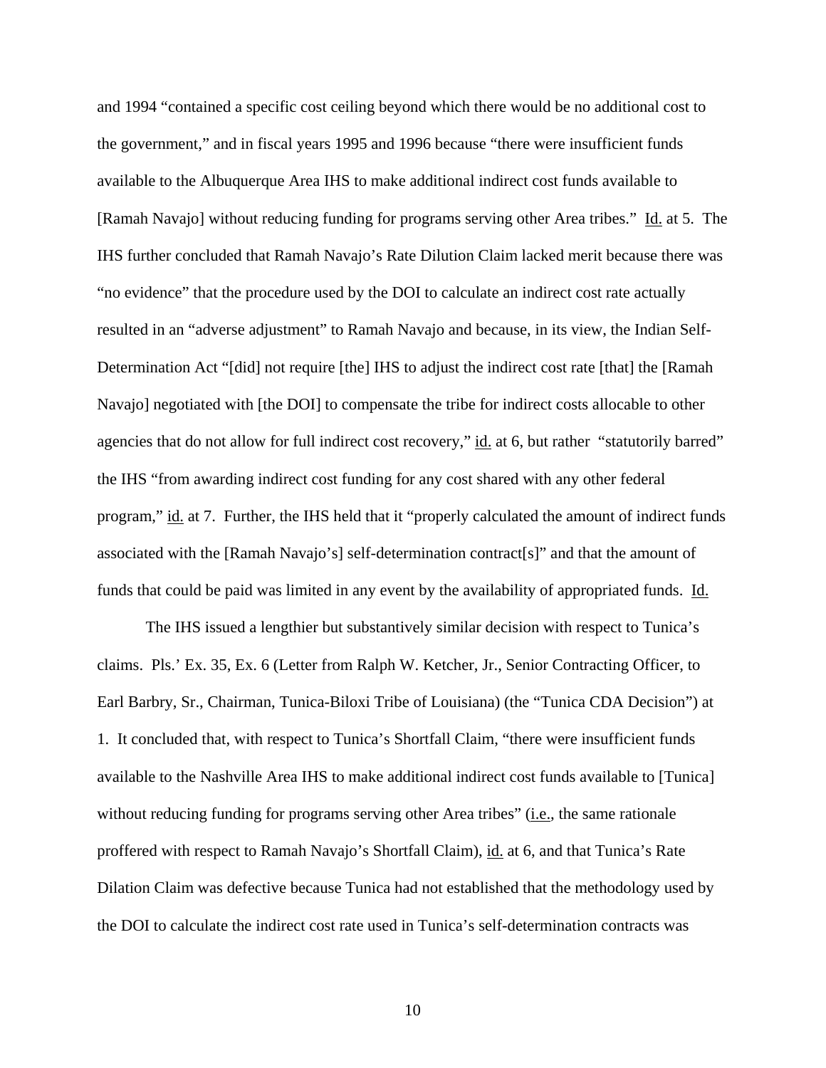and 1994 "contained a specific cost ceiling beyond which there would be no additional cost to the government," and in fiscal years 1995 and 1996 because "there were insufficient funds available to the Albuquerque Area IHS to make additional indirect cost funds available to [Ramah Navajo] without reducing funding for programs serving other Area tribes." Id. at 5. The IHS further concluded that Ramah Navajo's Rate Dilution Claim lacked merit because there was "no evidence" that the procedure used by the DOI to calculate an indirect cost rate actually resulted in an "adverse adjustment" to Ramah Navajo and because, in its view, the Indian Self-Determination Act "[did] not require [the] IHS to adjust the indirect cost rate [that] the [Ramah Navajo] negotiated with [the DOI] to compensate the tribe for indirect costs allocable to other agencies that do not allow for full indirect cost recovery," id. at 6, but rather "statutorily barred" the IHS "from awarding indirect cost funding for any cost shared with any other federal program," id. at 7. Further, the IHS held that it "properly calculated the amount of indirect funds associated with the [Ramah Navajo's] self-determination contract[s]" and that the amount of funds that could be paid was limited in any event by the availability of appropriated funds. Id.

The IHS issued a lengthier but substantively similar decision with respect to Tunica's claims. Pls.' Ex. 35, Ex. 6 (Letter from Ralph W. Ketcher, Jr., Senior Contracting Officer, to Earl Barbry, Sr., Chairman, Tunica-Biloxi Tribe of Louisiana) (the "Tunica CDA Decision") at 1. It concluded that, with respect to Tunica's Shortfall Claim, "there were insufficient funds available to the Nashville Area IHS to make additional indirect cost funds available to [Tunica] without reducing funding for programs serving other Area tribes" (i.e., the same rationale proffered with respect to Ramah Navajo's Shortfall Claim), id. at 6, and that Tunica's Rate Dilation Claim was defective because Tunica had not established that the methodology used by the DOI to calculate the indirect cost rate used in Tunica's self-determination contracts was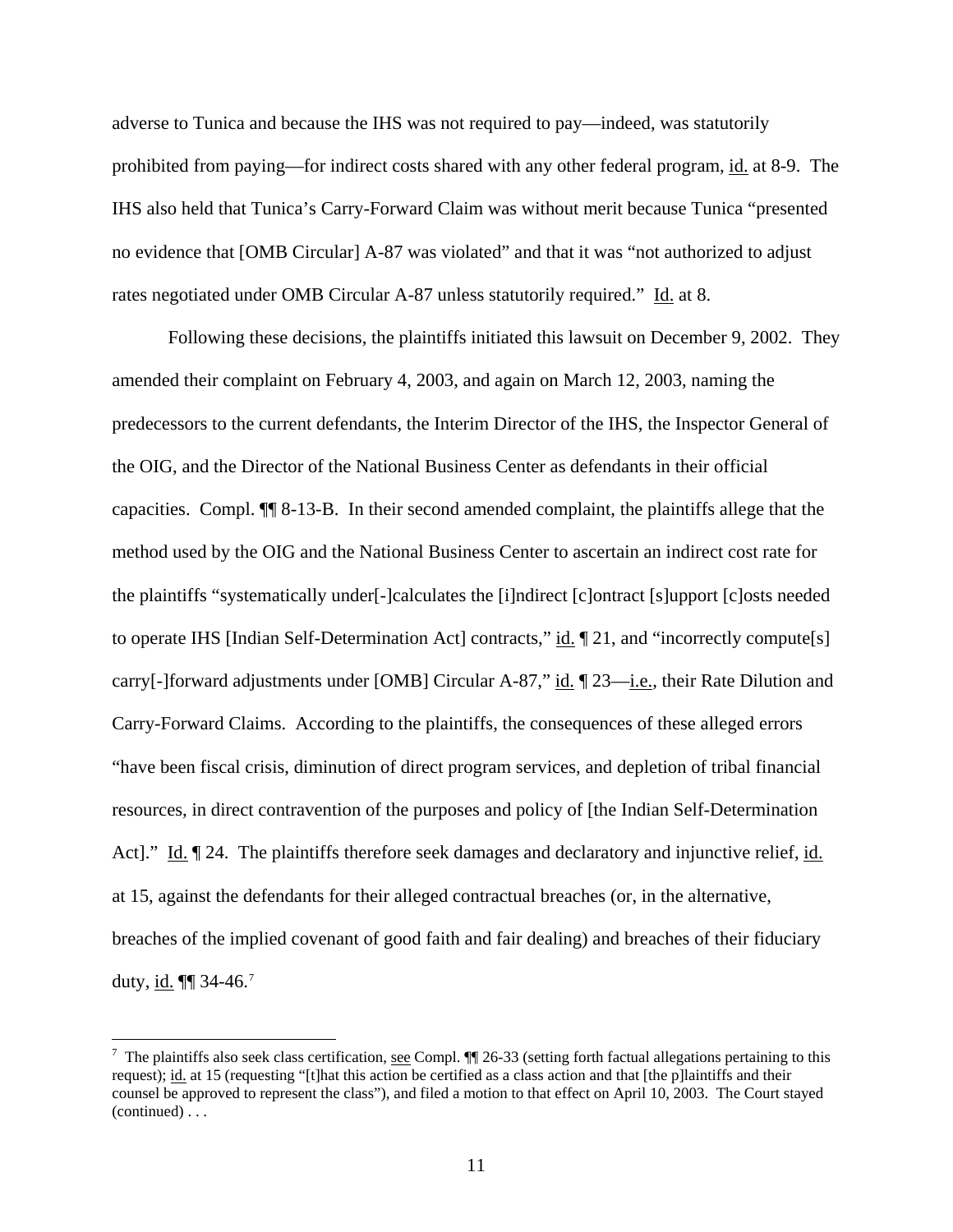adverse to Tunica and because the IHS was not required to pay—indeed, was statutorily prohibited from paying—for indirect costs shared with any other federal program, id. at 8-9. The IHS also held that Tunica's Carry-Forward Claim was without merit because Tunica "presented no evidence that [OMB Circular] A-87 was violated" and that it was "not authorized to adjust rates negotiated under OMB Circular A-87 unless statutorily required." Id. at 8.

Following these decisions, the plaintiffs initiated this lawsuit on December 9, 2002. They amended their complaint on February 4, 2003, and again on March 12, 2003, naming the predecessors to the current defendants, the Interim Director of the IHS, the Inspector General of the OIG, and the Director of the National Business Center as defendants in their official capacities. Compl. ¶¶ 8-13-B. In their second amended complaint, the plaintiffs allege that the method used by the OIG and the National Business Center to ascertain an indirect cost rate for the plaintiffs "systematically under[-]calculates the [i]ndirect [c]ontract [s]upport [c]osts needed to operate IHS [Indian Self-Determination Act] contracts," id. ¶ 21, and "incorrectly compute[s] carry[-]forward adjustments under [OMB] Circular A-87," id. ¶ 23—i.e., their Rate Dilution and Carry-Forward Claims. According to the plaintiffs, the consequences of these alleged errors "have been fiscal crisis, diminution of direct program services, and depletion of tribal financial resources, in direct contravention of the purposes and policy of [the Indian Self-Determination Act]." Id. ¶ 24. The plaintiffs therefore seek damages and declaratory and injunctive relief, id. at 15, against the defendants for their alleged contractual breaches (or, in the alternative, breaches of the implied covenant of good faith and fair dealing) and breaches of their fiduciary duty, id. ¶¶ 34-46.[7]

[7] The plaintiffs also seek class certification, see Compl. ¶¶ 26-33 (setting forth factual allegations pertaining to this request); id. at 15 (requesting "[t]hat this action be certified as a class action and that [the p]laintiffs and their counsel be approved to represent the class"), and filed a motion to that effect on April 10, 2003. The Court stayed (continued) . . .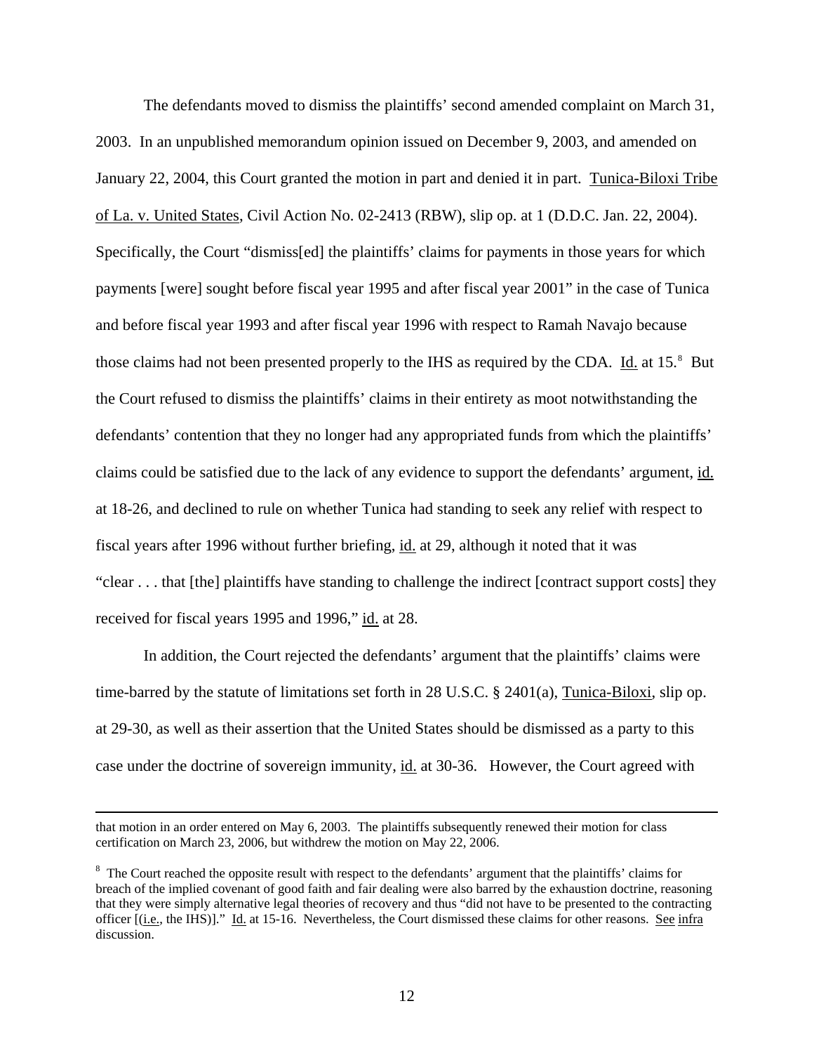The defendants moved to dismiss the plaintiffs' second amended complaint on March 31, 2003. In an unpublished memorandum opinion issued on December 9, 2003, and amended on January 22, 2004, this Court granted the motion in part and denied it in part. Tunica-Biloxi Tribe of La. v. United States, Civil Action No. 02-2413 (RBW), slip op. at 1 (D.D.C. Jan. 22, 2004). Specifically, the Court "dismiss[ed] the plaintiffs' claims for payments in those years for which payments [were] sought before fiscal year 1995 and after fiscal year 2001" in the case of Tunica and before fiscal year 1993 and after fiscal year 1996 with respect to Ramah Navajo because those claims had not been presented properly to the IHS as required by the CDA. Id. at 15.[8] But the Court refused to dismiss the plaintiffs' claims in their entirety as moot notwithstanding the defendants' contention that they no longer had any appropriated funds from which the plaintiffs' claims could be satisfied due to the lack of any evidence to support the defendants' argument, id. at 18-26, and declined to rule on whether Tunica had standing to seek any relief with respect to fiscal years after 1996 without further briefing, id. at 29, although it noted that it was "clear . . . that [the] plaintiffs have standing to challenge the indirect [contract support costs] they received for fiscal years 1995 and 1996," id. at 28.

In addition, the Court rejected the defendants' argument that the plaintiffs' claims were time-barred by the statute of limitations set forth in 28 U.S.C. § 2401(a), Tunica-Biloxi, slip op. at 29-30, as well as their assertion that the United States should be dismissed as a party to this case under the doctrine of sovereign immunity, id. at 30-36. However, the Court agreed with

---

that motion in an order entered on May 6, 2003. The plaintiffs subsequently renewed their motion for class certification on March 23, 2006, but withdrew the motion on May 22, 2006.

[8] The Court reached the opposite result with respect to the defendants' argument that the plaintiffs' claims for breach of the implied covenant of good faith and fair dealing were also barred by the exhaustion doctrine, reasoning that they were simply alternative legal theories of recovery and thus "did not have to be presented to the contracting officer [(i.e., the IHS)]." Id. at 15-16. Nevertheless, the Court dismissed these claims for other reasons. See infra discussion.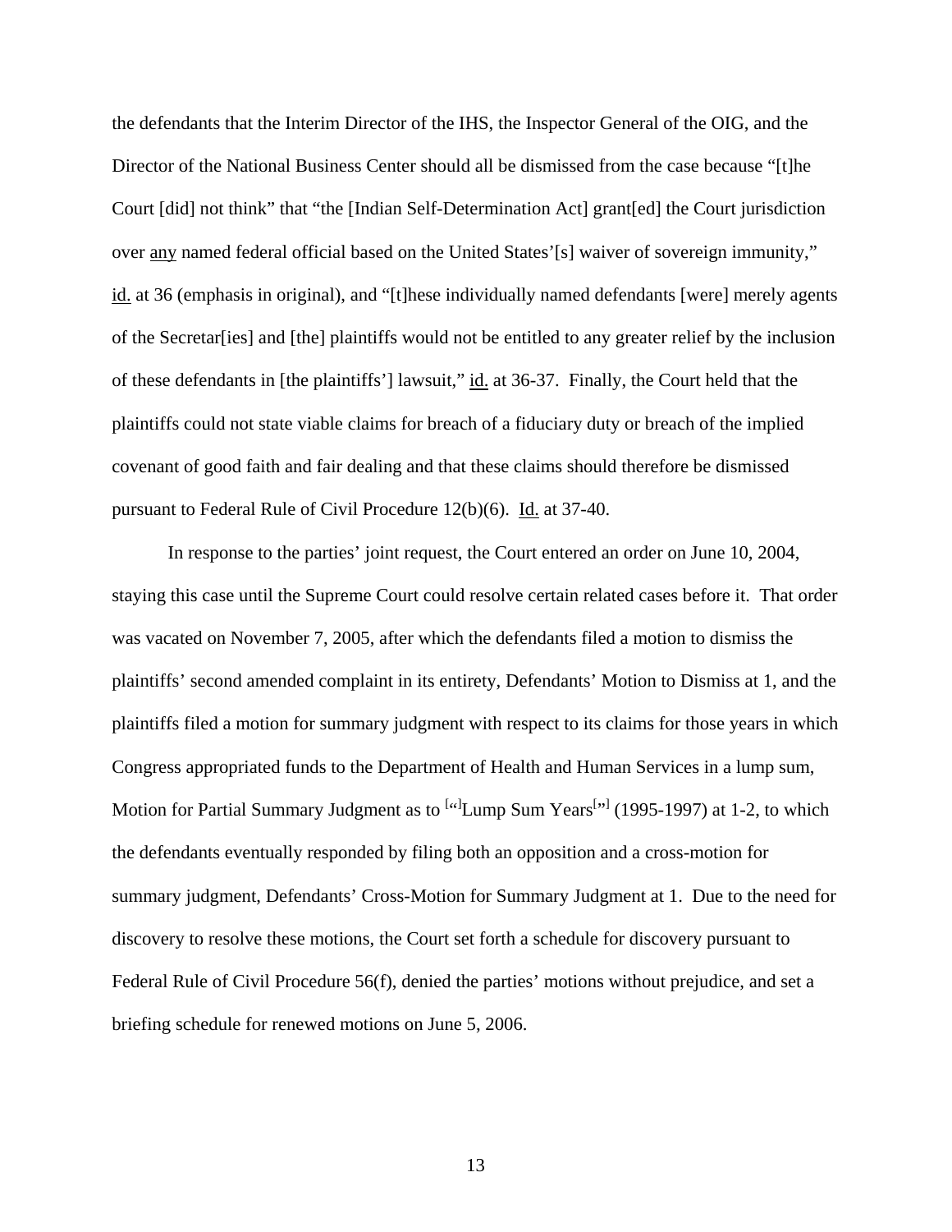the defendants that the Interim Director of the IHS, the Inspector General of the OIG, and the Director of the National Business Center should all be dismissed from the case because "[t]he Court [did] not think" that "the [Indian Self-Determination Act] grant[ed] the Court jurisdiction over any named federal official based on the United States'[s] waiver of sovereign immunity," id. at 36 (emphasis in original), and "[t]hese individually named defendants [were] merely agents of the Secretar[ies] and [the] plaintiffs would not be entitled to any greater relief by the inclusion of these defendants in [the plaintiffs'] lawsuit," id. at 36-37. Finally, the Court held that the plaintiffs could not state viable claims for breach of a fiduciary duty or breach of the implied covenant of good faith and fair dealing and that these claims should therefore be dismissed pursuant to Federal Rule of Civil Procedure 12(b)(6). Id. at 37-40.

In response to the parties' joint request, the Court entered an order on June 10, 2004, staying this case until the Supreme Court could resolve certain related cases before it. That order was vacated on November 7, 2005, after which the defendants filed a motion to dismiss the plaintiffs' second amended complaint in its entirety, Defendants' Motion to Dismiss at 1, and the plaintiffs filed a motion for summary judgment with respect to its claims for those years in which Congress appropriated funds to the Department of Health and Human Services in a lump sum, Motion for Partial Summary Judgment as to ["]Lump Sum Years["] (1995-1997) at 1-2, to which the defendants eventually responded by filing both an opposition and a cross-motion for summary judgment, Defendants' Cross-Motion for Summary Judgment at 1. Due to the need for discovery to resolve these motions, the Court set forth a schedule for discovery pursuant to Federal Rule of Civil Procedure 56(f), denied the parties' motions without prejudice, and set a briefing schedule for renewed motions on June 5, 2006.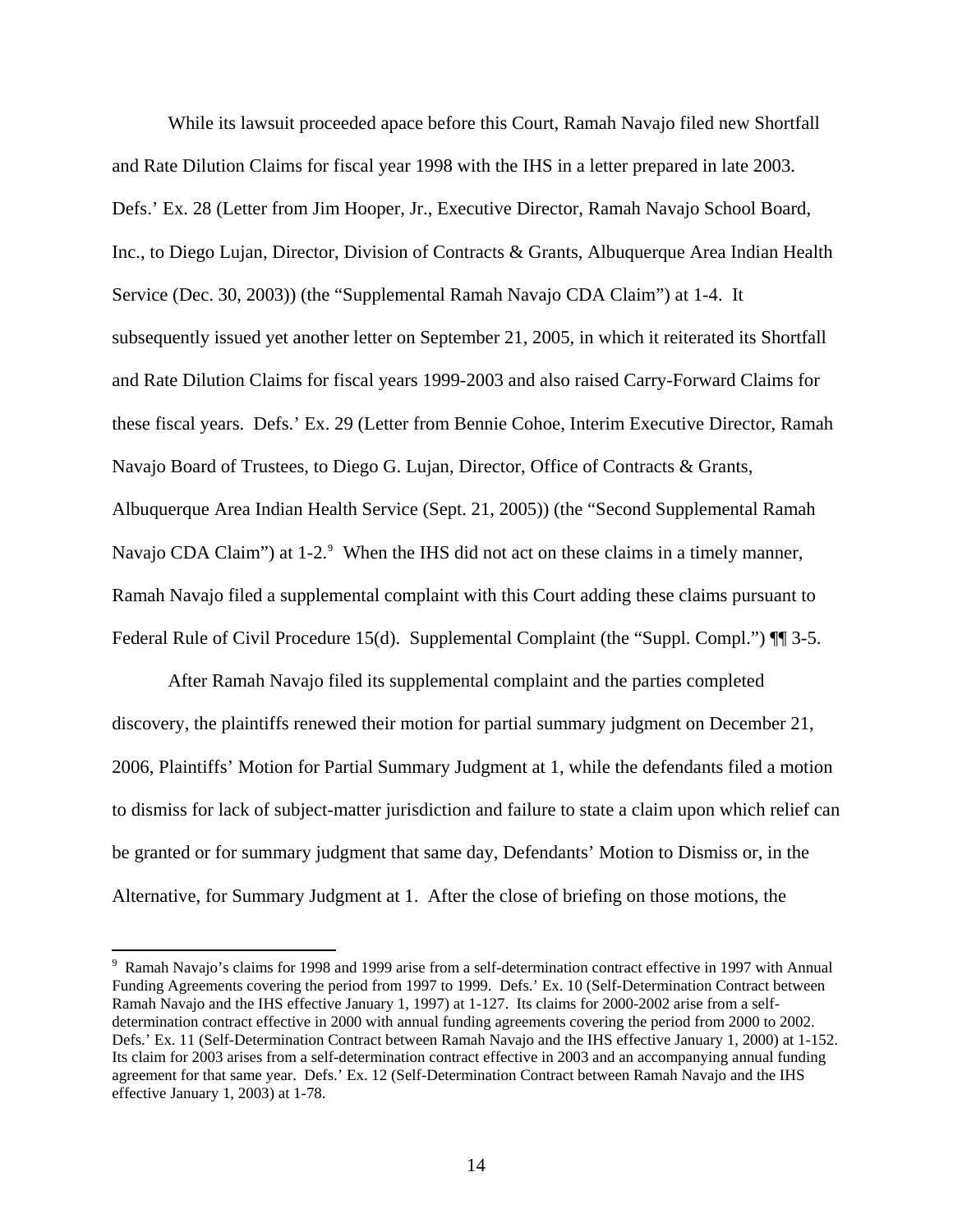While its lawsuit proceeded apace before this Court, Ramah Navajo filed new Shortfall and Rate Dilution Claims for fiscal year 1998 with the IHS in a letter prepared in late 2003. Defs.' Ex. 28 (Letter from Jim Hooper, Jr., Executive Director, Ramah Navajo School Board, Inc., to Diego Lujan, Director, Division of Contracts & Grants, Albuquerque Area Indian Health Service (Dec. 30, 2003)) (the "Supplemental Ramah Navajo CDA Claim") at 1-4. It subsequently issued yet another letter on September 21, 2005, in which it reiterated its Shortfall and Rate Dilution Claims for fiscal years 1999-2003 and also raised Carry-Forward Claims for these fiscal years. Defs.' Ex. 29 (Letter from Bennie Cohoe, Interim Executive Director, Ramah Navajo Board of Trustees, to Diego G. Lujan, Director, Office of Contracts & Grants, Albuquerque Area Indian Health Service (Sept. 21, 2005)) (the "Second Supplemental Ramah Navajo CDA Claim") at 1-2.[9] When the IHS did not act on these claims in a timely manner, Ramah Navajo filed a supplemental complaint with this Court adding these claims pursuant to Federal Rule of Civil Procedure 15(d). Supplemental Complaint (the "Suppl. Compl.") ¶¶ 3-5.

After Ramah Navajo filed its supplemental complaint and the parties completed discovery, the plaintiffs renewed their motion for partial summary judgment on December 21, 2006, Plaintiffs' Motion for Partial Summary Judgment at 1, while the defendants filed a motion to dismiss for lack of subject-matter jurisdiction and failure to state a claim upon which relief can be granted or for summary judgment that same day, Defendants' Motion to Dismiss or, in the Alternative, for Summary Judgment at 1. After the close of briefing on those motions, the

---

[9] Ramah Navajo's claims for 1998 and 1999 arise from a self-determination contract effective in 1997 with Annual Funding Agreements covering the period from 1997 to 1999. Defs.' Ex. 10 (Self-Determination Contract between Ramah Navajo and the IHS effective January 1, 1997) at 1-127. Its claims for 2000-2002 arise from a self-determination contract effective in 2000 with annual funding agreements covering the period from 2000 to 2002. Defs.' Ex. 11 (Self-Determination Contract between Ramah Navajo and the IHS effective January 1, 2000) at 1-152. Its claim for 2003 arises from a self-determination contract effective in 2003 and an accompanying annual funding agreement for that same year. Defs.' Ex. 12 (Self-Determination Contract between Ramah Navajo and the IHS effective January 1, 2003) at 1-78.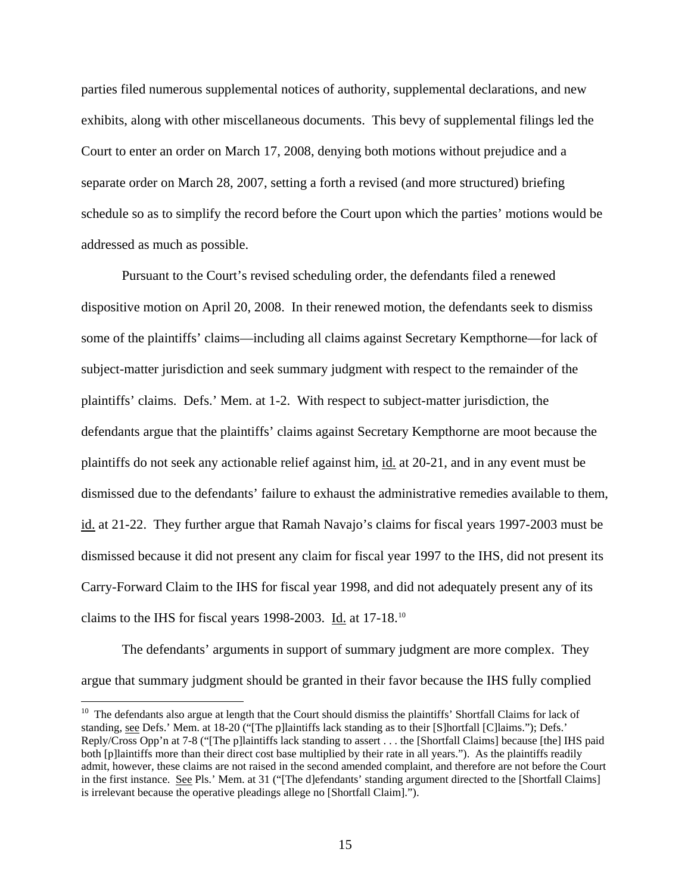parties filed numerous supplemental notices of authority, supplemental declarations, and new exhibits, along with other miscellaneous documents. This bevy of supplemental filings led the Court to enter an order on March 17, 2008, denying both motions without prejudice and a separate order on March 28, 2007, setting a forth a revised (and more structured) briefing schedule so as to simplify the record before the Court upon which the parties' motions would be addressed as much as possible.

Pursuant to the Court's revised scheduling order, the defendants filed a renewed dispositive motion on April 20, 2008. In their renewed motion, the defendants seek to dismiss some of the plaintiffs' claims—including all claims against Secretary Kempthorne—for lack of subject-matter jurisdiction and seek summary judgment with respect to the remainder of the plaintiffs' claims. Defs.' Mem. at 1-2. With respect to subject-matter jurisdiction, the defendants argue that the plaintiffs' claims against Secretary Kempthorne are moot because the plaintiffs do not seek any actionable relief against him, id. at 20-21, and in any event must be dismissed due to the defendants' failure to exhaust the administrative remedies available to them, id. at 21-22. They further argue that Ramah Navajo's claims for fiscal years 1997-2003 must be dismissed because it did not present any claim for fiscal year 1997 to the IHS, did not present its Carry-Forward Claim to the IHS for fiscal year 1998, and did not adequately present any of its claims to the IHS for fiscal years 1998-2003. Id. at 17-18.[10]

The defendants' arguments in support of summary judgment are more complex. They argue that summary judgment should be granted in their favor because the IHS fully complied

[10] The defendants also argue at length that the Court should dismiss the plaintiffs' Shortfall Claims for lack of standing, see Defs.' Mem. at 18-20 ("[The p]laintiffs lack standing as to their [S]hortfall [C]laims."); Defs.' Reply/Cross Opp'n at 7-8 ("[The p]laintiffs lack standing to assert . . . the [Shortfall Claims] because [the] IHS paid both [p]laintiffs more than their direct cost base multiplied by their rate in all years."). As the plaintiffs readily admit, however, these claims are not raised in the second amended complaint, and therefore are not before the Court in the first instance. See Pls.' Mem. at 31 ("[The d]efendants' standing argument directed to the [Shortfall Claims] is irrelevant because the operative pleadings allege no [Shortfall Claim].").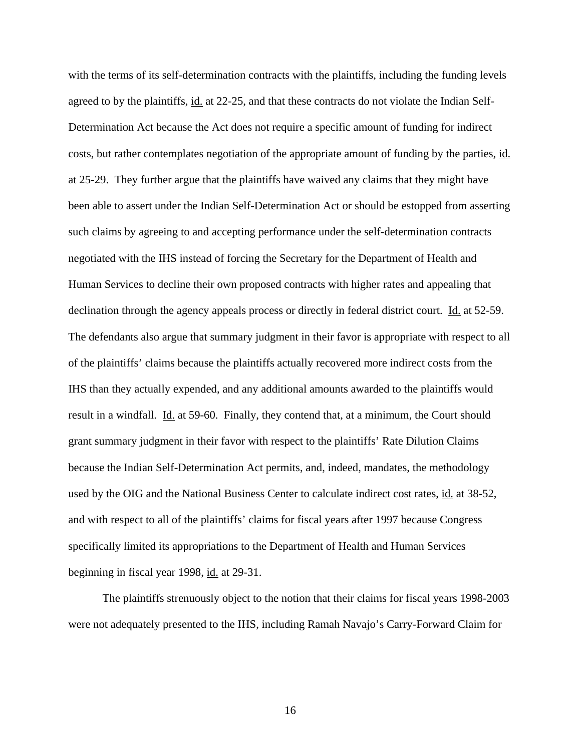with the terms of its self-determination contracts with the plaintiffs, including the funding levels agreed to by the plaintiffs, id. at 22-25, and that these contracts do not violate the Indian Self-Determination Act because the Act does not require a specific amount of funding for indirect costs, but rather contemplates negotiation of the appropriate amount of funding by the parties, id. at 25-29. They further argue that the plaintiffs have waived any claims that they might have been able to assert under the Indian Self-Determination Act or should be estopped from asserting such claims by agreeing to and accepting performance under the self-determination contracts negotiated with the IHS instead of forcing the Secretary for the Department of Health and Human Services to decline their own proposed contracts with higher rates and appealing that declination through the agency appeals process or directly in federal district court. Id. at 52-59. The defendants also argue that summary judgment in their favor is appropriate with respect to all of the plaintiffs' claims because the plaintiffs actually recovered more indirect costs from the IHS than they actually expended, and any additional amounts awarded to the plaintiffs would result in a windfall. Id. at 59-60. Finally, they contend that, at a minimum, the Court should grant summary judgment in their favor with respect to the plaintiffs' Rate Dilution Claims because the Indian Self-Determination Act permits, and, indeed, mandates, the methodology used by the OIG and the National Business Center to calculate indirect cost rates, id. at 38-52, and with respect to all of the plaintiffs' claims for fiscal years after 1997 because Congress specifically limited its appropriations to the Department of Health and Human Services beginning in fiscal year 1998, id. at 29-31.

The plaintiffs strenuously object to the notion that their claims for fiscal years 1998-2003 were not adequately presented to the IHS, including Ramah Navajo's Carry-Forward Claim for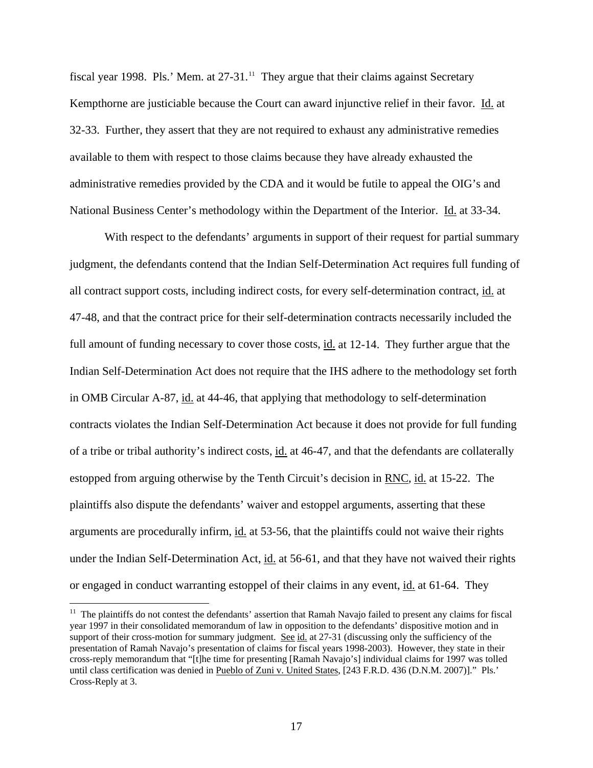fiscal year 1998. Pls.' Mem. at 27-31.[11] They argue that their claims against Secretary Kempthorne are justiciable because the Court can award injunctive relief in their favor. Id. at 32-33. Further, they assert that they are not required to exhaust any administrative remedies available to them with respect to those claims because they have already exhausted the administrative remedies provided by the CDA and it would be futile to appeal the OIG's and National Business Center's methodology within the Department of the Interior. Id. at 33-34.

With respect to the defendants' arguments in support of their request for partial summary judgment, the defendants contend that the Indian Self-Determination Act requires full funding of all contract support costs, including indirect costs, for every self-determination contract, id. at 47-48, and that the contract price for their self-determination contracts necessarily included the full amount of funding necessary to cover those costs, id. at 12-14. They further argue that the Indian Self-Determination Act does not require that the IHS adhere to the methodology set forth in OMB Circular A-87, id. at 44-46, that applying that methodology to self-determination contracts violates the Indian Self-Determination Act because it does not provide for full funding of a tribe or tribal authority's indirect costs, id. at 46-47, and that the defendants are collaterally estopped from arguing otherwise by the Tenth Circuit's decision in RNC, id. at 15-22. The plaintiffs also dispute the defendants' waiver and estoppel arguments, asserting that these arguments are procedurally infirm, id. at 53-56, that the plaintiffs could not waive their rights under the Indian Self-Determination Act, id. at 56-61, and that they have not waived their rights or engaged in conduct warranting estoppel of their claims in any event, id. at 61-64. They

[11] The plaintiffs do not contest the defendants' assertion that Ramah Navajo failed to present any claims for fiscal year 1997 in their consolidated memorandum of law in opposition to the defendants' dispositive motion and in support of their cross-motion for summary judgment. See id. at 27-31 (discussing only the sufficiency of the presentation of Ramah Navajo's presentation of claims for fiscal years 1998-2003). However, they state in their cross-reply memorandum that "[t]he time for presenting [Ramah Navajo's] individual claims for 1997 was tolled until class certification was denied in Pueblo of Zuni v. United States, [243 F.R.D. 436 (D.N.M. 2007)]." Pls.' Cross-Reply at 3.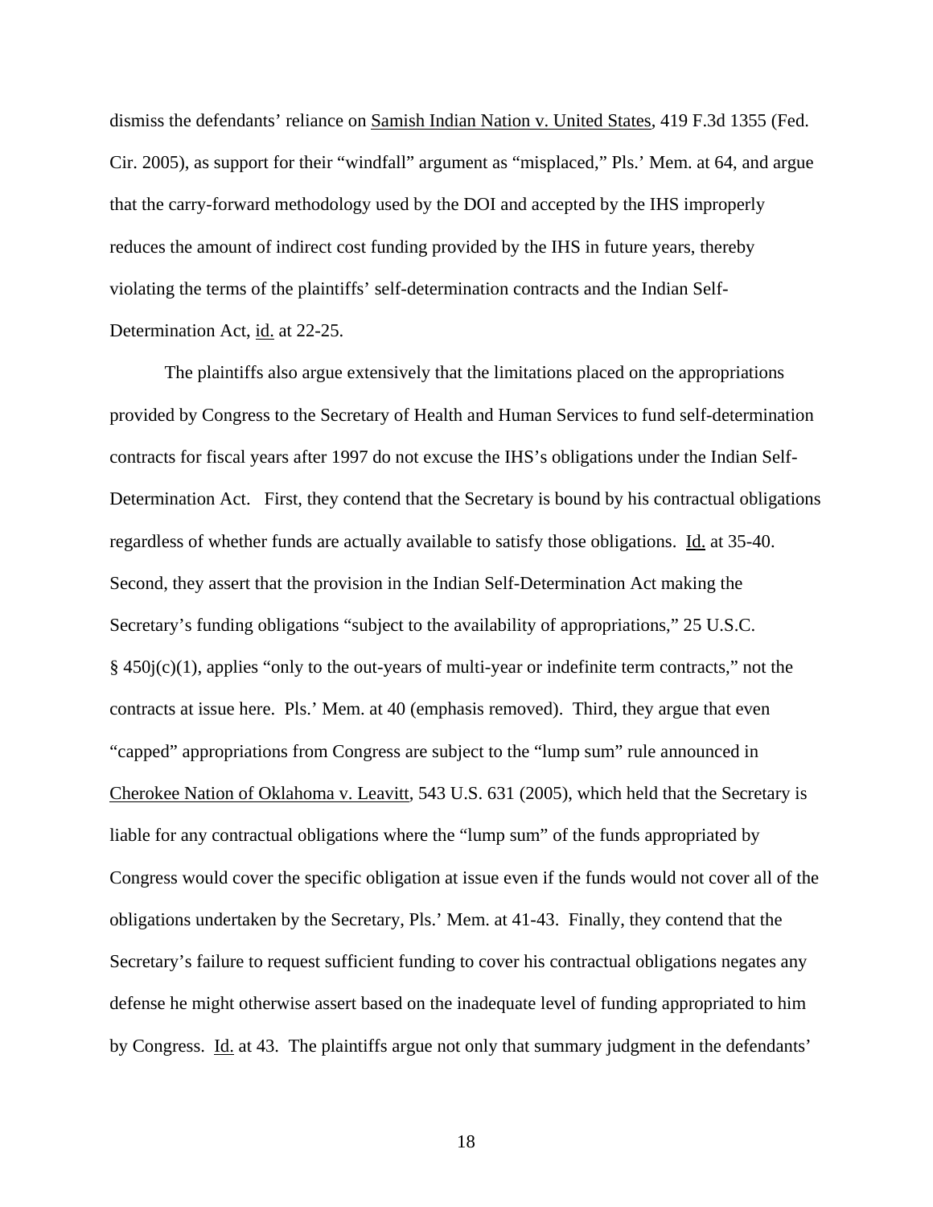dismiss the defendants' reliance on Samish Indian Nation v. United States, 419 F.3d 1355 (Fed. Cir. 2005), as support for their "windfall" argument as "misplaced," Pls.' Mem. at 64, and argue that the carry-forward methodology used by the DOI and accepted by the IHS improperly reduces the amount of indirect cost funding provided by the IHS in future years, thereby violating the terms of the plaintiffs' self-determination contracts and the Indian Self-Determination Act, id. at 22-25.

The plaintiffs also argue extensively that the limitations placed on the appropriations provided by Congress to the Secretary of Health and Human Services to fund self-determination contracts for fiscal years after 1997 do not excuse the IHS's obligations under the Indian Self-Determination Act. First, they contend that the Secretary is bound by his contractual obligations regardless of whether funds are actually available to satisfy those obligations. Id. at 35-40. Second, they assert that the provision in the Indian Self-Determination Act making the Secretary's funding obligations "subject to the availability of appropriations," 25 U.S.C. § 450j(c)(1), applies "only to the out-years of multi-year or indefinite term contracts," not the contracts at issue here. Pls.' Mem. at 40 (emphasis removed). Third, they argue that even "capped" appropriations from Congress are subject to the "lump sum" rule announced in Cherokee Nation of Oklahoma v. Leavitt, 543 U.S. 631 (2005), which held that the Secretary is liable for any contractual obligations where the "lump sum" of the funds appropriated by Congress would cover the specific obligation at issue even if the funds would not cover all of the obligations undertaken by the Secretary, Pls.' Mem. at 41-43. Finally, they contend that the Secretary's failure to request sufficient funding to cover his contractual obligations negates any defense he might otherwise assert based on the inadequate level of funding appropriated to him by Congress. Id. at 43. The plaintiffs argue not only that summary judgment in the defendants'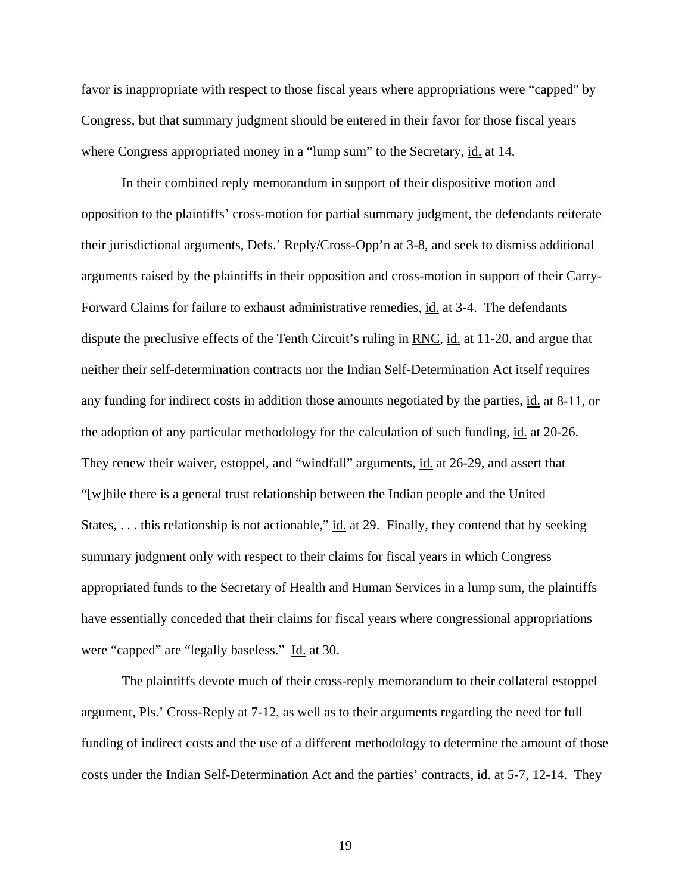favor is inappropriate with respect to those fiscal years where appropriations were "capped" by Congress, but that summary judgment should be entered in their favor for those fiscal years where Congress appropriated money in a "lump sum" to the Secretary, id. at 14.

In their combined reply memorandum in support of their dispositive motion and opposition to the plaintiffs' cross-motion for partial summary judgment, the defendants reiterate their jurisdictional arguments, Defs.' Reply/Cross-Opp'n at 3-8, and seek to dismiss additional arguments raised by the plaintiffs in their opposition and cross-motion in support of their Carry-Forward Claims for failure to exhaust administrative remedies, id. at 3-4. The defendants dispute the preclusive effects of the Tenth Circuit's ruling in RNC, id. at 11-20, and argue that neither their self-determination contracts nor the Indian Self-Determination Act itself requires any funding for indirect costs in addition those amounts negotiated by the parties, id. at 8-11, or the adoption of any particular methodology for the calculation of such funding, id. at 20-26. They renew their waiver, estoppel, and "windfall" arguments, id. at 26-29, and assert that "[w]hile there is a general trust relationship between the Indian people and the United States, . . . this relationship is not actionable," id. at 29. Finally, they contend that by seeking summary judgment only with respect to their claims for fiscal years in which Congress appropriated funds to the Secretary of Health and Human Services in a lump sum, the plaintiffs have essentially conceded that their claims for fiscal years where congressional appropriations were "capped" are "legally baseless." Id. at 30.

The plaintiffs devote much of their cross-reply memorandum to their collateral estoppel argument, Pls.' Cross-Reply at 7-12, as well as to their arguments regarding the need for full funding of indirect costs and the use of a different methodology to determine the amount of those costs under the Indian Self-Determination Act and the parties' contracts, id. at 5-7, 12-14. They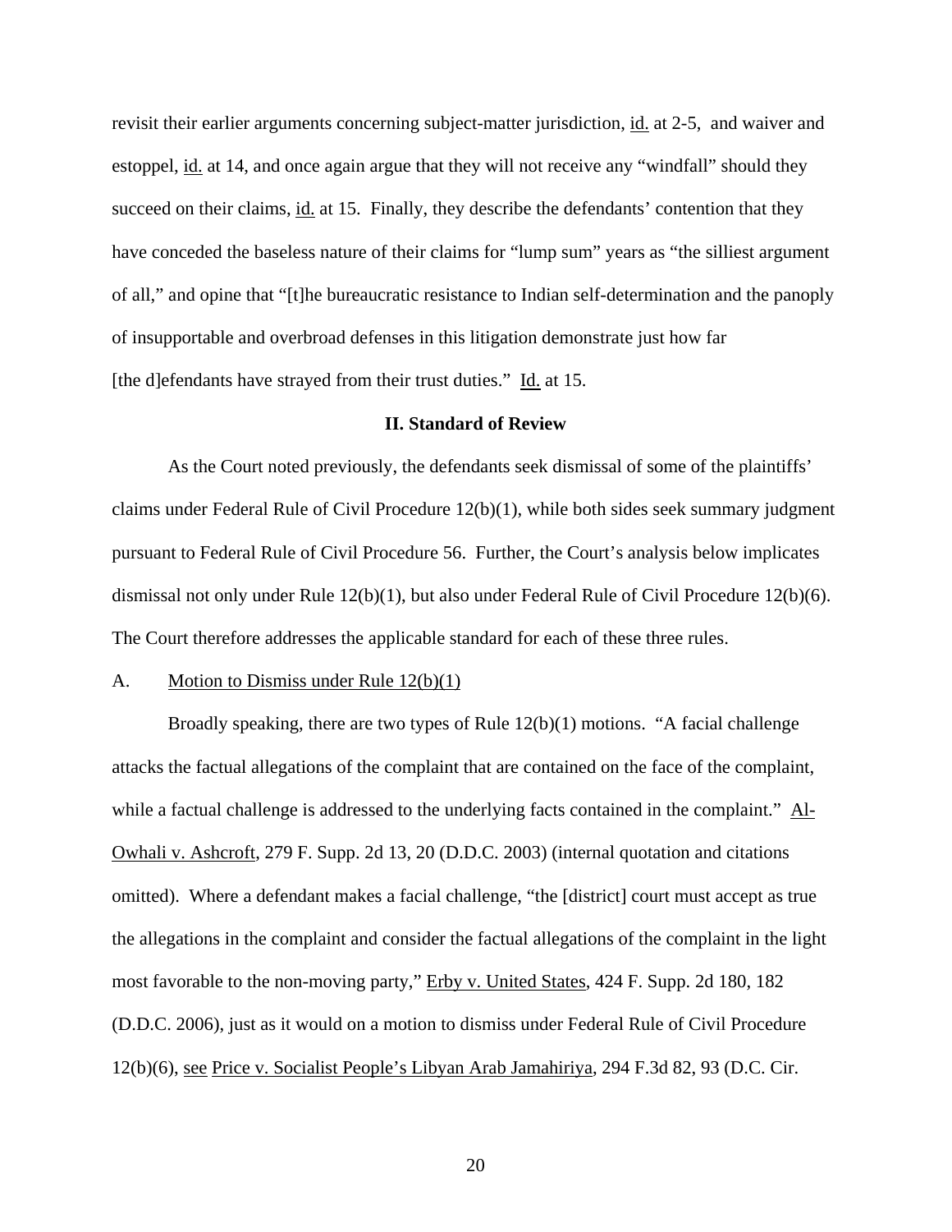revisit their earlier arguments concerning subject-matter jurisdiction, id. at 2-5, and waiver and estoppel, id. at 14, and once again argue that they will not receive any "windfall" should they succeed on their claims, id. at 15. Finally, they describe the defendants' contention that they have conceded the baseless nature of their claims for "lump sum" years as "the silliest argument of all," and opine that "[t]he bureaucratic resistance to Indian self-determination and the panoply of insupportable and overbroad defenses in this litigation demonstrate just how far [the d]efendants have strayed from their trust duties." Id. at 15.

## II. Standard of Review

As the Court noted previously, the defendants seek dismissal of some of the plaintiffs' claims under Federal Rule of Civil Procedure 12(b)(1), while both sides seek summary judgment pursuant to Federal Rule of Civil Procedure 56. Further, the Court's analysis below implicates dismissal not only under Rule 12(b)(1), but also under Federal Rule of Civil Procedure 12(b)(6). The Court therefore addresses the applicable standard for each of these three rules.

### A. Motion to Dismiss under Rule 12(b)(1)

Broadly speaking, there are two types of Rule 12(b)(1) motions. "A facial challenge attacks the factual allegations of the complaint that are contained on the face of the complaint, while a factual challenge is addressed to the underlying facts contained in the complaint." Al-Owhali v. Ashcroft, 279 F. Supp. 2d 13, 20 (D.D.C. 2003) (internal quotation and citations omitted). Where a defendant makes a facial challenge, "the [district] court must accept as true the allegations in the complaint and consider the factual allegations of the complaint in the light most favorable to the non-moving party," Erby v. United States, 424 F. Supp. 2d 180, 182 (D.D.C. 2006), just as it would on a motion to dismiss under Federal Rule of Civil Procedure 12(b)(6), see Price v. Socialist People's Libyan Arab Jamahiriya, 294 F.3d 82, 93 (D.C. Cir.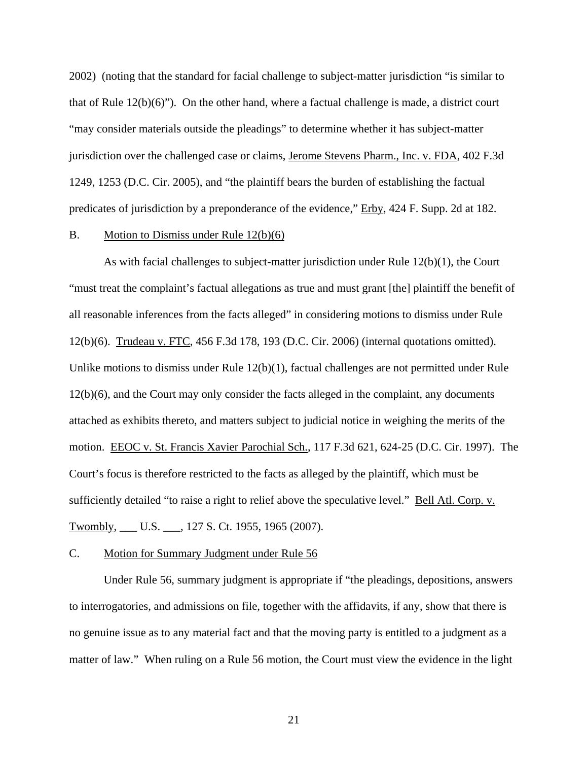2002) (noting that the standard for facial challenge to subject-matter jurisdiction "is similar to that of Rule 12(b)(6)"). On the other hand, where a factual challenge is made, a district court "may consider materials outside the pleadings" to determine whether it has subject-matter jurisdiction over the challenged case or claims, Jerome Stevens Pharm., Inc. v. FDA, 402 F.3d 1249, 1253 (D.C. Cir. 2005), and "the plaintiff bears the burden of establishing the factual predicates of jurisdiction by a preponderance of the evidence," Erby, 424 F. Supp. 2d at 182.

### B. Motion to Dismiss under Rule 12(b)(6)

As with facial challenges to subject-matter jurisdiction under Rule 12(b)(1), the Court "must treat the complaint's factual allegations as true and must grant [the] plaintiff the benefit of all reasonable inferences from the facts alleged" in considering motions to dismiss under Rule 12(b)(6). Trudeau v. FTC, 456 F.3d 178, 193 (D.C. Cir. 2006) (internal quotations omitted). Unlike motions to dismiss under Rule 12(b)(1), factual challenges are not permitted under Rule 12(b)(6), and the Court may only consider the facts alleged in the complaint, any documents attached as exhibits thereto, and matters subject to judicial notice in weighing the merits of the motion. EEOC v. St. Francis Xavier Parochial Sch., 117 F.3d 621, 624-25 (D.C. Cir. 1997). The Court's focus is therefore restricted to the facts as alleged by the plaintiff, which must be sufficiently detailed "to raise a right to relief above the speculative level." Bell Atl. Corp. v. Twombly, ___ U.S. ___, 127 S. Ct. 1955, 1965 (2007).

### C. Motion for Summary Judgment under Rule 56

Under Rule 56, summary judgment is appropriate if "the pleadings, depositions, answers to interrogatories, and admissions on file, together with the affidavits, if any, show that there is no genuine issue as to any material fact and that the moving party is entitled to a judgment as a matter of law." When ruling on a Rule 56 motion, the Court must view the evidence in the light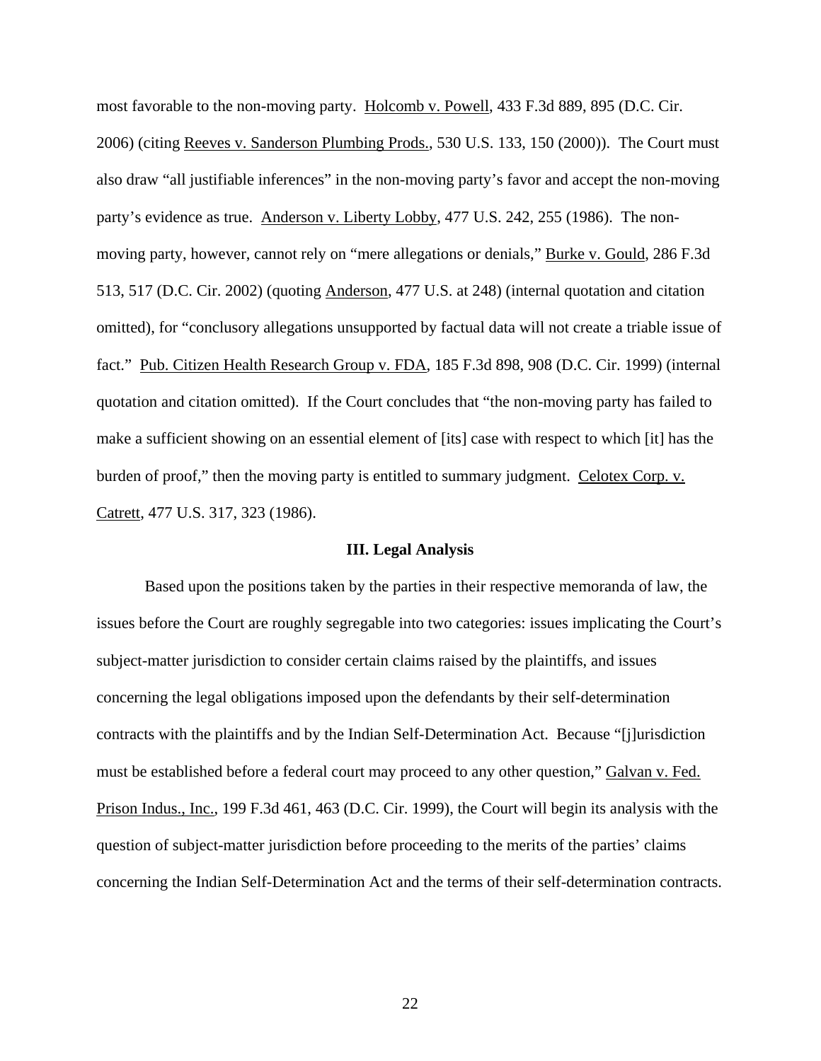most favorable to the non-moving party. Holcomb v. Powell, 433 F.3d 889, 895 (D.C. Cir. 2006) (citing Reeves v. Sanderson Plumbing Prods., 530 U.S. 133, 150 (2000)). The Court must also draw "all justifiable inferences" in the non-moving party's favor and accept the non-moving party's evidence as true. Anderson v. Liberty Lobby, 477 U.S. 242, 255 (1986). The non-moving party, however, cannot rely on "mere allegations or denials," Burke v. Gould, 286 F.3d 513, 517 (D.C. Cir. 2002) (quoting Anderson, 477 U.S. at 248) (internal quotation and citation omitted), for "conclusory allegations unsupported by factual data will not create a triable issue of fact." Pub. Citizen Health Research Group v. FDA, 185 F.3d 898, 908 (D.C. Cir. 1999) (internal quotation and citation omitted). If the Court concludes that "the non-moving party has failed to make a sufficient showing on an essential element of [its] case with respect to which [it] has the burden of proof," then the moving party is entitled to summary judgment. Celotex Corp. v. Catrett, 477 U.S. 317, 323 (1986).

### III. Legal Analysis

Based upon the positions taken by the parties in their respective memoranda of law, the issues before the Court are roughly segregable into two categories: issues implicating the Court's subject-matter jurisdiction to consider certain claims raised by the plaintiffs, and issues concerning the legal obligations imposed upon the defendants by their self-determination contracts with the plaintiffs and by the Indian Self-Determination Act. Because "[j]urisdiction must be established before a federal court may proceed to any other question," Galvan v. Fed. Prison Indus., Inc., 199 F.3d 461, 463 (D.C. Cir. 1999), the Court will begin its analysis with the question of subject-matter jurisdiction before proceeding to the merits of the parties' claims concerning the Indian Self-Determination Act and the terms of their self-determination contracts.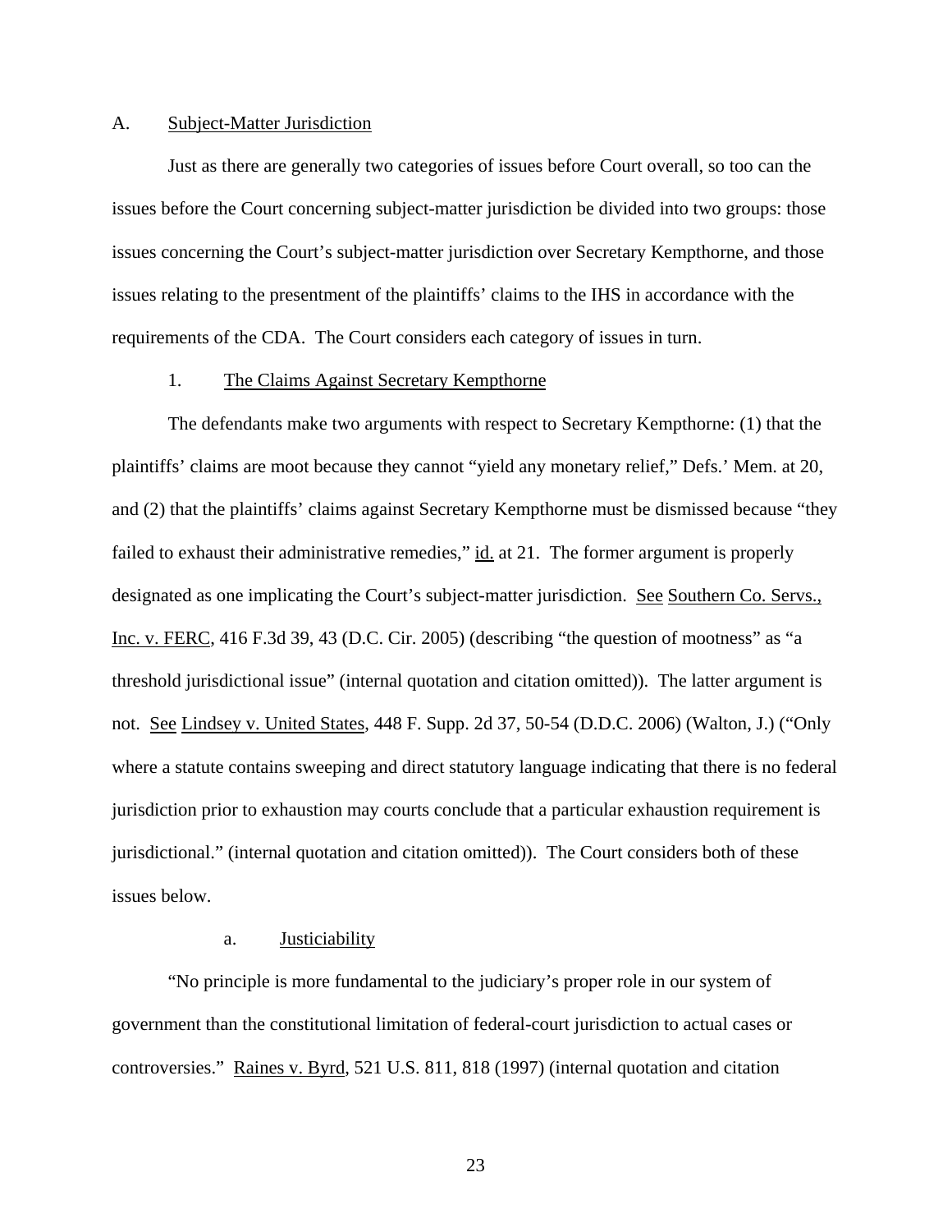### A. Subject-Matter Jurisdiction

Just as there are generally two categories of issues before Court overall, so too can the issues before the Court concerning subject-matter jurisdiction be divided into two groups: those issues concerning the Court's subject-matter jurisdiction over Secretary Kempthorne, and those issues relating to the presentment of the plaintiffs' claims to the IHS in accordance with the requirements of the CDA. The Court considers each category of issues in turn.

#### 1. The Claims Against Secretary Kempthorne

The defendants make two arguments with respect to Secretary Kempthorne: (1) that the plaintiffs' claims are moot because they cannot "yield any monetary relief," Defs.' Mem. at 20, and (2) that the plaintiffs' claims against Secretary Kempthorne must be dismissed because "they failed to exhaust their administrative remedies," id. at 21. The former argument is properly designated as one implicating the Court's subject-matter jurisdiction. See Southern Co. Servs., Inc. v. FERC, 416 F.3d 39, 43 (D.C. Cir. 2005) (describing "the question of mootness" as "a threshold jurisdictional issue" (internal quotation and citation omitted)). The latter argument is not. See Lindsey v. United States, 448 F. Supp. 2d 37, 50-54 (D.D.C. 2006) (Walton, J.) ("Only where a statute contains sweeping and direct statutory language indicating that there is no federal jurisdiction prior to exhaustion may courts conclude that a particular exhaustion requirement is jurisdictional." (internal quotation and citation omitted)). The Court considers both of these issues below.

##### a. Justiciability

"No principle is more fundamental to the judiciary's proper role in our system of government than the constitutional limitation of federal-court jurisdiction to actual cases or controversies." Raines v. Byrd, 521 U.S. 811, 818 (1997) (internal quotation and citation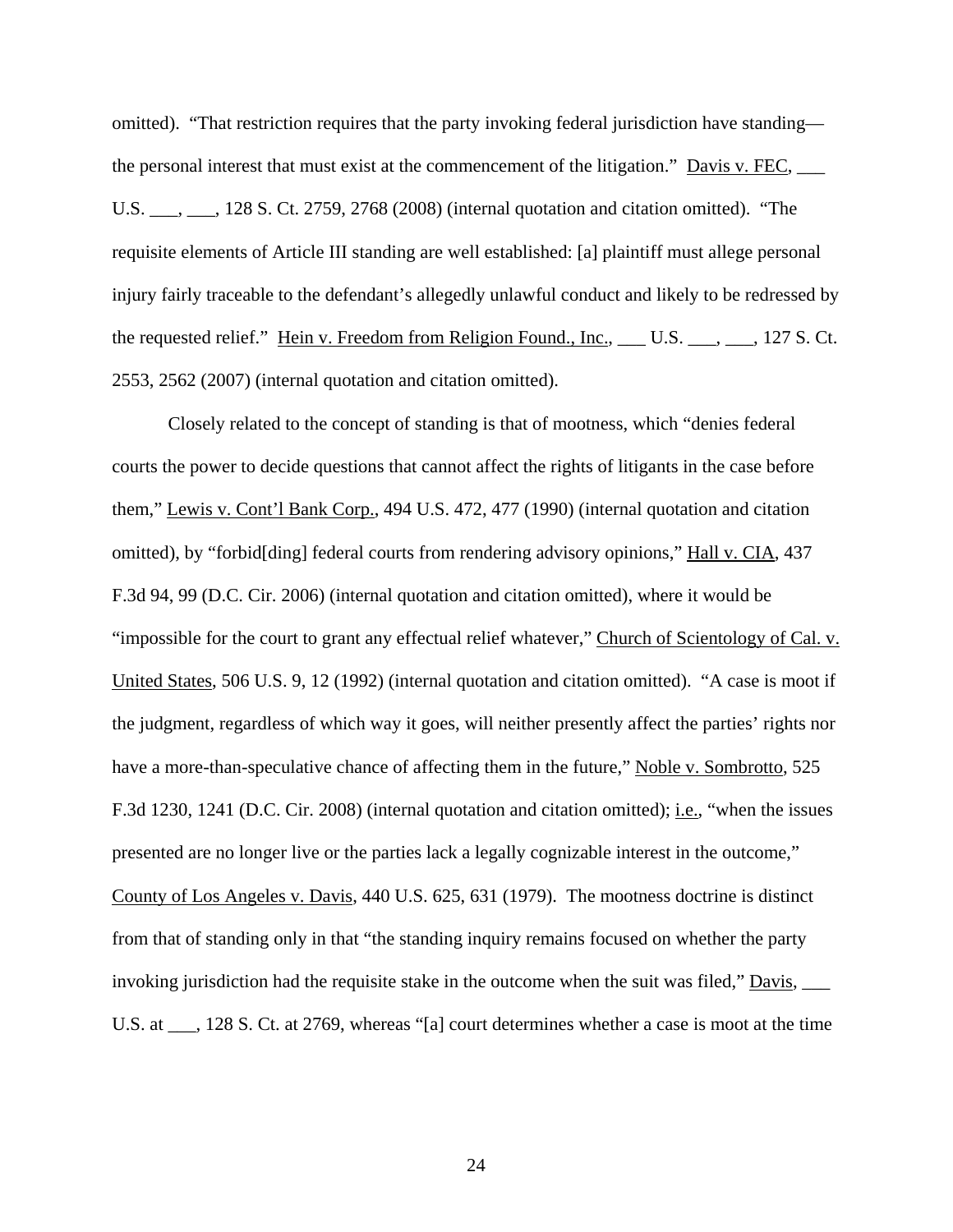omitted). "That restriction requires that the party invoking federal jurisdiction have standing—the personal interest that must exist at the commencement of the litigation." Davis v. FEC, ___ U.S. ___, ___, 128 S. Ct. 2759, 2768 (2008) (internal quotation and citation omitted). "The requisite elements of Article III standing are well established: [a] plaintiff must allege personal injury fairly traceable to the defendant's allegedly unlawful conduct and likely to be redressed by the requested relief." Hein v. Freedom from Religion Found., Inc., ___ U.S. ___, ___, 127 S. Ct. 2553, 2562 (2007) (internal quotation and citation omitted).

Closely related to the concept of standing is that of mootness, which "denies federal courts the power to decide questions that cannot affect the rights of litigants in the case before them," Lewis v. Cont'l Bank Corp., 494 U.S. 472, 477 (1990) (internal quotation and citation omitted), by "forbid[ding] federal courts from rendering advisory opinions," Hall v. CIA, 437 F.3d 94, 99 (D.C. Cir. 2006) (internal quotation and citation omitted), where it would be "impossible for the court to grant any effectual relief whatever," Church of Scientology of Cal. v. United States, 506 U.S. 9, 12 (1992) (internal quotation and citation omitted). "A case is moot if the judgment, regardless of which way it goes, will neither presently affect the parties' rights nor have a more-than-speculative chance of affecting them in the future," Noble v. Sombrotto, 525 F.3d 1230, 1241 (D.C. Cir. 2008) (internal quotation and citation omitted); i.e., "when the issues presented are no longer live or the parties lack a legally cognizable interest in the outcome," County of Los Angeles v. Davis, 440 U.S. 625, 631 (1979). The mootness doctrine is distinct from that of standing only in that "the standing inquiry remains focused on whether the party invoking jurisdiction had the requisite stake in the outcome when the suit was filed," Davis, ___ U.S. at ___, 128 S. Ct. at 2769, whereas "[a] court determines whether a case is moot at the time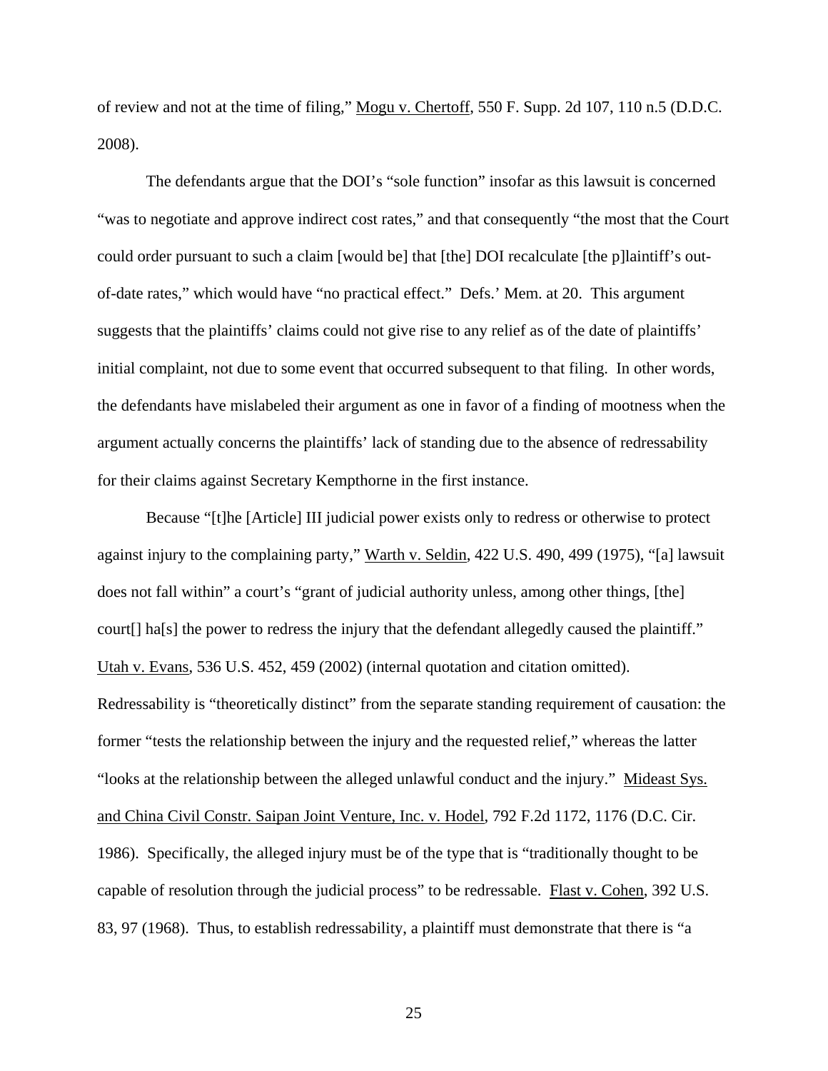of review and not at the time of filing," Mogu v. Chertoff, 550 F. Supp. 2d 107, 110 n.5 (D.D.C. 2008).

The defendants argue that the DOI's "sole function" insofar as this lawsuit is concerned "was to negotiate and approve indirect cost rates," and that consequently "the most that the Court could order pursuant to such a claim [would be] that [the] DOI recalculate [the p]laintiff's out-of-date rates," which would have "no practical effect." Defs.' Mem. at 20. This argument suggests that the plaintiffs' claims could not give rise to any relief as of the date of plaintiffs' initial complaint, not due to some event that occurred subsequent to that filing. In other words, the defendants have mislabeled their argument as one in favor of a finding of mootness when the argument actually concerns the plaintiffs' lack of standing due to the absence of redressability for their claims against Secretary Kempthorne in the first instance.

Because "[t]he [Article] III judicial power exists only to redress or otherwise to protect against injury to the complaining party," Warth v. Seldin, 422 U.S. 490, 499 (1975), "[a] lawsuit does not fall within" a court's "grant of judicial authority unless, among other things, [the] court[] ha[s] the power to redress the injury that the defendant allegedly caused the plaintiff." Utah v. Evans, 536 U.S. 452, 459 (2002) (internal quotation and citation omitted). Redressability is "theoretically distinct" from the separate standing requirement of causation: the former "tests the relationship between the injury and the requested relief," whereas the latter "looks at the relationship between the alleged unlawful conduct and the injury." Mideast Sys. and China Civil Constr. Saipan Joint Venture, Inc. v. Hodel, 792 F.2d 1172, 1176 (D.C. Cir. 1986). Specifically, the alleged injury must be of the type that is "traditionally thought to be capable of resolution through the judicial process" to be redressable. Flast v. Cohen, 392 U.S. 83, 97 (1968). Thus, to establish redressability, a plaintiff must demonstrate that there is "a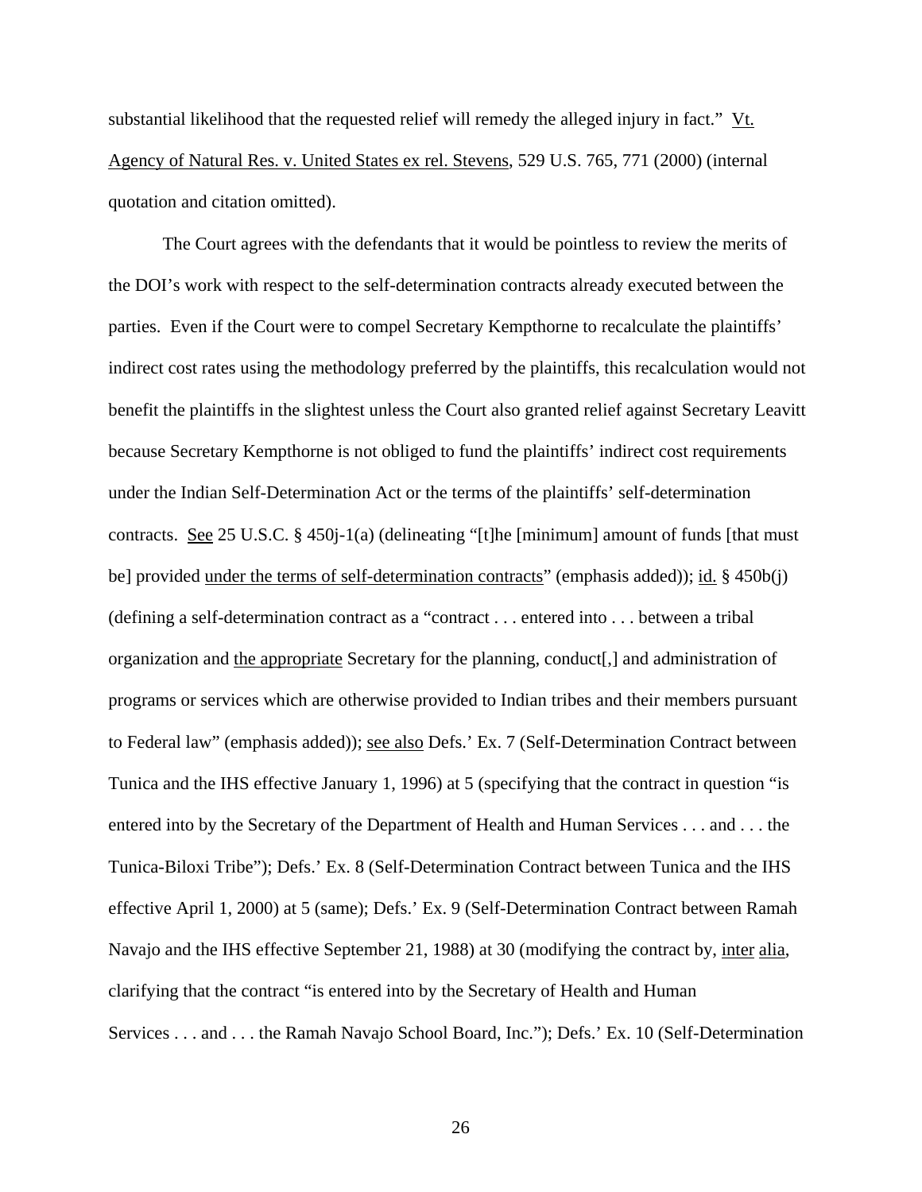substantial likelihood that the requested relief will remedy the alleged injury in fact." Vt. Agency of Natural Res. v. United States ex rel. Stevens, 529 U.S. 765, 771 (2000) (internal quotation and citation omitted).

The Court agrees with the defendants that it would be pointless to review the merits of the DOI's work with respect to the self-determination contracts already executed between the parties. Even if the Court were to compel Secretary Kempthorne to recalculate the plaintiffs' indirect cost rates using the methodology preferred by the plaintiffs, this recalculation would not benefit the plaintiffs in the slightest unless the Court also granted relief against Secretary Leavitt because Secretary Kempthorne is not obliged to fund the plaintiffs' indirect cost requirements under the Indian Self-Determination Act or the terms of the plaintiffs' self-determination contracts. See 25 U.S.C. § 450j-1(a) (delineating "[t]he [minimum] amount of funds [that must be] provided under the terms of self-determination contracts" (emphasis added)); id. § 450b(j) (defining a self-determination contract as a "contract . . . entered into . . . between a tribal organization and the appropriate Secretary for the planning, conduct[,] and administration of programs or services which are otherwise provided to Indian tribes and their members pursuant to Federal law" (emphasis added)); see also Defs.' Ex. 7 (Self-Determination Contract between Tunica and the IHS effective January 1, 1996) at 5 (specifying that the contract in question "is entered into by the Secretary of the Department of Health and Human Services . . . and . . . the Tunica-Biloxi Tribe"); Defs.' Ex. 8 (Self-Determination Contract between Tunica and the IHS effective April 1, 2000) at 5 (same); Defs.' Ex. 9 (Self-Determination Contract between Ramah Navajo and the IHS effective September 21, 1988) at 30 (modifying the contract by, inter alia, clarifying that the contract "is entered into by the Secretary of Health and Human Services . . . and . . . the Ramah Navajo School Board, Inc."); Defs.' Ex. 10 (Self-Determination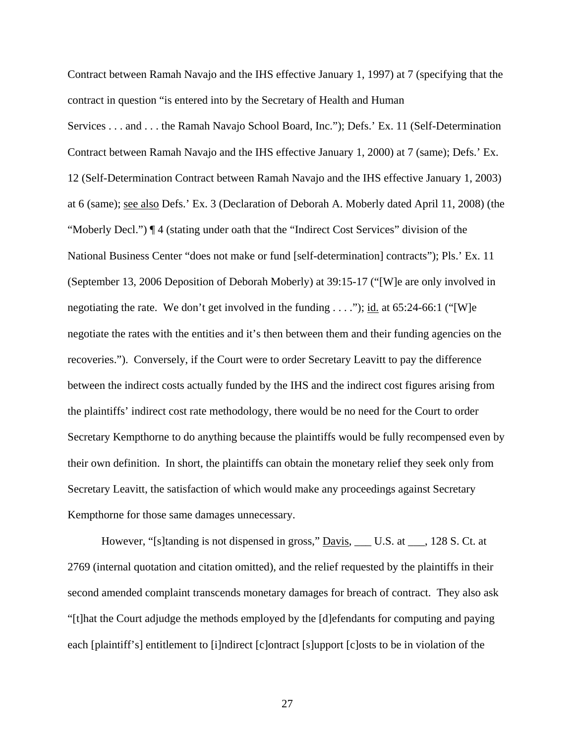Contract between Ramah Navajo and the IHS effective January 1, 1997) at 7 (specifying that the contract in question "is entered into by the Secretary of Health and Human Services . . . and . . . the Ramah Navajo School Board, Inc."); Defs.' Ex. 11 (Self-Determination Contract between Ramah Navajo and the IHS effective January 1, 2000) at 7 (same); Defs.' Ex. 12 (Self-Determination Contract between Ramah Navajo and the IHS effective January 1, 2003) at 6 (same); see also Defs.' Ex. 3 (Declaration of Deborah A. Moberly dated April 11, 2008) (the "Moberly Decl.") ¶ 4 (stating under oath that the "Indirect Cost Services" division of the National Business Center "does not make or fund [self-determination] contracts"); Pls.' Ex. 11 (September 13, 2006 Deposition of Deborah Moberly) at 39:15-17 ("[W]e are only involved in negotiating the rate. We don't get involved in the funding . . . ."); id. at 65:24-66:1 ("[W]e negotiate the rates with the entities and it's then between them and their funding agencies on the recoveries."). Conversely, if the Court were to order Secretary Leavitt to pay the difference between the indirect costs actually funded by the IHS and the indirect cost figures arising from the plaintiffs' indirect cost rate methodology, there would be no need for the Court to order Secretary Kempthorne to do anything because the plaintiffs would be fully recompensed even by their own definition. In short, the plaintiffs can obtain the monetary relief they seek only from Secretary Leavitt, the satisfaction of which would make any proceedings against Secretary Kempthorne for those same damages unnecessary.

However, "[s]tanding is not dispensed in gross," Davis, ___ U.S. at ___, 128 S. Ct. at 2769 (internal quotation and citation omitted), and the relief requested by the plaintiffs in their second amended complaint transcends monetary damages for breach of contract. They also ask "[t]hat the Court adjudge the methods employed by the [d]efendants for computing and paying each [plaintiff's] entitlement to [i]ndirect [c]ontract [s]upport [c]osts to be in violation of the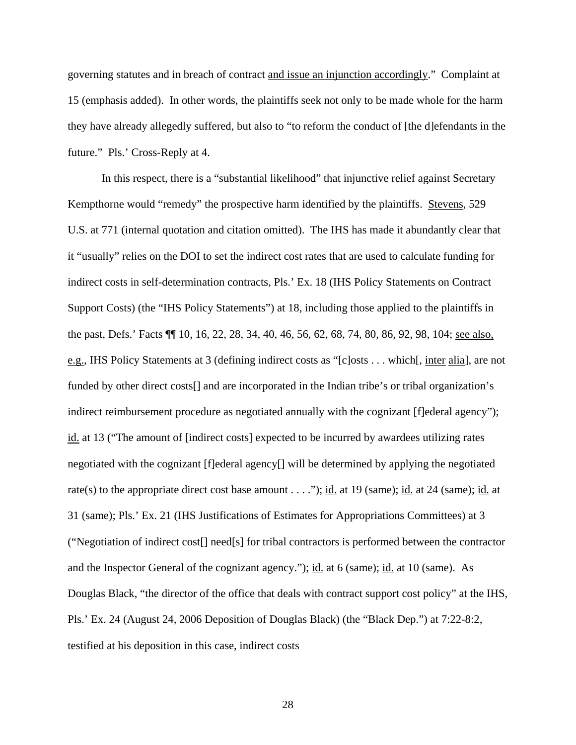governing statutes and in breach of contract <u>and issue an injunction accordingly</u>." Complaint at 15 (emphasis added). In other words, the plaintiffs seek not only to be made whole for the harm they have already allegedly suffered, but also to "to reform the conduct of [the d]efendants in the future." Pls.' Cross-Reply at 4.

In this respect, there is a "substantial likelihood" that injunctive relief against Secretary Kempthorne would "remedy" the prospective harm identified by the plaintiffs. <u>Stevens</u>, 529 U.S. at 771 (internal quotation and citation omitted). The IHS has made it abundantly clear that it "usually" relies on the DOI to set the indirect cost rates that are used to calculate funding for indirect costs in self-determination contracts, Pls.' Ex. 18 (IHS Policy Statements on Contract Support Costs) (the "IHS Policy Statements") at 18, including those applied to the plaintiffs in the past, Defs.' Facts ¶¶ 10, 16, 22, 28, 34, 40, 46, 56, 62, 68, 74, 80, 86, 92, 98, 104; <u>see also, e.g.</u>, IHS Policy Statements at 3 (defining indirect costs as "[c]osts . . . which[, <u>inter alia</u>], are not funded by other direct costs[] and are incorporated in the Indian tribe's or tribal organization's indirect reimbursement procedure as negotiated annually with the cognizant [f]ederal agency"); <u>id.</u> at 13 ("The amount of [indirect costs] expected to be incurred by awardees utilizing rates negotiated with the cognizant [f]ederal agency[] will be determined by applying the negotiated rate(s) to the appropriate direct cost base amount . . . ."); <u>id.</u> at 19 (same); <u>id.</u> at 24 (same); <u>id.</u> at 31 (same); Pls.' Ex. 21 (IHS Justifications of Estimates for Appropriations Committees) at 3 ("Negotiation of indirect cost[] need[s] for tribal contractors is performed between the contractor and the Inspector General of the cognizant agency."); <u>id.</u> at 6 (same); <u>id.</u> at 10 (same). As Douglas Black, "the director of the office that deals with contract support cost policy" at the IHS, Pls.' Ex. 24 (August 24, 2006 Deposition of Douglas Black) (the "Black Dep.") at 7:22-8:2, testified at his deposition in this case, indirect costs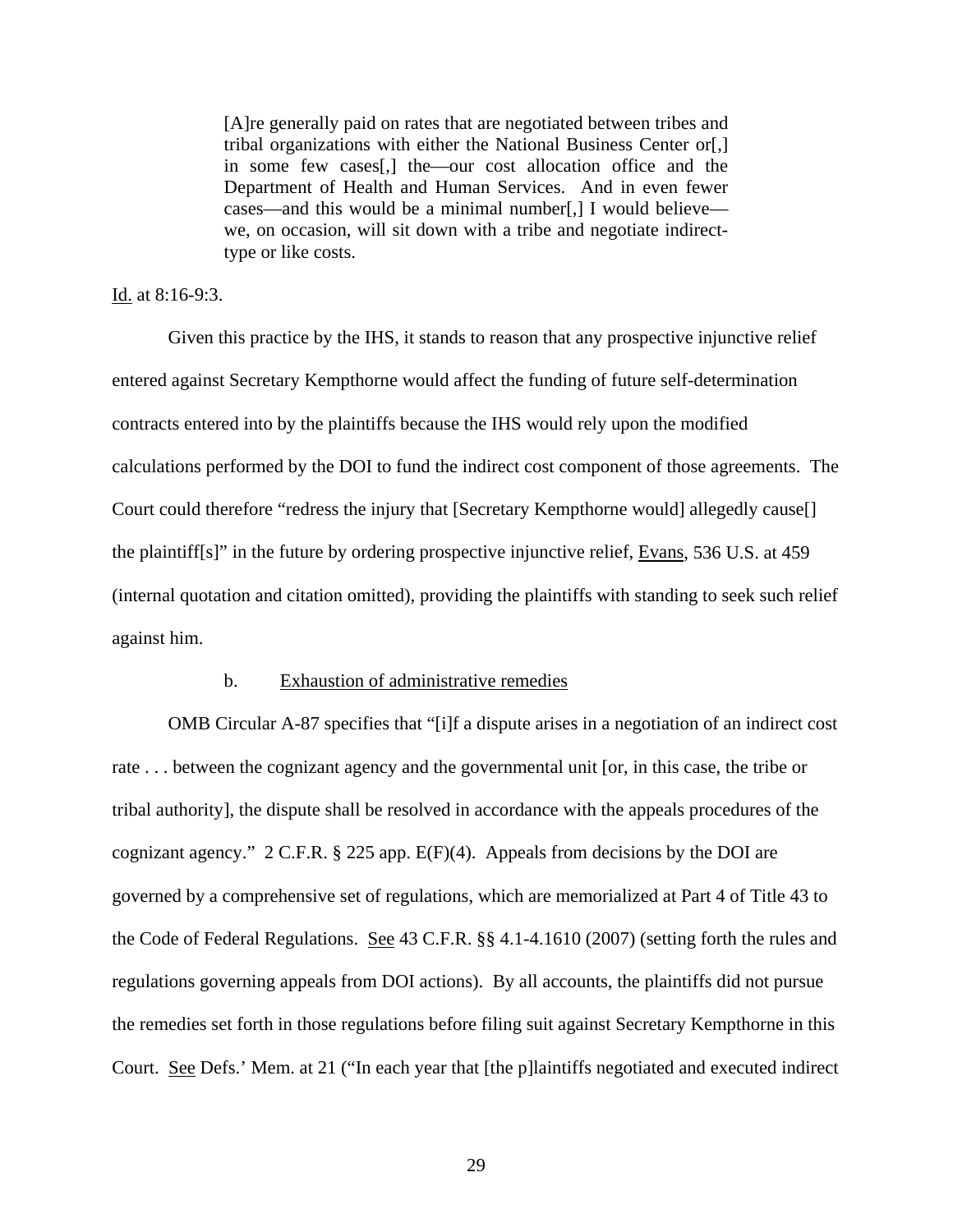> [A]re generally paid on rates that are negotiated between tribes and tribal organizations with either the National Business Center or[,] in some few cases[,] the—our cost allocation office and the Department of Health and Human Services. And in even fewer cases—and this would be a minimal number[,] I would believe—we, on occasion, will sit down with a tribe and negotiate indirect-type or like costs.

Id. at 8:16-9:3.

Given this practice by the IHS, it stands to reason that any prospective injunctive relief entered against Secretary Kempthorne would affect the funding of future self-determination contracts entered into by the plaintiffs because the IHS would rely upon the modified calculations performed by the DOI to fund the indirect cost component of those agreements. The Court could therefore "redress the injury that [Secretary Kempthorne would] allegedly cause[] the plaintiff[s]" in the future by ordering prospective injunctive relief, Evans, 536 U.S. at 459 (internal quotation and citation omitted), providing the plaintiffs with standing to seek such relief against him.

b. Exhaustion of administrative remedies

OMB Circular A-87 specifies that "[i]f a dispute arises in a negotiation of an indirect cost rate . . . between the cognizant agency and the governmental unit [or, in this case, the tribe or tribal authority], the dispute shall be resolved in accordance with the appeals procedures of the cognizant agency." 2 C.F.R. § 225 app. E(F)(4). Appeals from decisions by the DOI are governed by a comprehensive set of regulations, which are memorialized at Part 4 of Title 43 to the Code of Federal Regulations. See 43 C.F.R. §§ 4.1-4.1610 (2007) (setting forth the rules and regulations governing appeals from DOI actions). By all accounts, the plaintiffs did not pursue the remedies set forth in those regulations before filing suit against Secretary Kempthorne in this Court. See Defs.' Mem. at 21 ("In each year that [the p]laintiffs negotiated and executed indirect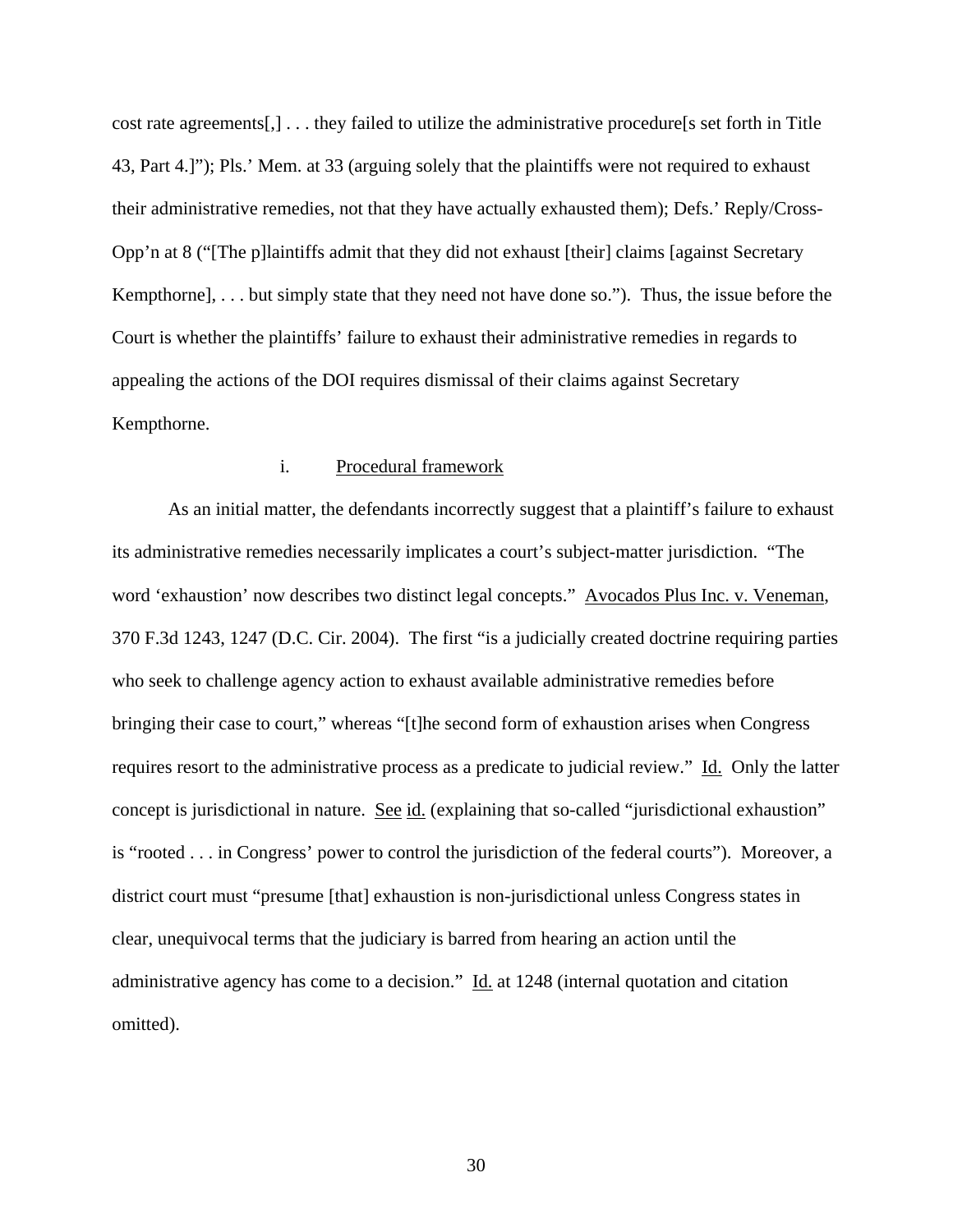cost rate agreements[,] . . . they failed to utilize the administrative procedure[s set forth in Title 43, Part 4.]"); Pls.' Mem. at 33 (arguing solely that the plaintiffs were not required to exhaust their administrative remedies, not that they have actually exhausted them); Defs.' Reply/Cross-Opp'n at 8 ("[The p]laintiffs admit that they did not exhaust [their] claims [against Secretary Kempthorne], . . . but simply state that they need not have done so."). Thus, the issue before the Court is whether the plaintiffs' failure to exhaust their administrative remedies in regards to appealing the actions of the DOI requires dismissal of their claims against Secretary Kempthorne.

i. Procedural framework

As an initial matter, the defendants incorrectly suggest that a plaintiff's failure to exhaust its administrative remedies necessarily implicates a court's subject-matter jurisdiction. "The word 'exhaustion' now describes two distinct legal concepts." Avocados Plus Inc. v. Veneman, 370 F.3d 1243, 1247 (D.C. Cir. 2004). The first "is a judicially created doctrine requiring parties who seek to challenge agency action to exhaust available administrative remedies before bringing their case to court," whereas "[t]he second form of exhaustion arises when Congress requires resort to the administrative process as a predicate to judicial review." Id. Only the latter concept is jurisdictional in nature. See id. (explaining that so-called "jurisdictional exhaustion" is "rooted . . . in Congress' power to control the jurisdiction of the federal courts"). Moreover, a district court must "presume [that] exhaustion is non-jurisdictional unless Congress states in clear, unequivocal terms that the judiciary is barred from hearing an action until the administrative agency has come to a decision." Id. at 1248 (internal quotation and citation omitted).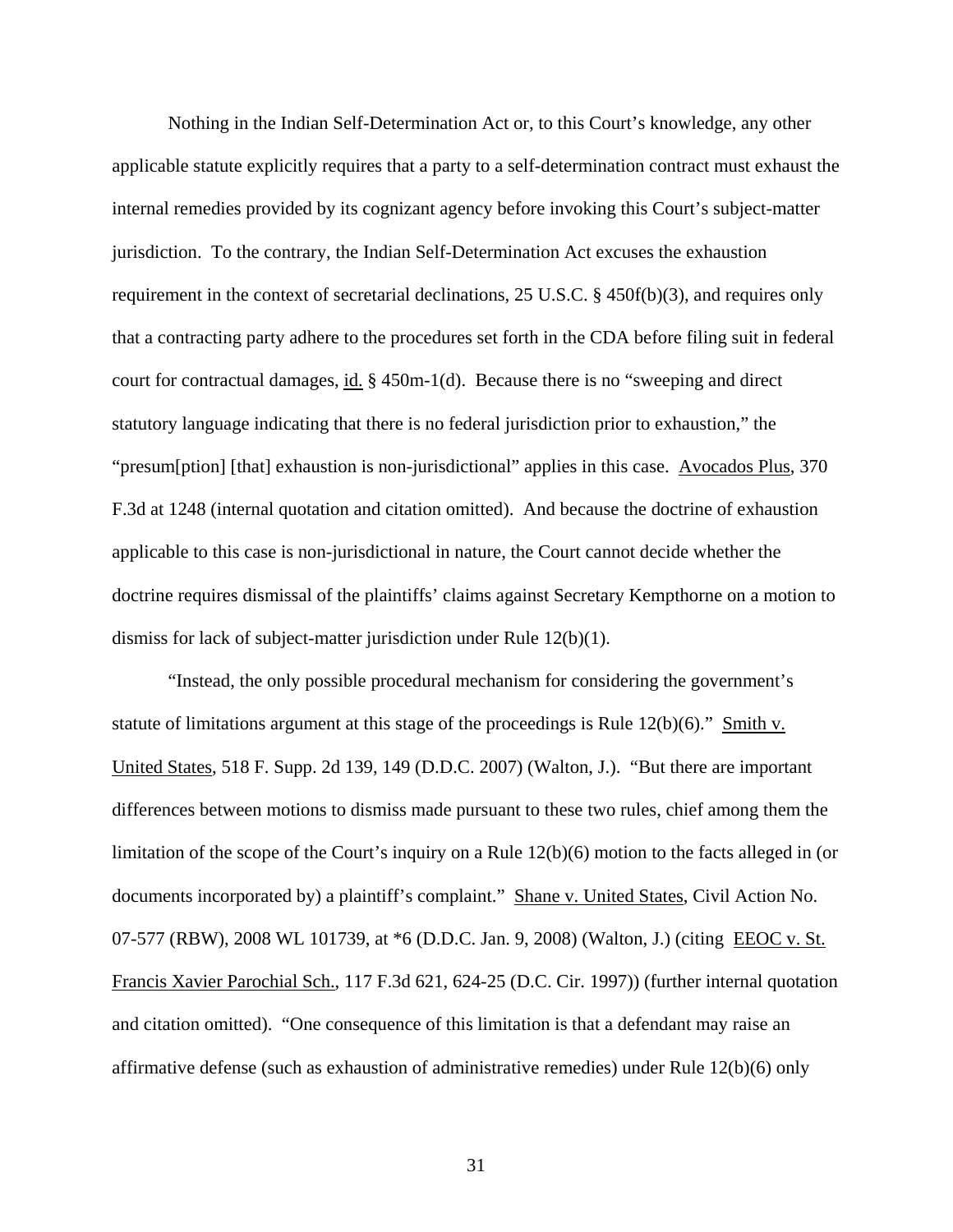Nothing in the Indian Self-Determination Act or, to this Court's knowledge, any other applicable statute explicitly requires that a party to a self-determination contract must exhaust the internal remedies provided by its cognizant agency before invoking this Court's subject-matter jurisdiction. To the contrary, the Indian Self-Determination Act excuses the exhaustion requirement in the context of secretarial declinations, 25 U.S.C. § 450f(b)(3), and requires only that a contracting party adhere to the procedures set forth in the CDA before filing suit in federal court for contractual damages, id. § 450m-1(d). Because there is no "sweeping and direct statutory language indicating that there is no federal jurisdiction prior to exhaustion," the "presum[ption] [that] exhaustion is non-jurisdictional" applies in this case. Avocados Plus, 370 F.3d at 1248 (internal quotation and citation omitted). And because the doctrine of exhaustion applicable to this case is non-jurisdictional in nature, the Court cannot decide whether the doctrine requires dismissal of the plaintiffs' claims against Secretary Kempthorne on a motion to dismiss for lack of subject-matter jurisdiction under Rule 12(b)(1).

"Instead, the only possible procedural mechanism for considering the government's statute of limitations argument at this stage of the proceedings is Rule 12(b)(6)." Smith v. United States, 518 F. Supp. 2d 139, 149 (D.D.C. 2007) (Walton, J.). "But there are important differences between motions to dismiss made pursuant to these two rules, chief among them the limitation of the scope of the Court's inquiry on a Rule 12(b)(6) motion to the facts alleged in (or documents incorporated by) a plaintiff's complaint." Shane v. United States, Civil Action No. 07-577 (RBW), 2008 WL 101739, at *6 (D.D.C. Jan. 9, 2008) (Walton, J.) (citing EEOC v. St. Francis Xavier Parochial Sch., 117 F.3d 621, 624-25 (D.C. Cir. 1997)) (further internal quotation and citation omitted). "One consequence of this limitation is that a defendant may raise an affirmative defense (such as exhaustion of administrative remedies) under Rule 12(b)(6) only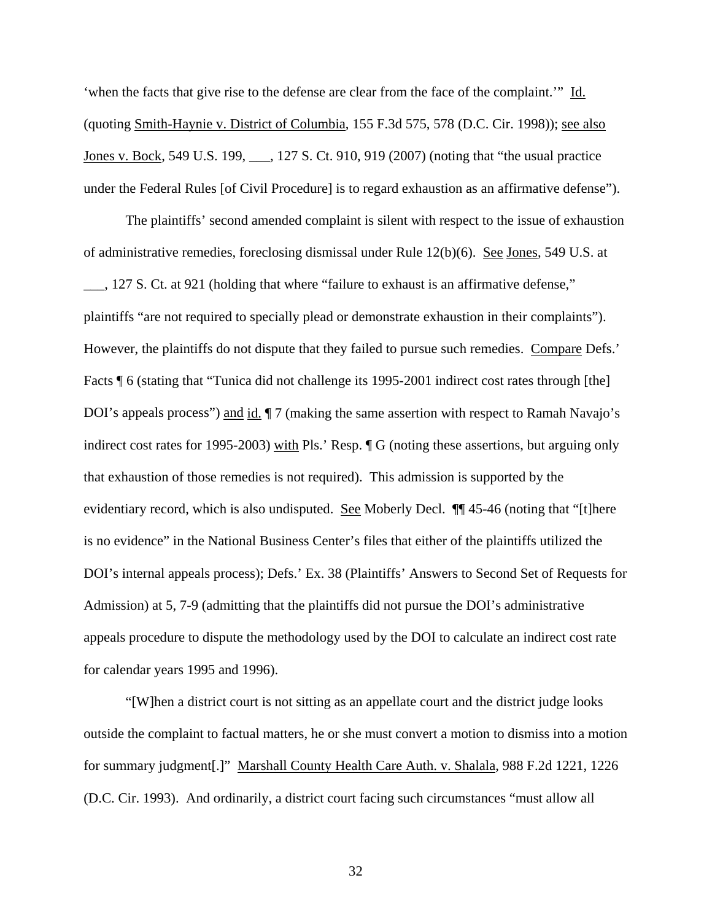'when the facts that give rise to the defense are clear from the face of the complaint.'" Id. (quoting Smith-Haynie v. District of Columbia, 155 F.3d 575, 578 (D.C. Cir. 1998)); see also Jones v. Bock, 549 U.S. 199, ___, 127 S. Ct. 910, 919 (2007) (noting that "the usual practice under the Federal Rules [of Civil Procedure] is to regard exhaustion as an affirmative defense").

The plaintiffs' second amended complaint is silent with respect to the issue of exhaustion of administrative remedies, foreclosing dismissal under Rule 12(b)(6). See Jones, 549 U.S. at ___, 127 S. Ct. at 921 (holding that where "failure to exhaust is an affirmative defense," plaintiffs "are not required to specially plead or demonstrate exhaustion in their complaints"). However, the plaintiffs do not dispute that they failed to pursue such remedies. Compare Defs.' Facts ¶ 6 (stating that "Tunica did not challenge its 1995-2001 indirect cost rates through [the] DOI's appeals process") and id. ¶ 7 (making the same assertion with respect to Ramah Navajo's indirect cost rates for 1995-2003) with Pls.' Resp. ¶ G (noting these assertions, but arguing only that exhaustion of those remedies is not required). This admission is supported by the evidentiary record, which is also undisputed. See Moberly Decl. ¶¶ 45-46 (noting that "[t]here is no evidence" in the National Business Center's files that either of the plaintiffs utilized the DOI's internal appeals process); Defs.' Ex. 38 (Plaintiffs' Answers to Second Set of Requests for Admission) at 5, 7-9 (admitting that the plaintiffs did not pursue the DOI's administrative appeals procedure to dispute the methodology used by the DOI to calculate an indirect cost rate for calendar years 1995 and 1996).

"[W]hen a district court is not sitting as an appellate court and the district judge looks outside the complaint to factual matters, he or she must convert a motion to dismiss into a motion for summary judgment[.]" Marshall County Health Care Auth. v. Shalala, 988 F.2d 1221, 1226 (D.C. Cir. 1993). And ordinarily, a district court facing such circumstances "must allow all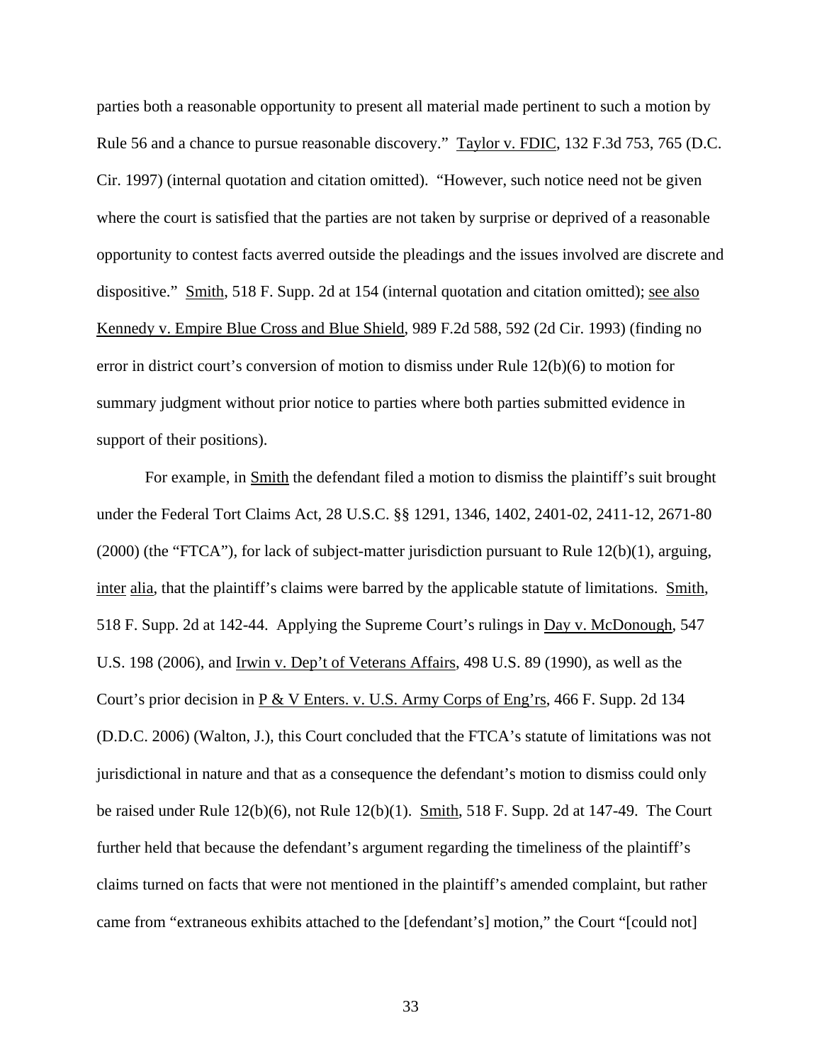parties both a reasonable opportunity to present all material made pertinent to such a motion by Rule 56 and a chance to pursue reasonable discovery." Taylor v. FDIC, 132 F.3d 753, 765 (D.C. Cir. 1997) (internal quotation and citation omitted). "However, such notice need not be given where the court is satisfied that the parties are not taken by surprise or deprived of a reasonable opportunity to contest facts averred outside the pleadings and the issues involved are discrete and dispositive." Smith, 518 F. Supp. 2d at 154 (internal quotation and citation omitted); see also Kennedy v. Empire Blue Cross and Blue Shield, 989 F.2d 588, 592 (2d Cir. 1993) (finding no error in district court's conversion of motion to dismiss under Rule 12(b)(6) to motion for summary judgment without prior notice to parties where both parties submitted evidence in support of their positions).

For example, in Smith the defendant filed a motion to dismiss the plaintiff's suit brought under the Federal Tort Claims Act, 28 U.S.C. §§ 1291, 1346, 1402, 2401-02, 2411-12, 2671-80 (2000) (the "FTCA"), for lack of subject-matter jurisdiction pursuant to Rule 12(b)(1), arguing, inter alia, that the plaintiff's claims were barred by the applicable statute of limitations. Smith, 518 F. Supp. 2d at 142-44. Applying the Supreme Court's rulings in Day v. McDonough, 547 U.S. 198 (2006), and Irwin v. Dep't of Veterans Affairs, 498 U.S. 89 (1990), as well as the Court's prior decision in P & V Enters. v. U.S. Army Corps of Eng'rs, 466 F. Supp. 2d 134 (D.D.C. 2006) (Walton, J.), this Court concluded that the FTCA's statute of limitations was not jurisdictional in nature and that as a consequence the defendant's motion to dismiss could only be raised under Rule 12(b)(6), not Rule 12(b)(1). Smith, 518 F. Supp. 2d at 147-49. The Court further held that because the defendant's argument regarding the timeliness of the plaintiff's claims turned on facts that were not mentioned in the plaintiff's amended complaint, but rather came from "extraneous exhibits attached to the [defendant's] motion," the Court "[could not]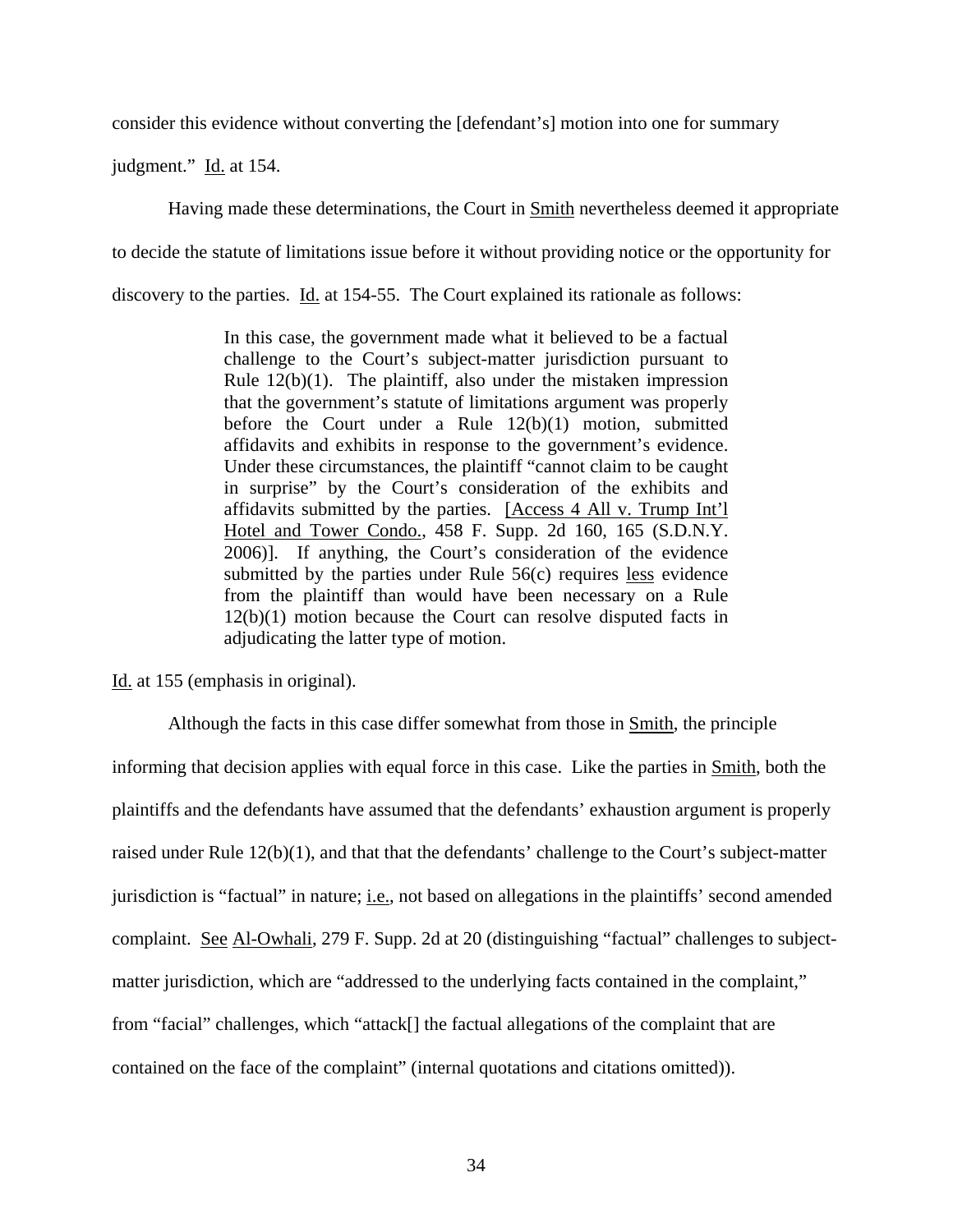consider this evidence without converting the [defendant's] motion into one for summary judgment." Id. at 154.

Having made these determinations, the Court in Smith nevertheless deemed it appropriate to decide the statute of limitations issue before it without providing notice or the opportunity for discovery to the parties. Id. at 154-55. The Court explained its rationale as follows:

> In this case, the government made what it believed to be a factual challenge to the Court's subject-matter jurisdiction pursuant to Rule 12(b)(1). The plaintiff, also under the mistaken impression that the government's statute of limitations argument was properly before the Court under a Rule 12(b)(1) motion, submitted affidavits and exhibits in response to the government's evidence. Under these circumstances, the plaintiff "cannot claim to be caught in surprise" by the Court's consideration of the exhibits and affidavits submitted by the parties. [Access 4 All v. Trump Int'l Hotel and Tower Condo., 458 F. Supp. 2d 160, 165 (S.D.N.Y. 2006)]. If anything, the Court's consideration of the evidence submitted by the parties under Rule 56(c) requires less evidence from the plaintiff than would have been necessary on a Rule 12(b)(1) motion because the Court can resolve disputed facts in adjudicating the latter type of motion.

Id. at 155 (emphasis in original).

Although the facts in this case differ somewhat from those in Smith, the principle informing that decision applies with equal force in this case. Like the parties in Smith, both the plaintiffs and the defendants have assumed that the defendants' exhaustion argument is properly raised under Rule 12(b)(1), and that that the defendants' challenge to the Court's subject-matter jurisdiction is "factual" in nature; i.e., not based on allegations in the plaintiffs' second amended complaint. See Al-Owhali, 279 F. Supp. 2d at 20 (distinguishing "factual" challenges to subject-matter jurisdiction, which are "addressed to the underlying facts contained in the complaint," from "facial" challenges, which "attack[] the factual allegations of the complaint that are contained on the face of the complaint" (internal quotations and citations omitted)).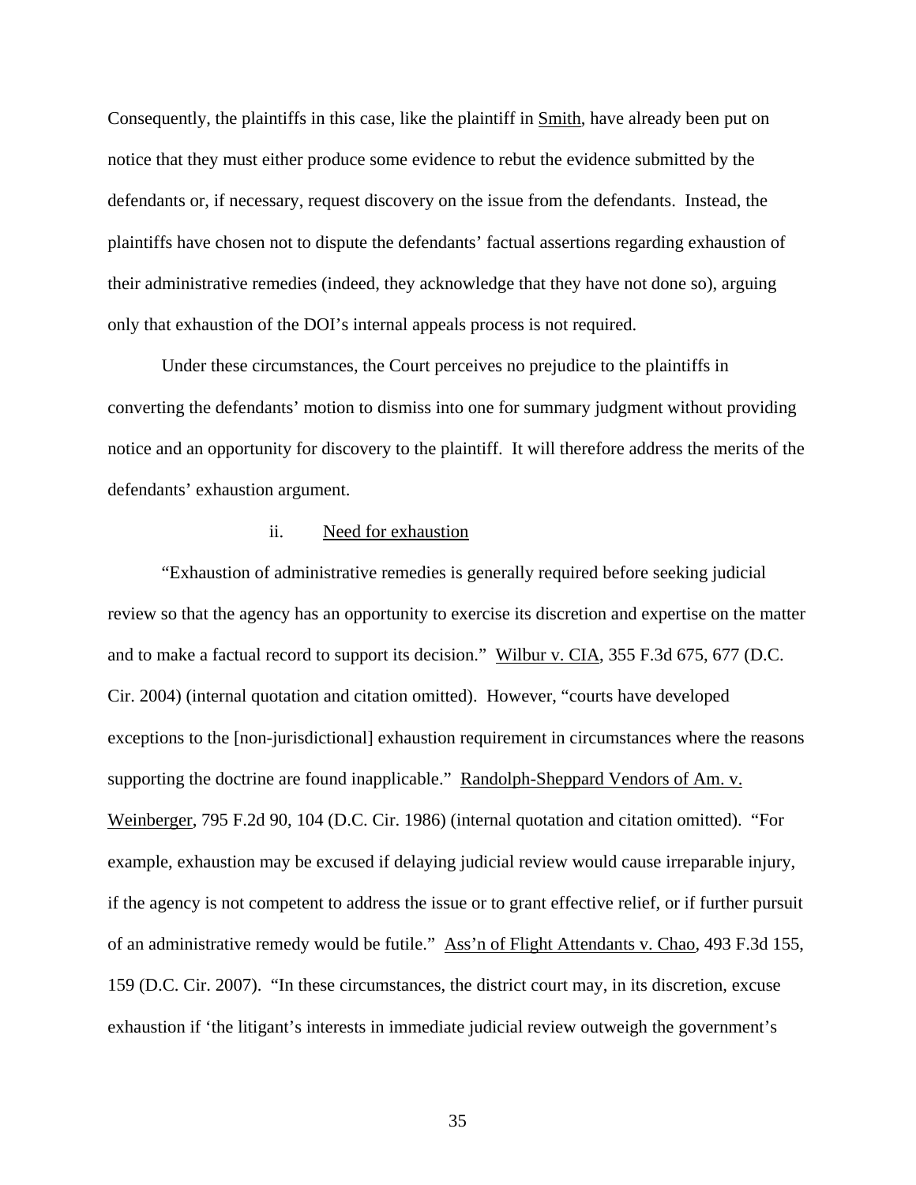Consequently, the plaintiffs in this case, like the plaintiff in Smith, have already been put on notice that they must either produce some evidence to rebut the evidence submitted by the defendants or, if necessary, request discovery on the issue from the defendants. Instead, the plaintiffs have chosen not to dispute the defendants' factual assertions regarding exhaustion of their administrative remedies (indeed, they acknowledge that they have not done so), arguing only that exhaustion of the DOI's internal appeals process is not required.

Under these circumstances, the Court perceives no prejudice to the plaintiffs in converting the defendants' motion to dismiss into one for summary judgment without providing notice and an opportunity for discovery to the plaintiff. It will therefore address the merits of the defendants' exhaustion argument.

ii. Need for exhaustion

"Exhaustion of administrative remedies is generally required before seeking judicial review so that the agency has an opportunity to exercise its discretion and expertise on the matter and to make a factual record to support its decision." Wilbur v. CIA, 355 F.3d 675, 677 (D.C. Cir. 2004) (internal quotation and citation omitted). However, "courts have developed exceptions to the [non-jurisdictional] exhaustion requirement in circumstances where the reasons supporting the doctrine are found inapplicable." Randolph-Sheppard Vendors of Am. v. Weinberger, 795 F.2d 90, 104 (D.C. Cir. 1986) (internal quotation and citation omitted). "For example, exhaustion may be excused if delaying judicial review would cause irreparable injury, if the agency is not competent to address the issue or to grant effective relief, or if further pursuit of an administrative remedy would be futile." Ass'n of Flight Attendants v. Chao, 493 F.3d 155, 159 (D.C. Cir. 2007). "In these circumstances, the district court may, in its discretion, excuse exhaustion if 'the litigant's interests in immediate judicial review outweigh the government's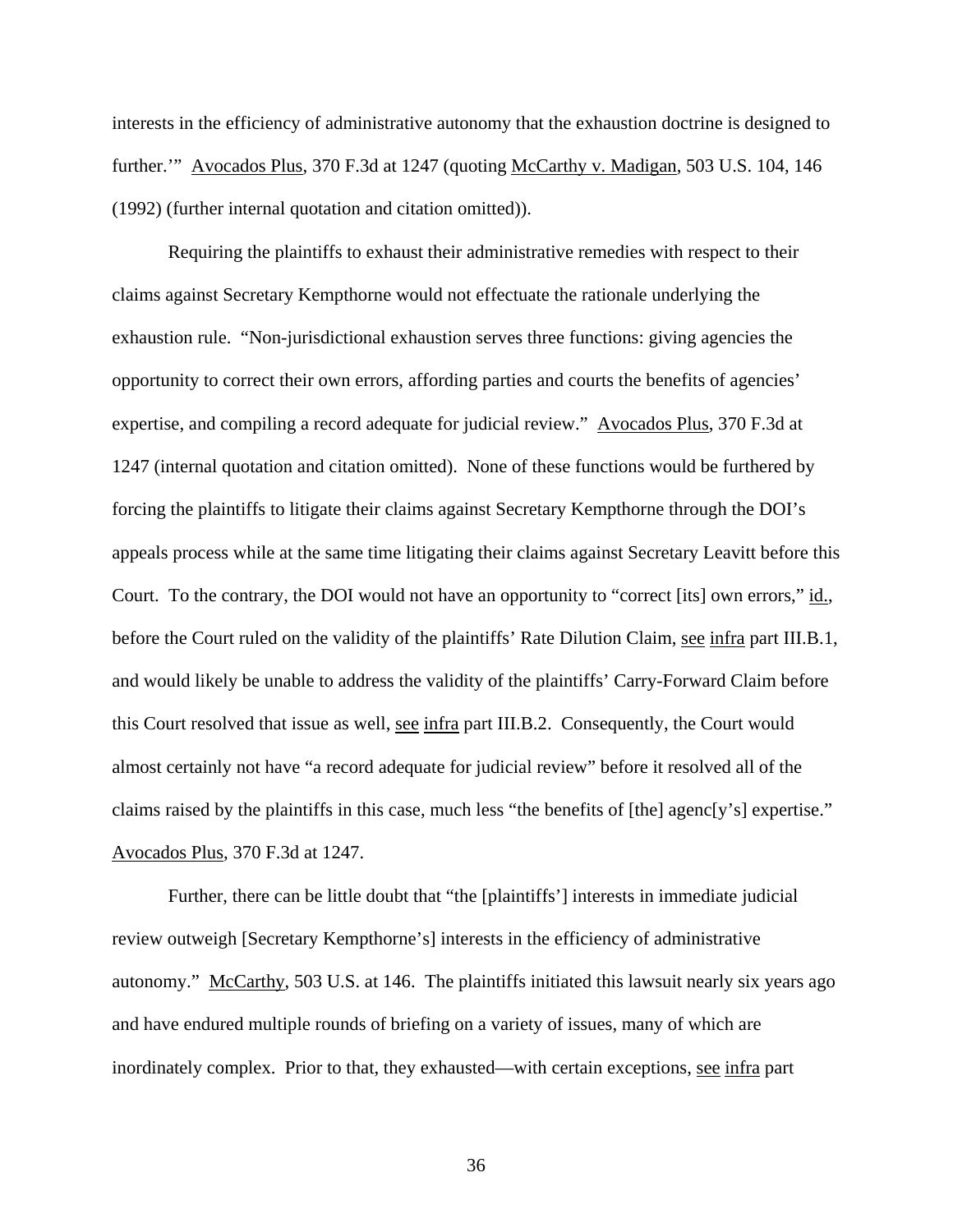interests in the efficiency of administrative autonomy that the exhaustion doctrine is designed to further.'" Avocados Plus, 370 F.3d at 1247 (quoting McCarthy v. Madigan, 503 U.S. 104, 146 (1992) (further internal quotation and citation omitted)).

Requiring the plaintiffs to exhaust their administrative remedies with respect to their claims against Secretary Kempthorne would not effectuate the rationale underlying the exhaustion rule. "Non-jurisdictional exhaustion serves three functions: giving agencies the opportunity to correct their own errors, affording parties and courts the benefits of agencies' expertise, and compiling a record adequate for judicial review." Avocados Plus, 370 F.3d at 1247 (internal quotation and citation omitted). None of these functions would be furthered by forcing the plaintiffs to litigate their claims against Secretary Kempthorne through the DOI's appeals process while at the same time litigating their claims against Secretary Leavitt before this Court. To the contrary, the DOI would not have an opportunity to "correct [its] own errors," id., before the Court ruled on the validity of the plaintiffs' Rate Dilution Claim, see infra part III.B.1, and would likely be unable to address the validity of the plaintiffs' Carry-Forward Claim before this Court resolved that issue as well, see infra part III.B.2. Consequently, the Court would almost certainly not have "a record adequate for judicial review" before it resolved all of the claims raised by the plaintiffs in this case, much less "the benefits of [the] agenc[y's] expertise." Avocados Plus, 370 F.3d at 1247.

Further, there can be little doubt that "the [plaintiffs'] interests in immediate judicial review outweigh [Secretary Kempthorne's] interests in the efficiency of administrative autonomy." McCarthy, 503 U.S. at 146. The plaintiffs initiated this lawsuit nearly six years ago and have endured multiple rounds of briefing on a variety of issues, many of which are inordinately complex. Prior to that, they exhausted—with certain exceptions, see infra part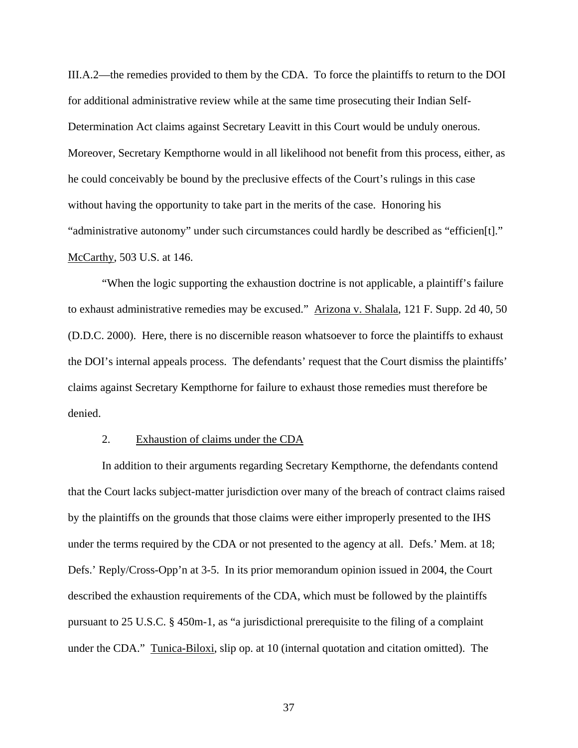III.A.2—the remedies provided to them by the CDA. To force the plaintiffs to return to the DOI for additional administrative review while at the same time prosecuting their Indian Self-Determination Act claims against Secretary Leavitt in this Court would be unduly onerous. Moreover, Secretary Kempthorne would in all likelihood not benefit from this process, either, as he could conceivably be bound by the preclusive effects of the Court's rulings in this case without having the opportunity to take part in the merits of the case. Honoring his "administrative autonomy" under such circumstances could hardly be described as "efficien[t]." McCarthy, 503 U.S. at 146.

"When the logic supporting the exhaustion doctrine is not applicable, a plaintiff's failure to exhaust administrative remedies may be excused." Arizona v. Shalala, 121 F. Supp. 2d 40, 50 (D.D.C. 2000). Here, there is no discernible reason whatsoever to force the plaintiffs to exhaust the DOI's internal appeals process. The defendants' request that the Court dismiss the plaintiffs' claims against Secretary Kempthorne for failure to exhaust those remedies must therefore be denied.

2. Exhaustion of claims under the CDA

In addition to their arguments regarding Secretary Kempthorne, the defendants contend that the Court lacks subject-matter jurisdiction over many of the breach of contract claims raised by the plaintiffs on the grounds that those claims were either improperly presented to the IHS under the terms required by the CDA or not presented to the agency at all. Defs.' Mem. at 18; Defs.' Reply/Cross-Opp'n at 3-5. In its prior memorandum opinion issued in 2004, the Court described the exhaustion requirements of the CDA, which must be followed by the plaintiffs pursuant to 25 U.S.C. § 450m-1, as "a jurisdictional prerequisite to the filing of a complaint under the CDA." Tunica-Biloxi, slip op. at 10 (internal quotation and citation omitted). The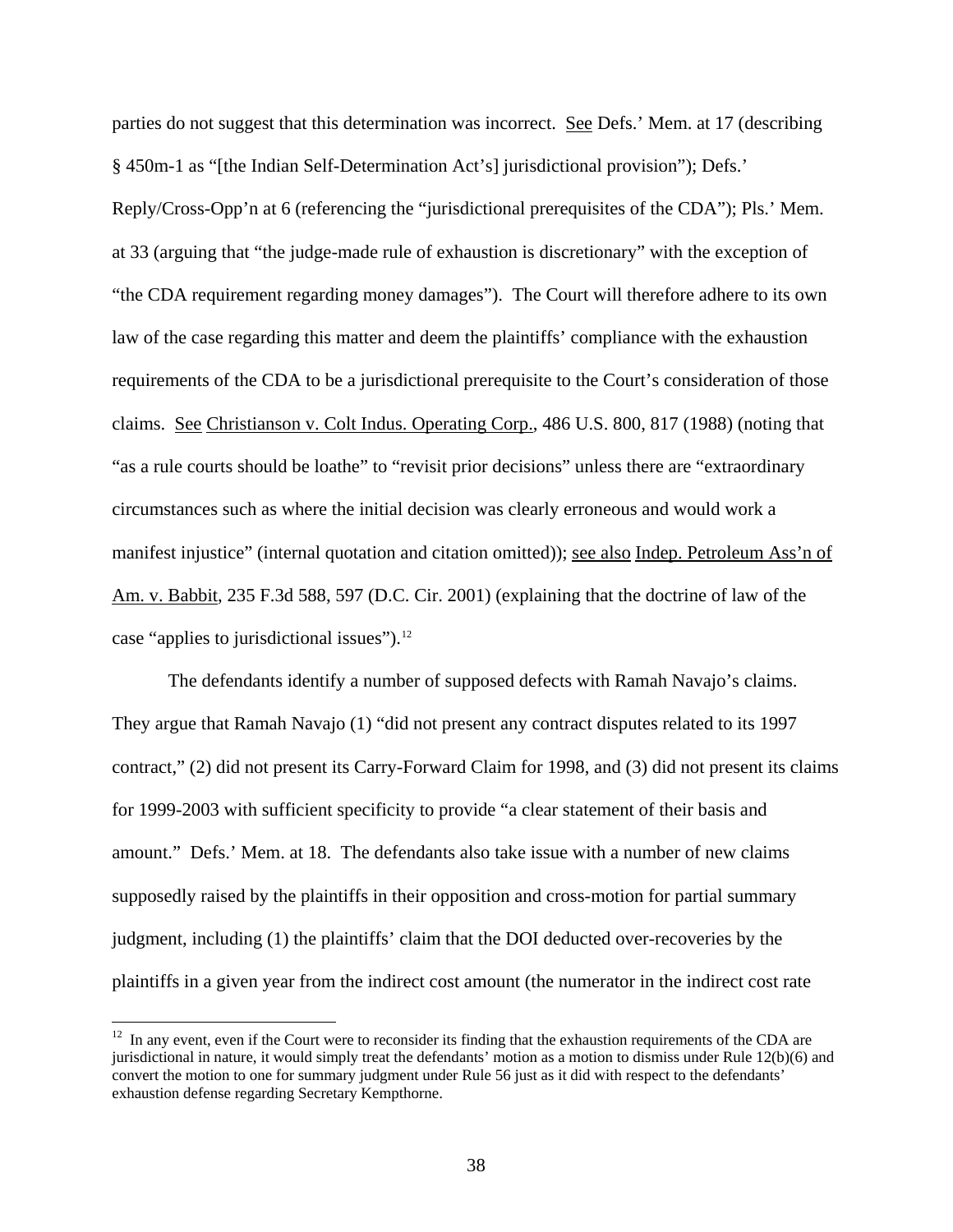parties do not suggest that this determination was incorrect. See Defs.' Mem. at 17 (describing § 450m-1 as "[the Indian Self-Determination Act's] jurisdictional provision"); Defs.' Reply/Cross-Opp'n at 6 (referencing the "jurisdictional prerequisites of the CDA"); Pls.' Mem. at 33 (arguing that "the judge-made rule of exhaustion is discretionary" with the exception of "the CDA requirement regarding money damages"). The Court will therefore adhere to its own law of the case regarding this matter and deem the plaintiffs' compliance with the exhaustion requirements of the CDA to be a jurisdictional prerequisite to the Court's consideration of those claims. See Christianson v. Colt Indus. Operating Corp., 486 U.S. 800, 817 (1988) (noting that "as a rule courts should be loathe" to "revisit prior decisions" unless there are "extraordinary circumstances such as where the initial decision was clearly erroneous and would work a manifest injustice" (internal quotation and citation omitted)); see also Indep. Petroleum Ass'n of Am. v. Babbit, 235 F.3d 588, 597 (D.C. Cir. 2001) (explaining that the doctrine of law of the case "applies to jurisdictional issues").[12]

The defendants identify a number of supposed defects with Ramah Navajo's claims. They argue that Ramah Navajo (1) "did not present any contract disputes related to its 1997 contract," (2) did not present its Carry-Forward Claim for 1998, and (3) did not present its claims for 1999-2003 with sufficient specificity to provide "a clear statement of their basis and amount." Defs.' Mem. at 18. The defendants also take issue with a number of new claims supposedly raised by the plaintiffs in their opposition and cross-motion for partial summary judgment, including (1) the plaintiffs' claim that the DOI deducted over-recoveries by the plaintiffs in a given year from the indirect cost amount (the numerator in the indirect cost rate

---

[12] In any event, even if the Court were to reconsider its finding that the exhaustion requirements of the CDA are jurisdictional in nature, it would simply treat the defendants' motion as a motion to dismiss under Rule 12(b)(6) and convert the motion to one for summary judgment under Rule 56 just as it did with respect to the defendants' exhaustion defense regarding Secretary Kempthorne.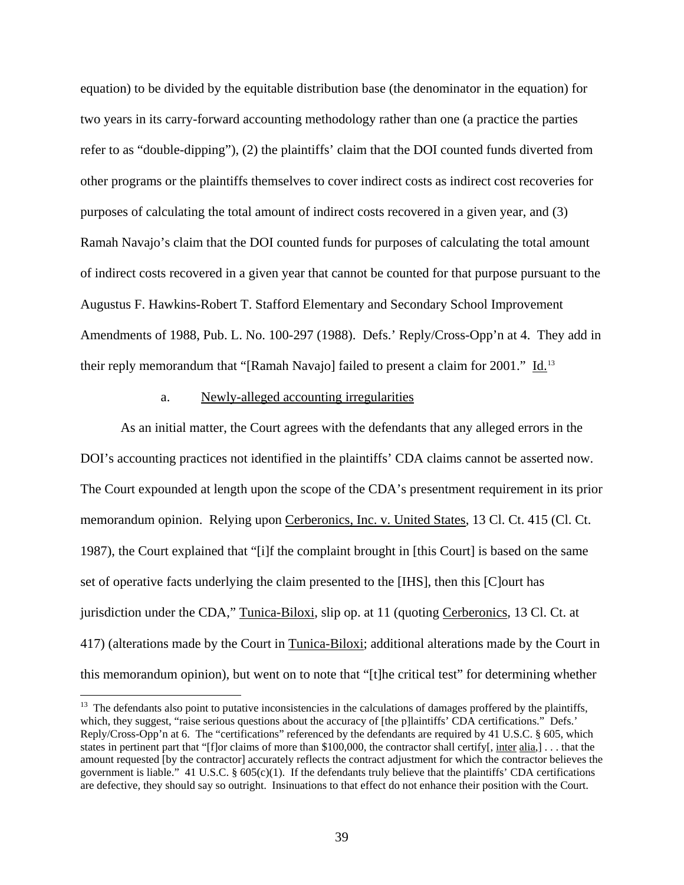equation) to be divided by the equitable distribution base (the denominator in the equation) for two years in its carry-forward accounting methodology rather than one (a practice the parties refer to as "double-dipping"), (2) the plaintiffs' claim that the DOI counted funds diverted from other programs or the plaintiffs themselves to cover indirect costs as indirect cost recoveries for purposes of calculating the total amount of indirect costs recovered in a given year, and (3) Ramah Navajo's claim that the DOI counted funds for purposes of calculating the total amount of indirect costs recovered in a given year that cannot be counted for that purpose pursuant to the Augustus F. Hawkins-Robert T. Stafford Elementary and Secondary School Improvement Amendments of 1988, Pub. L. No. 100-297 (1988). Defs.' Reply/Cross-Opp'n at 4. They add in their reply memorandum that "[Ramah Navajo] failed to present a claim for 2001." Id.[13]

a. Newly-alleged accounting irregularities

As an initial matter, the Court agrees with the defendants that any alleged errors in the DOI's accounting practices not identified in the plaintiffs' CDA claims cannot be asserted now. The Court expounded at length upon the scope of the CDA's presentment requirement in its prior memorandum opinion. Relying upon Cerberonics, Inc. v. United States, 13 Cl. Ct. 415 (Cl. Ct. 1987), the Court explained that "[i]f the complaint brought in [this Court] is based on the same set of operative facts underlying the claim presented to the [IHS], then this [C]ourt has jurisdiction under the CDA," Tunica-Biloxi, slip op. at 11 (quoting Cerberonics, 13 Cl. Ct. at 417) (alterations made by the Court in Tunica-Biloxi; additional alterations made by the Court in this memorandum opinion), but went on to note that "[t]he critical test" for determining whether

---

[13] The defendants also point to putative inconsistencies in the calculations of damages proffered by the plaintiffs, which, they suggest, "raise serious questions about the accuracy of [the p]laintiffs' CDA certifications." Defs.' Reply/Cross-Opp'n at 6. The "certifications" referenced by the defendants are required by 41 U.S.C. § 605, which states in pertinent part that "[f]or claims of more than $100,000, the contractor shall certify[, inter alia,] . . . that the amount requested [by the contractor] accurately reflects the contract adjustment for which the contractor believes the government is liable." 41 U.S.C. § 605(c)(1). If the defendants truly believe that the plaintiffs' CDA certifications are defective, they should say so outright. Insinuations to that effect do not enhance their position with the Court.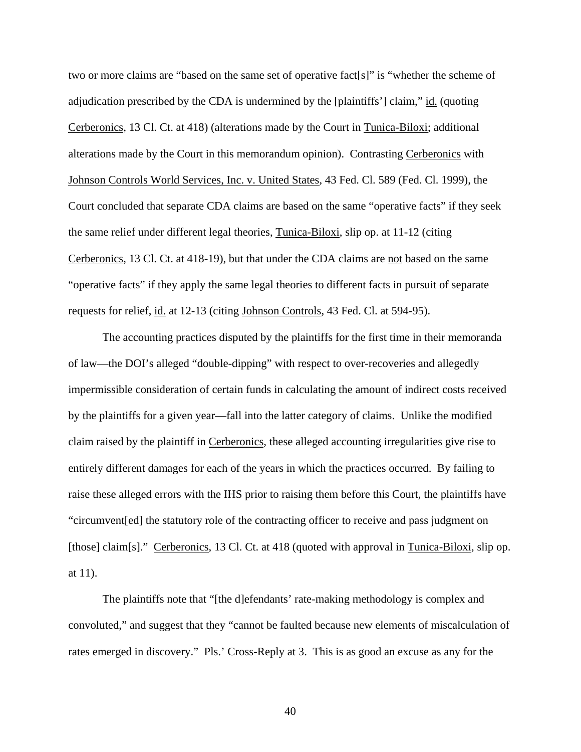two or more claims are "based on the same set of operative fact[s]" is "whether the scheme of adjudication prescribed by the CDA is undermined by the [plaintiffs'] claim," id. (quoting Cerberonics, 13 Cl. Ct. at 418) (alterations made by the Court in Tunica-Biloxi; additional alterations made by the Court in this memorandum opinion). Contrasting Cerberonics with Johnson Controls World Services, Inc. v. United States, 43 Fed. Cl. 589 (Fed. Cl. 1999), the Court concluded that separate CDA claims are based on the same "operative facts" if they seek the same relief under different legal theories, Tunica-Biloxi, slip op. at 11-12 (citing Cerberonics, 13 Cl. Ct. at 418-19), but that under the CDA claims are not based on the same "operative facts" if they apply the same legal theories to different facts in pursuit of separate requests for relief, id. at 12-13 (citing Johnson Controls, 43 Fed. Cl. at 594-95).

The accounting practices disputed by the plaintiffs for the first time in their memoranda of law—the DOI's alleged "double-dipping" with respect to over-recoveries and allegedly impermissible consideration of certain funds in calculating the amount of indirect costs received by the plaintiffs for a given year—fall into the latter category of claims. Unlike the modified claim raised by the plaintiff in Cerberonics, these alleged accounting irregularities give rise to entirely different damages for each of the years in which the practices occurred. By failing to raise these alleged errors with the IHS prior to raising them before this Court, the plaintiffs have "circumvent[ed] the statutory role of the contracting officer to receive and pass judgment on [those] claim[s]." Cerberonics, 13 Cl. Ct. at 418 (quoted with approval in Tunica-Biloxi, slip op. at 11).

The plaintiffs note that "[the d]efendants' rate-making methodology is complex and convoluted," and suggest that they "cannot be faulted because new elements of miscalculation of rates emerged in discovery." Pls.' Cross-Reply at 3. This is as good an excuse as any for the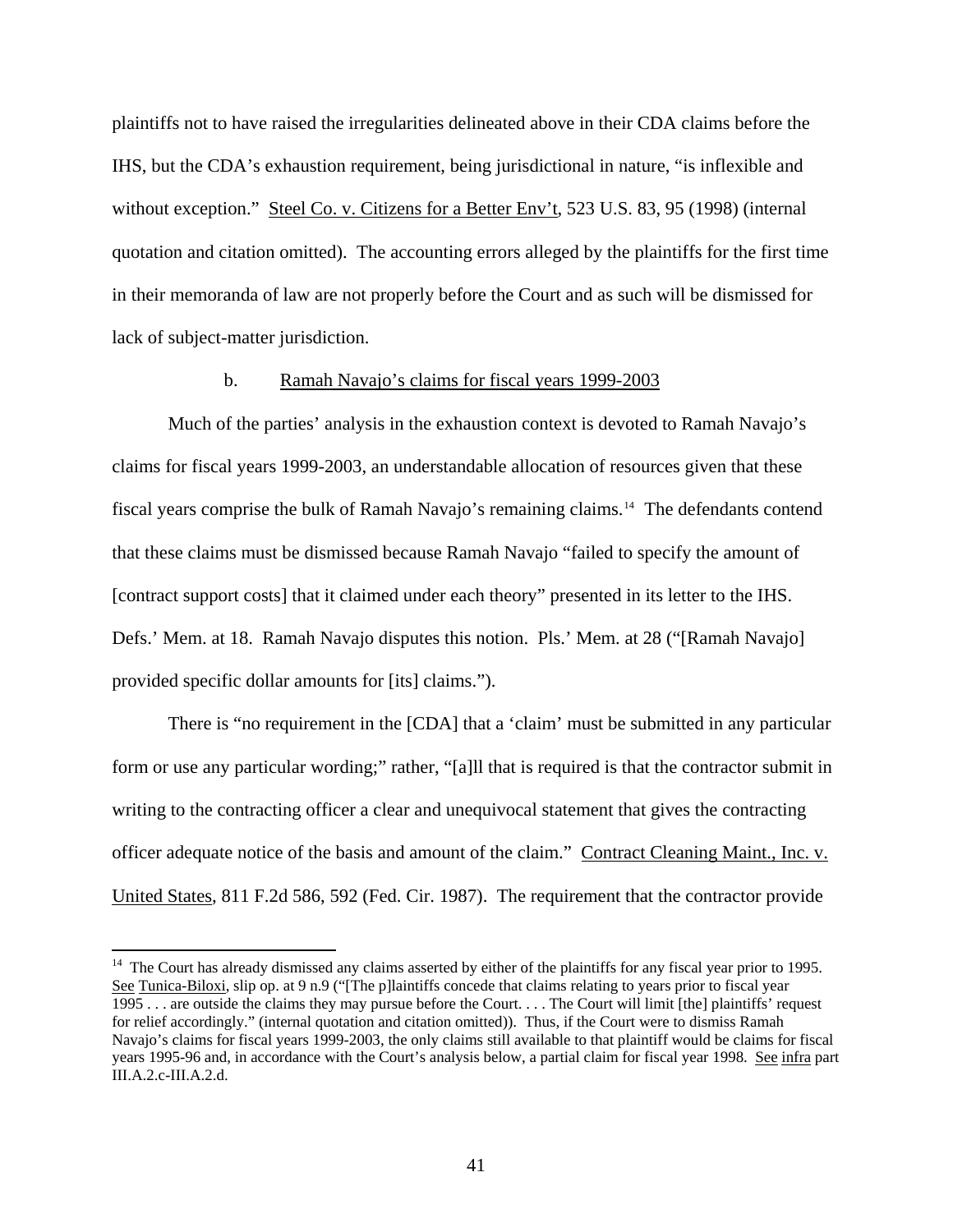plaintiffs not to have raised the irregularities delineated above in their CDA claims before the IHS, but the CDA's exhaustion requirement, being jurisdictional in nature, "is inflexible and without exception." Steel Co. v. Citizens for a Better Env't, 523 U.S. 83, 95 (1998) (internal quotation and citation omitted). The accounting errors alleged by the plaintiffs for the first time in their memoranda of law are not properly before the Court and as such will be dismissed for lack of subject-matter jurisdiction.

b. Ramah Navajo's claims for fiscal years 1999-2003

Much of the parties' analysis in the exhaustion context is devoted to Ramah Navajo's claims for fiscal years 1999-2003, an understandable allocation of resources given that these fiscal years comprise the bulk of Ramah Navajo's remaining claims.[14] The defendants contend that these claims must be dismissed because Ramah Navajo "failed to specify the amount of [contract support costs] that it claimed under each theory" presented in its letter to the IHS. Defs.' Mem. at 18. Ramah Navajo disputes this notion. Pls.' Mem. at 28 ("[Ramah Navajo] provided specific dollar amounts for [its] claims.").

There is "no requirement in the [CDA] that a 'claim' must be submitted in any particular form or use any particular wording;" rather, "[a]ll that is required is that the contractor submit in writing to the contracting officer a clear and unequivocal statement that gives the contracting officer adequate notice of the basis and amount of the claim." Contract Cleaning Maint., Inc. v. United States, 811 F.2d 586, 592 (Fed. Cir. 1987). The requirement that the contractor provide

---

[14] The Court has already dismissed any claims asserted by either of the plaintiffs for any fiscal year prior to 1995. See Tunica-Biloxi, slip op. at 9 n.9 ("[The p]laintiffs concede that claims relating to years prior to fiscal year 1995 . . . are outside the claims they may pursue before the Court. . . . The Court will limit [the] plaintiffs' request for relief accordingly." (internal quotation and citation omitted)). Thus, if the Court were to dismiss Ramah Navajo's claims for fiscal years 1999-2003, the only claims still available to that plaintiff would be claims for fiscal years 1995-96 and, in accordance with the Court's analysis below, a partial claim for fiscal year 1998. See infra part III.A.2.c-III.A.2.d.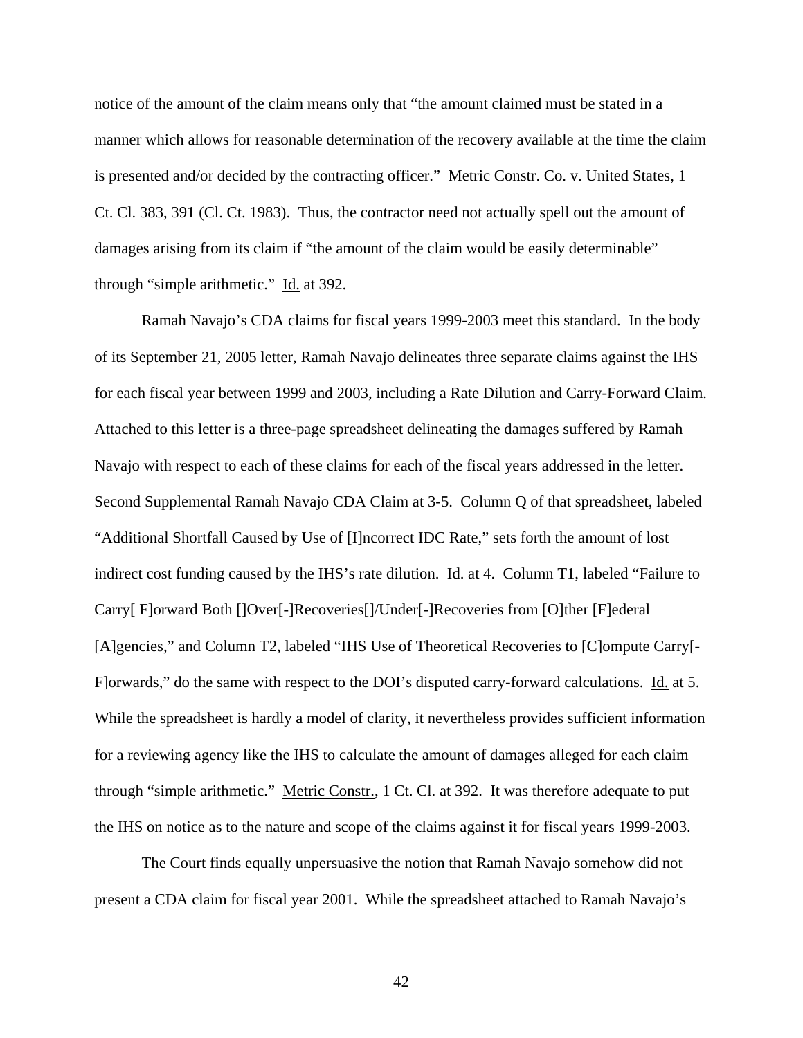notice of the amount of the claim means only that "the amount claimed must be stated in a manner which allows for reasonable determination of the recovery available at the time the claim is presented and/or decided by the contracting officer." Metric Constr. Co. v. United States, 1 Ct. Cl. 383, 391 (Cl. Ct. 1983). Thus, the contractor need not actually spell out the amount of damages arising from its claim if "the amount of the claim would be easily determinable" through "simple arithmetic." Id. at 392.

Ramah Navajo's CDA claims for fiscal years 1999-2003 meet this standard. In the body of its September 21, 2005 letter, Ramah Navajo delineates three separate claims against the IHS for each fiscal year between 1999 and 2003, including a Rate Dilution and Carry-Forward Claim. Attached to this letter is a three-page spreadsheet delineating the damages suffered by Ramah Navajo with respect to each of these claims for each of the fiscal years addressed in the letter. Second Supplemental Ramah Navajo CDA Claim at 3-5. Column Q of that spreadsheet, labeled "Additional Shortfall Caused by Use of [I]ncorrect IDC Rate," sets forth the amount of lost indirect cost funding caused by the IHS's rate dilution. Id. at 4. Column T1, labeled "Failure to Carry[ F]orward Both []Over[-]Recoveries[]/Under[-]Recoveries from [O]ther [F]ederal [A]gencies," and Column T2, labeled "IHS Use of Theoretical Recoveries to [C]ompute Carry[-F]orwards," do the same with respect to the DOI's disputed carry-forward calculations. Id. at 5. While the spreadsheet is hardly a model of clarity, it nevertheless provides sufficient information for a reviewing agency like the IHS to calculate the amount of damages alleged for each claim through "simple arithmetic." Metric Constr., 1 Ct. Cl. at 392. It was therefore adequate to put the IHS on notice as to the nature and scope of the claims against it for fiscal years 1999-2003.

The Court finds equally unpersuasive the notion that Ramah Navajo somehow did not present a CDA claim for fiscal year 2001. While the spreadsheet attached to Ramah Navajo's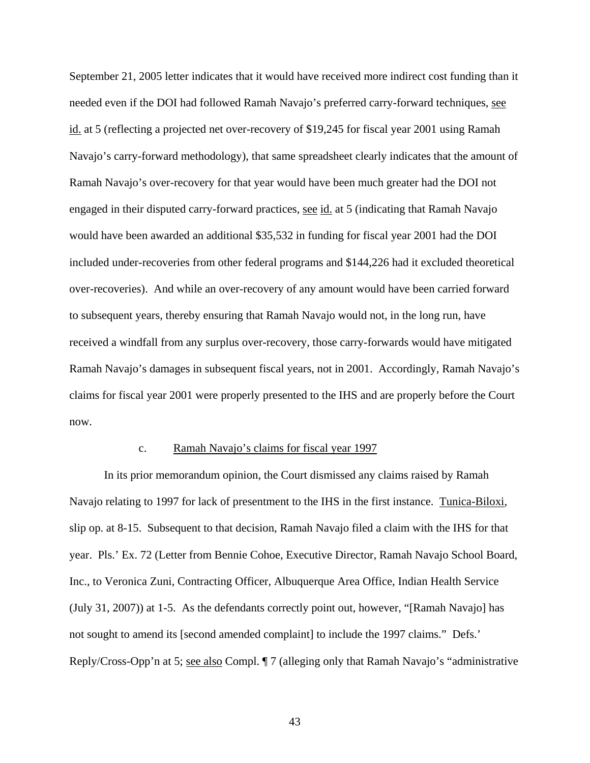September 21, 2005 letter indicates that it would have received more indirect cost funding than it needed even if the DOI had followed Ramah Navajo's preferred carry-forward techniques, see id. at 5 (reflecting a projected net over-recovery of $19,245 for fiscal year 2001 using Ramah Navajo's carry-forward methodology), that same spreadsheet clearly indicates that the amount of Ramah Navajo's over-recovery for that year would have been much greater had the DOI not engaged in their disputed carry-forward practices, see id. at 5 (indicating that Ramah Navajo would have been awarded an additional $35,532 in funding for fiscal year 2001 had the DOI included under-recoveries from other federal programs and $144,226 had it excluded theoretical over-recoveries). And while an over-recovery of any amount would have been carried forward to subsequent years, thereby ensuring that Ramah Navajo would not, in the long run, have received a windfall from any surplus over-recovery, those carry-forwards would have mitigated Ramah Navajo's damages in subsequent fiscal years, not in 2001. Accordingly, Ramah Navajo's claims for fiscal year 2001 were properly presented to the IHS and are properly before the Court now.

c. Ramah Navajo's claims for fiscal year 1997

In its prior memorandum opinion, the Court dismissed any claims raised by Ramah Navajo relating to 1997 for lack of presentment to the IHS in the first instance. Tunica-Biloxi, slip op. at 8-15. Subsequent to that decision, Ramah Navajo filed a claim with the IHS for that year. Pls.' Ex. 72 (Letter from Bennie Cohoe, Executive Director, Ramah Navajo School Board, Inc., to Veronica Zuni, Contracting Officer, Albuquerque Area Office, Indian Health Service (July 31, 2007)) at 1-5. As the defendants correctly point out, however, "[Ramah Navajo] has not sought to amend its [second amended complaint] to include the 1997 claims." Defs.' Reply/Cross-Opp'n at 5; see also Compl. ¶ 7 (alleging only that Ramah Navajo's "administrative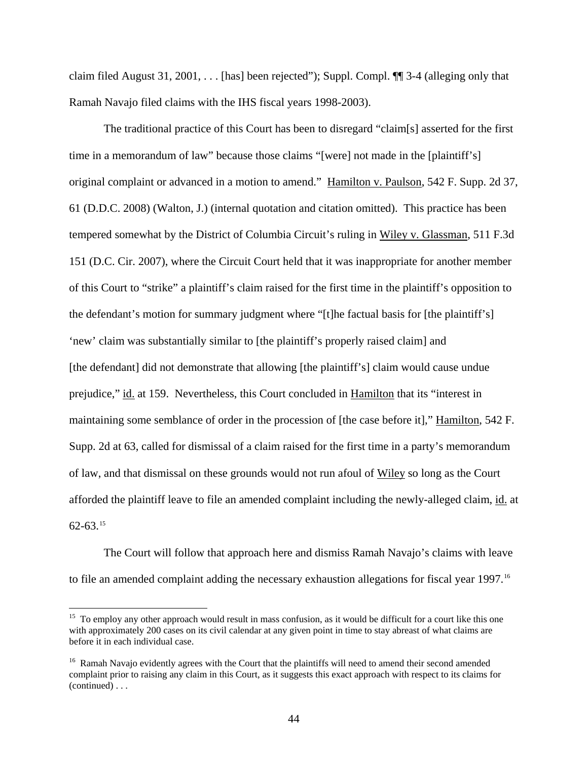claim filed August 31, 2001, . . . [has] been rejected"); Suppl. Compl. ¶¶ 3-4 (alleging only that Ramah Navajo filed claims with the IHS fiscal years 1998-2003).

The traditional practice of this Court has been to disregard "claim[s] asserted for the first time in a memorandum of law" because those claims "[were] not made in the [plaintiff's] original complaint or advanced in a motion to amend." Hamilton v. Paulson, 542 F. Supp. 2d 37, 61 (D.D.C. 2008) (Walton, J.) (internal quotation and citation omitted). This practice has been tempered somewhat by the District of Columbia Circuit's ruling in Wiley v. Glassman, 511 F.3d 151 (D.C. Cir. 2007), where the Circuit Court held that it was inappropriate for another member of this Court to "strike" a plaintiff's claim raised for the first time in the plaintiff's opposition to the defendant's motion for summary judgment where "[t]he factual basis for [the plaintiff's] 'new' claim was substantially similar to [the plaintiff's properly raised claim] and [the defendant] did not demonstrate that allowing [the plaintiff's] claim would cause undue prejudice," id. at 159. Nevertheless, this Court concluded in Hamilton that its "interest in maintaining some semblance of order in the procession of [the case before it]," Hamilton, 542 F. Supp. 2d at 63, called for dismissal of a claim raised for the first time in a party's memorandum of law, and that dismissal on these grounds would not run afoul of Wiley so long as the Court afforded the plaintiff leave to file an amended complaint including the newly-alleged claim, id. at 62-63.[15]

The Court will follow that approach here and dismiss Ramah Navajo's claims with leave to file an amended complaint adding the necessary exhaustion allegations for fiscal year 1997.[16]

[15] To employ any other approach would result in mass confusion, as it would be difficult for a court like this one with approximately 200 cases on its civil calendar at any given point in time to stay abreast of what claims are before it in each individual case.

[16] Ramah Navajo evidently agrees with the Court that the plaintiffs will need to amend their second amended complaint prior to raising any claim in this Court, as it suggests this exact approach with respect to its claims for (continued) . . .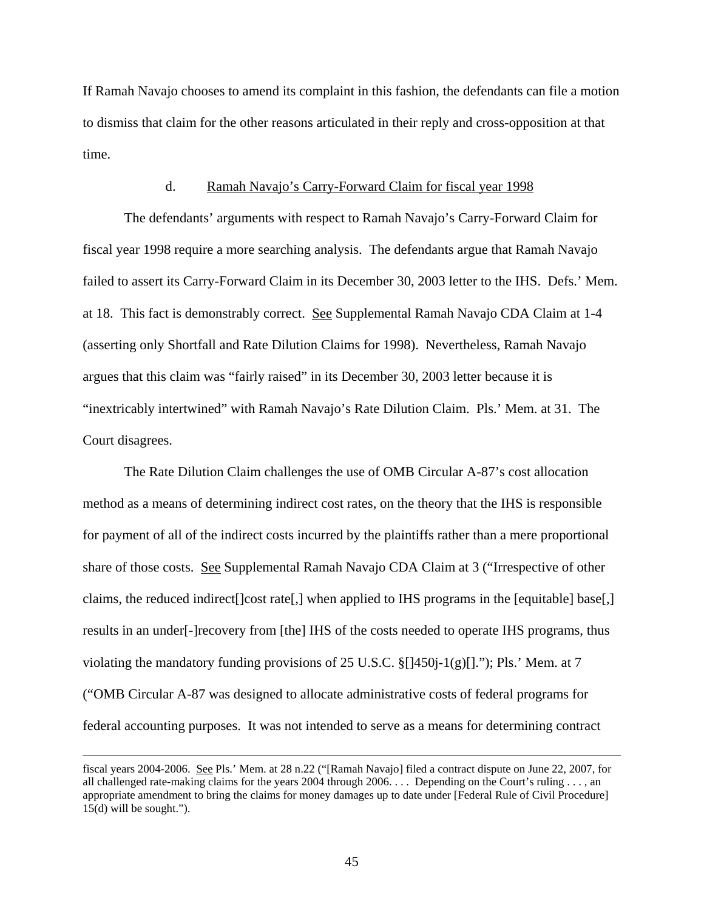If Ramah Navajo chooses to amend its complaint in this fashion, the defendants can file a motion to dismiss that claim for the other reasons articulated in their reply and cross-opposition at that time.

d. Ramah Navajo's Carry-Forward Claim for fiscal year 1998

The defendants' arguments with respect to Ramah Navajo's Carry-Forward Claim for fiscal year 1998 require a more searching analysis. The defendants argue that Ramah Navajo failed to assert its Carry-Forward Claim in its December 30, 2003 letter to the IHS. Defs.' Mem. at 18. This fact is demonstrably correct. See Supplemental Ramah Navajo CDA Claim at 1-4 (asserting only Shortfall and Rate Dilution Claims for 1998). Nevertheless, Ramah Navajo argues that this claim was "fairly raised" in its December 30, 2003 letter because it is "inextricably intertwined" with Ramah Navajo's Rate Dilution Claim. Pls.' Mem. at 31. The Court disagrees.

The Rate Dilution Claim challenges the use of OMB Circular A-87's cost allocation method as a means of determining indirect cost rates, on the theory that the IHS is responsible for payment of all of the indirect costs incurred by the plaintiffs rather than a mere proportional share of those costs. See Supplemental Ramah Navajo CDA Claim at 3 ("Irrespective of other claims, the reduced indirect[]cost rate[,] when applied to IHS programs in the [equitable] base[,] results in an under[-]recovery from [the] IHS of the costs needed to operate IHS programs, thus violating the mandatory funding provisions of 25 U.S.C. §[]450j-1(g)[]."); Pls.' Mem. at 7 ("OMB Circular A-87 was designed to allocate administrative costs of federal programs for federal accounting purposes. It was not intended to serve as a means for determining contract

fiscal years 2004-2006. See Pls.' Mem. at 28 n.22 ("[Ramah Navajo] filed a contract dispute on June 22, 2007, for all challenged rate-making claims for the years 2004 through 2006. . . . Depending on the Court's ruling . . . , an appropriate amendment to bring the claims for money damages up to date under [Federal Rule of Civil Procedure] 15(d) will be sought.").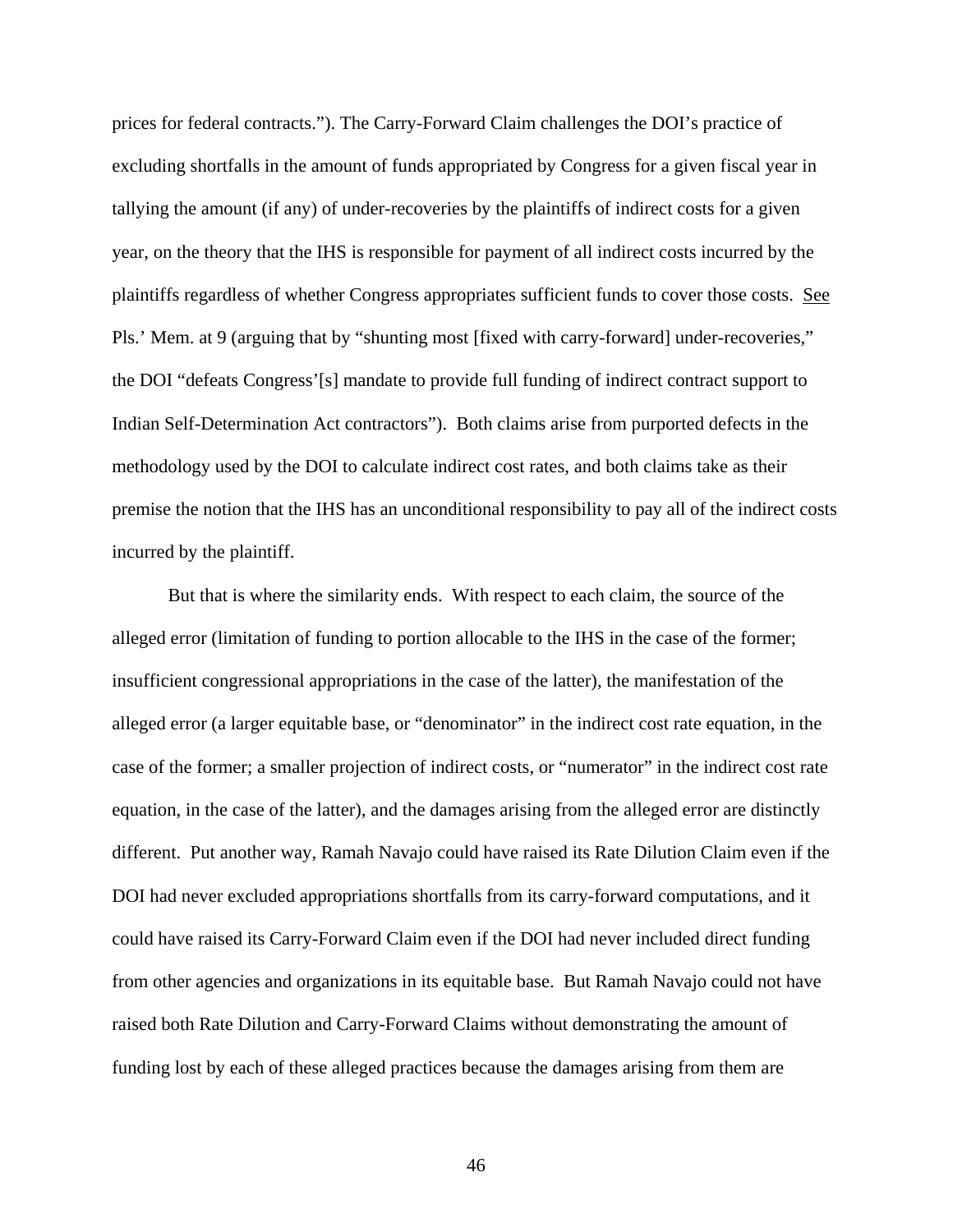prices for federal contracts."). The Carry-Forward Claim challenges the DOI's practice of excluding shortfalls in the amount of funds appropriated by Congress for a given fiscal year in tallying the amount (if any) of under-recoveries by the plaintiffs of indirect costs for a given year, on the theory that the IHS is responsible for payment of all indirect costs incurred by the plaintiffs regardless of whether Congress appropriates sufficient funds to cover those costs. See Pls.' Mem. at 9 (arguing that by "shunting most [fixed with carry-forward] under-recoveries," the DOI "defeats Congress'[s] mandate to provide full funding of indirect contract support to Indian Self-Determination Act contractors"). Both claims arise from purported defects in the methodology used by the DOI to calculate indirect cost rates, and both claims take as their premise the notion that the IHS has an unconditional responsibility to pay all of the indirect costs incurred by the plaintiff.

But that is where the similarity ends. With respect to each claim, the source of the alleged error (limitation of funding to portion allocable to the IHS in the case of the former; insufficient congressional appropriations in the case of the latter), the manifestation of the alleged error (a larger equitable base, or "denominator" in the indirect cost rate equation, in the case of the former; a smaller projection of indirect costs, or "numerator" in the indirect cost rate equation, in the case of the latter), and the damages arising from the alleged error are distinctly different. Put another way, Ramah Navajo could have raised its Rate Dilution Claim even if the DOI had never excluded appropriations shortfalls from its carry-forward computations, and it could have raised its Carry-Forward Claim even if the DOI had never included direct funding from other agencies and organizations in its equitable base. But Ramah Navajo could not have raised both Rate Dilution and Carry-Forward Claims without demonstrating the amount of funding lost by each of these alleged practices because the damages arising from them are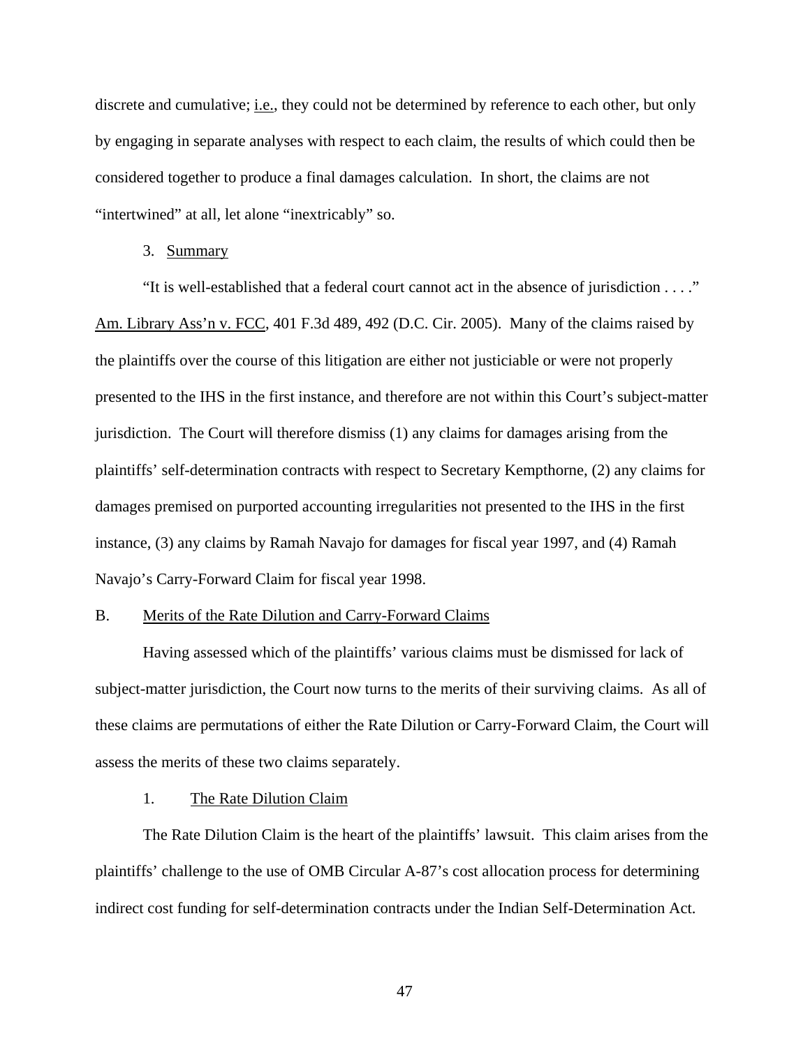discrete and cumulative; i.e., they could not be determined by reference to each other, but only by engaging in separate analyses with respect to each claim, the results of which could then be considered together to produce a final damages calculation. In short, the claims are not "intertwined" at all, let alone "inextricably" so.

3. Summary

"It is well-established that a federal court cannot act in the absence of jurisdiction . . . ." Am. Library Ass'n v. FCC, 401 F.3d 489, 492 (D.C. Cir. 2005). Many of the claims raised by the plaintiffs over the course of this litigation are either not justiciable or were not properly presented to the IHS in the first instance, and therefore are not within this Court's subject-matter jurisdiction. The Court will therefore dismiss (1) any claims for damages arising from the plaintiffs' self-determination contracts with respect to Secretary Kempthorne, (2) any claims for damages premised on purported accounting irregularities not presented to the IHS in the first instance, (3) any claims by Ramah Navajo for damages for fiscal year 1997, and (4) Ramah Navajo's Carry-Forward Claim for fiscal year 1998.

B. Merits of the Rate Dilution and Carry-Forward Claims

Having assessed which of the plaintiffs' various claims must be dismissed for lack of subject-matter jurisdiction, the Court now turns to the merits of their surviving claims. As all of these claims are permutations of either the Rate Dilution or Carry-Forward Claim, the Court will assess the merits of these two claims separately.

1. The Rate Dilution Claim

The Rate Dilution Claim is the heart of the plaintiffs' lawsuit. This claim arises from the plaintiffs' challenge to the use of OMB Circular A-87's cost allocation process for determining indirect cost funding for self-determination contracts under the Indian Self-Determination Act.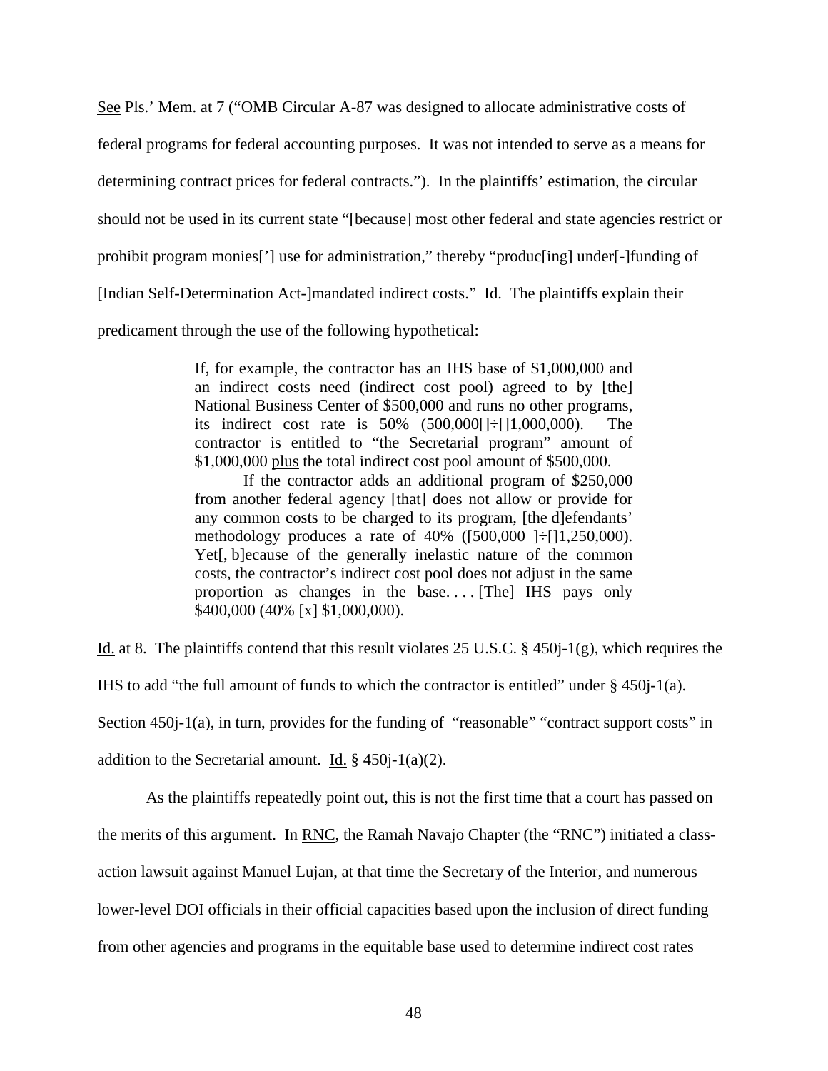See Pls.' Mem. at 7 ("OMB Circular A-87 was designed to allocate administrative costs of federal programs for federal accounting purposes. It was not intended to serve as a means for determining contract prices for federal contracts."). In the plaintiffs' estimation, the circular should not be used in its current state "[because] most other federal and state agencies restrict or prohibit program monies['] use for administration," thereby "produc[ing] under[-]funding of [Indian Self-Determination Act-]mandated indirect costs." Id. The plaintiffs explain their predicament through the use of the following hypothetical:

> If, for example, the contractor has an IHS base of $1,000,000 and an indirect costs need (indirect cost pool) agreed to by [the] National Business Center of $500,000 and runs no other programs, its indirect cost rate is 50% (500,000[]÷[]1,000,000). The contractor is entitled to "the Secretarial program" amount of $1,000,000 plus the total indirect cost pool amount of $500,000.
>
> If the contractor adds an additional program of $250,000 from another federal agency [that] does not allow or provide for any common costs to be charged to its program, [the d]efendants' methodology produces a rate of 40% ([500,000 ]÷[]1,250,000). Yet[, b]ecause of the generally inelastic nature of the common costs, the contractor's indirect cost pool does not adjust in the same proportion as changes in the base. . . . [The] IHS pays only $400,000 (40% [x] $1,000,000).

Id. at 8. The plaintiffs contend that this result violates 25 U.S.C. § 450j-1(g), which requires the IHS to add "the full amount of funds to which the contractor is entitled" under § 450j-1(a). Section 450j-1(a), in turn, provides for the funding of "reasonable" "contract support costs" in addition to the Secretarial amount. Id. § 450j-1(a)(2).

As the plaintiffs repeatedly point out, this is not the first time that a court has passed on the merits of this argument. In RNC, the Ramah Navajo Chapter (the "RNC") initiated a class-action lawsuit against Manuel Lujan, at that time the Secretary of the Interior, and numerous lower-level DOI officials in their official capacities based upon the inclusion of direct funding from other agencies and programs in the equitable base used to determine indirect cost rates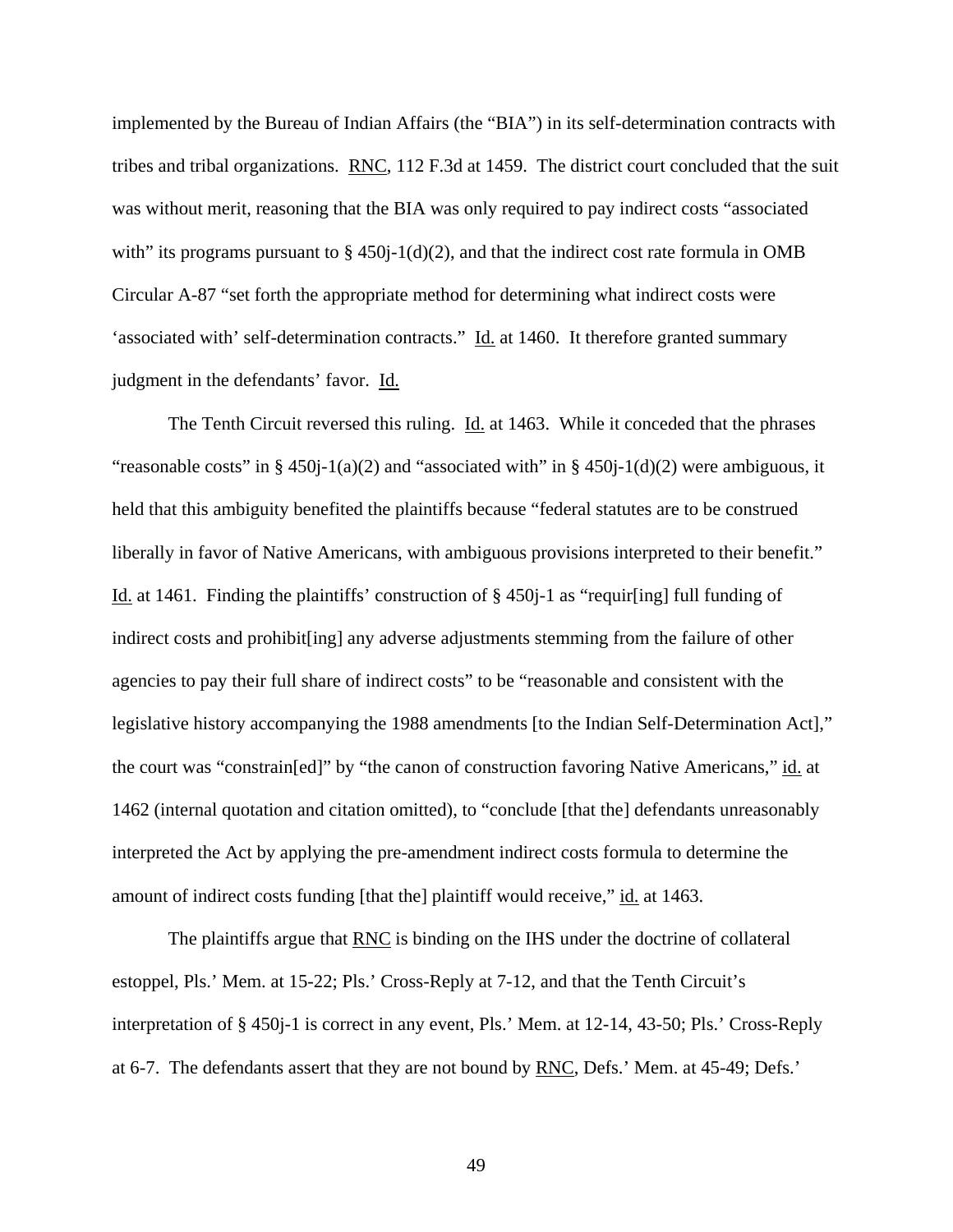implemented by the Bureau of Indian Affairs (the "BIA") in its self-determination contracts with tribes and tribal organizations. RNC, 112 F.3d at 1459. The district court concluded that the suit was without merit, reasoning that the BIA was only required to pay indirect costs "associated with" its programs pursuant to § 450j-1(d)(2), and that the indirect cost rate formula in OMB Circular A-87 "set forth the appropriate method for determining what indirect costs were 'associated with' self-determination contracts." Id. at 1460. It therefore granted summary judgment in the defendants' favor. Id.

The Tenth Circuit reversed this ruling. Id. at 1463. While it conceded that the phrases "reasonable costs" in § 450j-1(a)(2) and "associated with" in § 450j-1(d)(2) were ambiguous, it held that this ambiguity benefited the plaintiffs because "federal statutes are to be construed liberally in favor of Native Americans, with ambiguous provisions interpreted to their benefit." Id. at 1461. Finding the plaintiffs' construction of § 450j-1 as "requir[ing] full funding of indirect costs and prohibit[ing] any adverse adjustments stemming from the failure of other agencies to pay their full share of indirect costs" to be "reasonable and consistent with the legislative history accompanying the 1988 amendments [to the Indian Self-Determination Act]," the court was "constrain[ed]" by "the canon of construction favoring Native Americans," id. at 1462 (internal quotation and citation omitted), to "conclude [that the] defendants unreasonably interpreted the Act by applying the pre-amendment indirect costs formula to determine the amount of indirect costs funding [that the] plaintiff would receive," id. at 1463.

The plaintiffs argue that RNC is binding on the IHS under the doctrine of collateral estoppel, Pls.' Mem. at 15-22; Pls.' Cross-Reply at 7-12, and that the Tenth Circuit's interpretation of § 450j-1 is correct in any event, Pls.' Mem. at 12-14, 43-50; Pls.' Cross-Reply at 6-7. The defendants assert that they are not bound by RNC, Defs.' Mem. at 45-49; Defs.'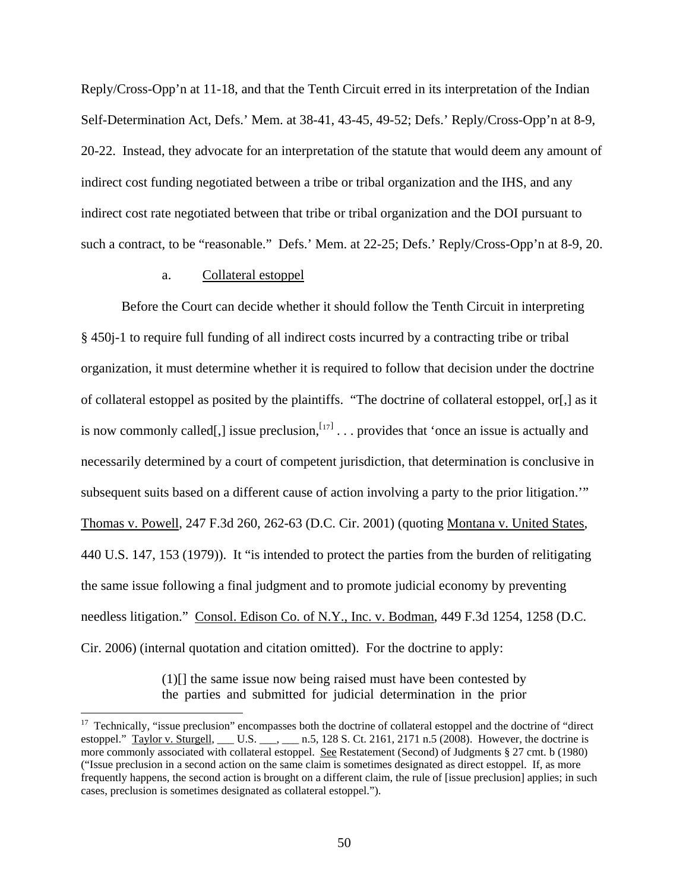Reply/Cross-Opp'n at 11-18, and that the Tenth Circuit erred in its interpretation of the Indian Self-Determination Act, Defs.' Mem. at 38-41, 43-45, 49-52; Defs.' Reply/Cross-Opp'n at 8-9, 20-22. Instead, they advocate for an interpretation of the statute that would deem any amount of indirect cost funding negotiated between a tribe or tribal organization and the IHS, and any indirect cost rate negotiated between that tribe or tribal organization and the DOI pursuant to such a contract, to be "reasonable." Defs.' Mem. at 22-25; Defs.' Reply/Cross-Opp'n at 8-9, 20.

a. Collateral estoppel

Before the Court can decide whether it should follow the Tenth Circuit in interpreting § 450j-1 to require full funding of all indirect costs incurred by a contracting tribe or tribal organization, it must determine whether it is required to follow that decision under the doctrine of collateral estoppel as posited by the plaintiffs. "The doctrine of collateral estoppel, or[,] as it is now commonly called[,] issue preclusion,[17] . . . provides that 'once an issue is actually and necessarily determined by a court of competent jurisdiction, that determination is conclusive in subsequent suits based on a different cause of action involving a party to the prior litigation.'" Thomas v. Powell, 247 F.3d 260, 262-63 (D.C. Cir. 2001) (quoting Montana v. United States, 440 U.S. 147, 153 (1979)). It "is intended to protect the parties from the burden of relitigating the same issue following a final judgment and to promote judicial economy by preventing needless litigation." Consol. Edison Co. of N.Y., Inc. v. Bodman, 449 F.3d 1254, 1258 (D.C. Cir. 2006) (internal quotation and citation omitted). For the doctrine to apply:

> (1)[] the same issue now being raised must have been contested by the parties and submitted for judicial determination in the prior

[17] Technically, "issue preclusion" encompasses both the doctrine of collateral estoppel and the doctrine of "direct estoppel." Taylor v. Sturgell, ___ U.S. ___, ___ n.5, 128 S. Ct. 2161, 2171 n.5 (2008). However, the doctrine is more commonly associated with collateral estoppel. See Restatement (Second) of Judgments § 27 cmt. b (1980) ("Issue preclusion in a second action on the same claim is sometimes designated as direct estoppel. If, as more frequently happens, the second action is brought on a different claim, the rule of [issue preclusion] applies; in such cases, preclusion is sometimes designated as collateral estoppel.").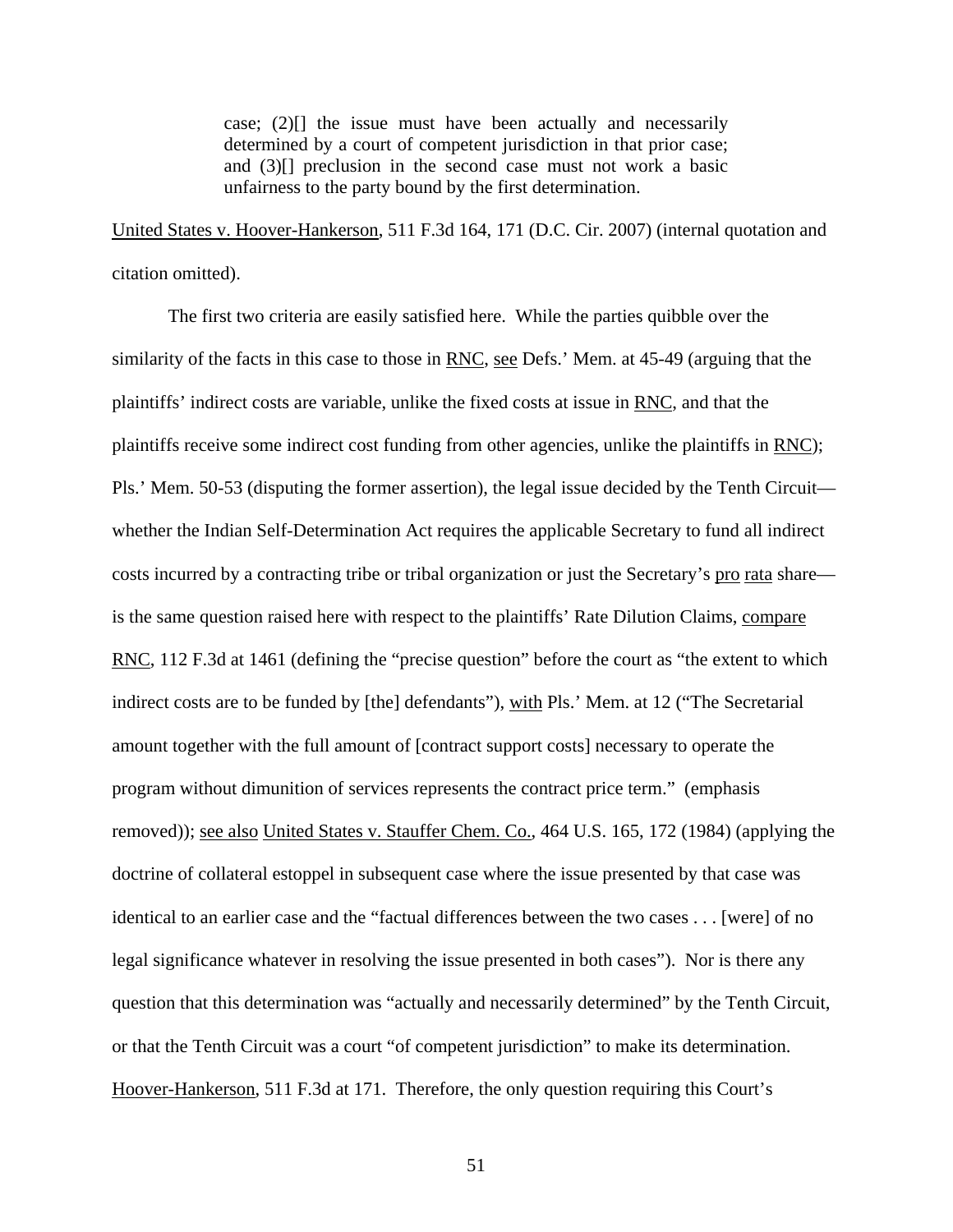> case; (2)[] the issue must have been actually and necessarily determined by a court of competent jurisdiction in that prior case; and (3)[] preclusion in the second case must not work a basic unfairness to the party bound by the first determination.

United States v. Hoover-Hankerson, 511 F.3d 164, 171 (D.C. Cir. 2007) (internal quotation and citation omitted).

The first two criteria are easily satisfied here. While the parties quibble over the similarity of the facts in this case to those in RNC, see Defs.' Mem. at 45-49 (arguing that the plaintiffs' indirect costs are variable, unlike the fixed costs at issue in RNC, and that the plaintiffs receive some indirect cost funding from other agencies, unlike the plaintiffs in RNC); Pls.' Mem. 50-53 (disputing the former assertion), the legal issue decided by the Tenth Circuit—whether the Indian Self-Determination Act requires the applicable Secretary to fund all indirect costs incurred by a contracting tribe or tribal organization or just the Secretary's pro rata share—is the same question raised here with respect to the plaintiffs' Rate Dilution Claims, compare RNC, 112 F.3d at 1461 (defining the "precise question" before the court as "the extent to which indirect costs are to be funded by [the] defendants"), with Pls.' Mem. at 12 ("The Secretarial amount together with the full amount of [contract support costs] necessary to operate the program without dimunition of services represents the contract price term." (emphasis removed)); see also United States v. Stauffer Chem. Co., 464 U.S. 165, 172 (1984) (applying the doctrine of collateral estoppel in subsequent case where the issue presented by that case was identical to an earlier case and the "factual differences between the two cases . . . [were] of no legal significance whatever in resolving the issue presented in both cases"). Nor is there any question that this determination was "actually and necessarily determined" by the Tenth Circuit, or that the Tenth Circuit was a court "of competent jurisdiction" to make its determination. Hoover-Hankerson, 511 F.3d at 171. Therefore, the only question requiring this Court's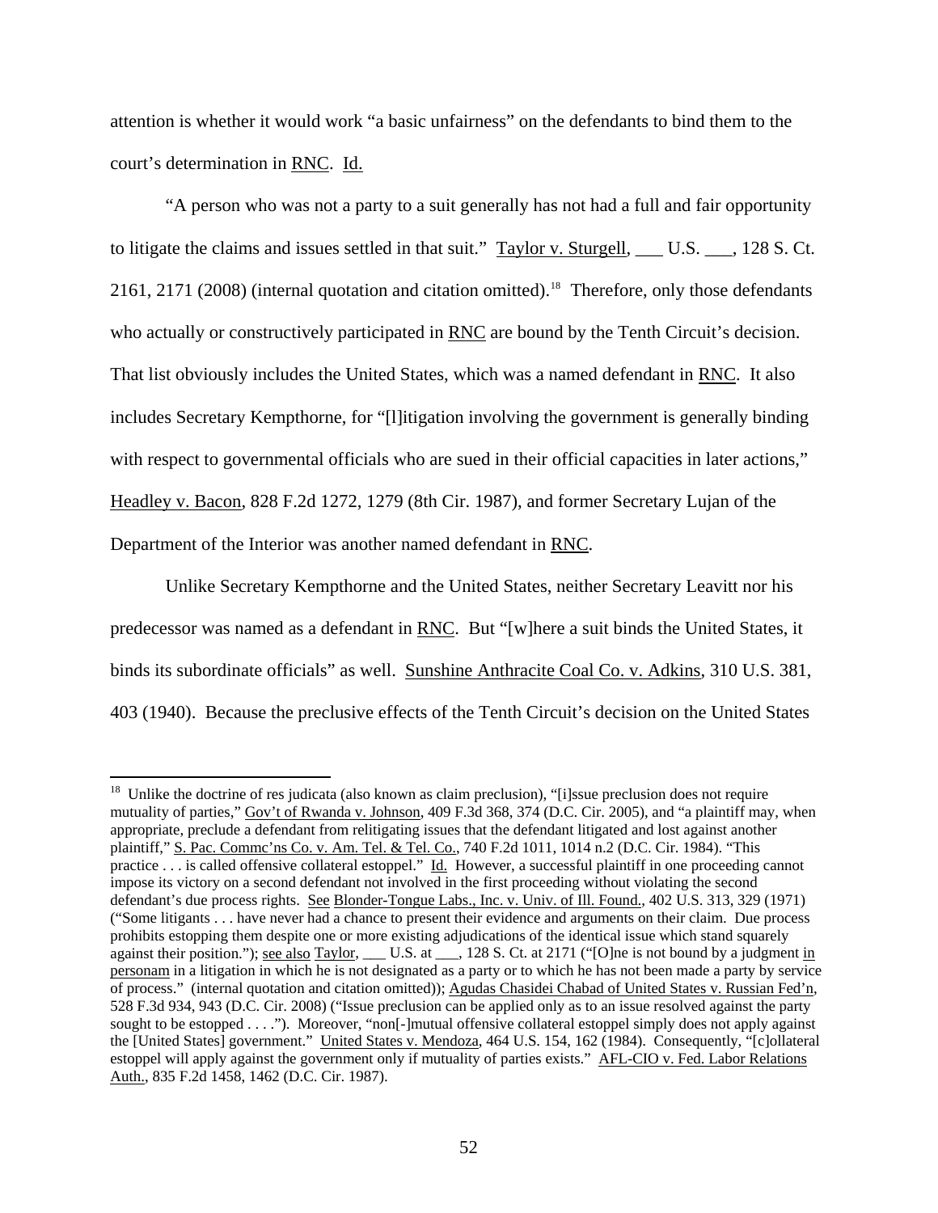attention is whether it would work "a basic unfairness" on the defendants to bind them to the court's determination in RNC. Id.

"A person who was not a party to a suit generally has not had a full and fair opportunity to litigate the claims and issues settled in that suit." Taylor v. Sturgell, ___ U.S. ___, 128 S. Ct. 2161, 2171 (2008) (internal quotation and citation omitted).[18] Therefore, only those defendants who actually or constructively participated in RNC are bound by the Tenth Circuit's decision. That list obviously includes the United States, which was a named defendant in RNC. It also includes Secretary Kempthorne, for "[l]itigation involving the government is generally binding with respect to governmental officials who are sued in their official capacities in later actions," Headley v. Bacon, 828 F.2d 1272, 1279 (8th Cir. 1987), and former Secretary Lujan of the Department of the Interior was another named defendant in RNC.

Unlike Secretary Kempthorne and the United States, neither Secretary Leavitt nor his predecessor was named as a defendant in RNC. But "[w]here a suit binds the United States, it binds its subordinate officials" as well. Sunshine Anthracite Coal Co. v. Adkins, 310 U.S. 381, 403 (1940). Because the preclusive effects of the Tenth Circuit's decision on the United States

---

[18] Unlike the doctrine of res judicata (also known as claim preclusion), "[i]ssue preclusion does not require mutuality of parties," Gov't of Rwanda v. Johnson, 409 F.3d 368, 374 (D.C. Cir. 2005), and "a plaintiff may, when appropriate, preclude a defendant from relitigating issues that the defendant litigated and lost against another plaintiff," S. Pac. Commc'ns Co. v. Am. Tel. & Tel. Co., 740 F.2d 1011, 1014 n.2 (D.C. Cir. 1984). "This practice . . . is called offensive collateral estoppel." Id. However, a successful plaintiff in one proceeding cannot impose its victory on a second defendant not involved in the first proceeding without violating the second defendant's due process rights. See Blonder-Tongue Labs., Inc. v. Univ. of Ill. Found., 402 U.S. 313, 329 (1971) ("Some litigants . . . have never had a chance to present their evidence and arguments on their claim. Due process prohibits estopping them despite one or more existing adjudications of the identical issue which stand squarely against their position."); see also Taylor, ___ U.S. at ___, 128 S. Ct. at 2171 ("[O]ne is not bound by a judgment in personam in a litigation in which he is not designated as a party or to which he has not been made a party by service of process." (internal quotation and citation omitted)); Agudas Chasidei Chabad of United States v. Russian Fed'n, 528 F.3d 934, 943 (D.C. Cir. 2008) ("Issue preclusion can be applied only as to an issue resolved against the party sought to be estopped . . . ."). Moreover, "non[-]mutual offensive collateral estoppel simply does not apply against the [United States] government." United States v. Mendoza, 464 U.S. 154, 162 (1984). Consequently, "[c]ollateral estoppel will apply against the government only if mutuality of parties exists." AFL-CIO v. Fed. Labor Relations Auth., 835 F.2d 1458, 1462 (D.C. Cir. 1987).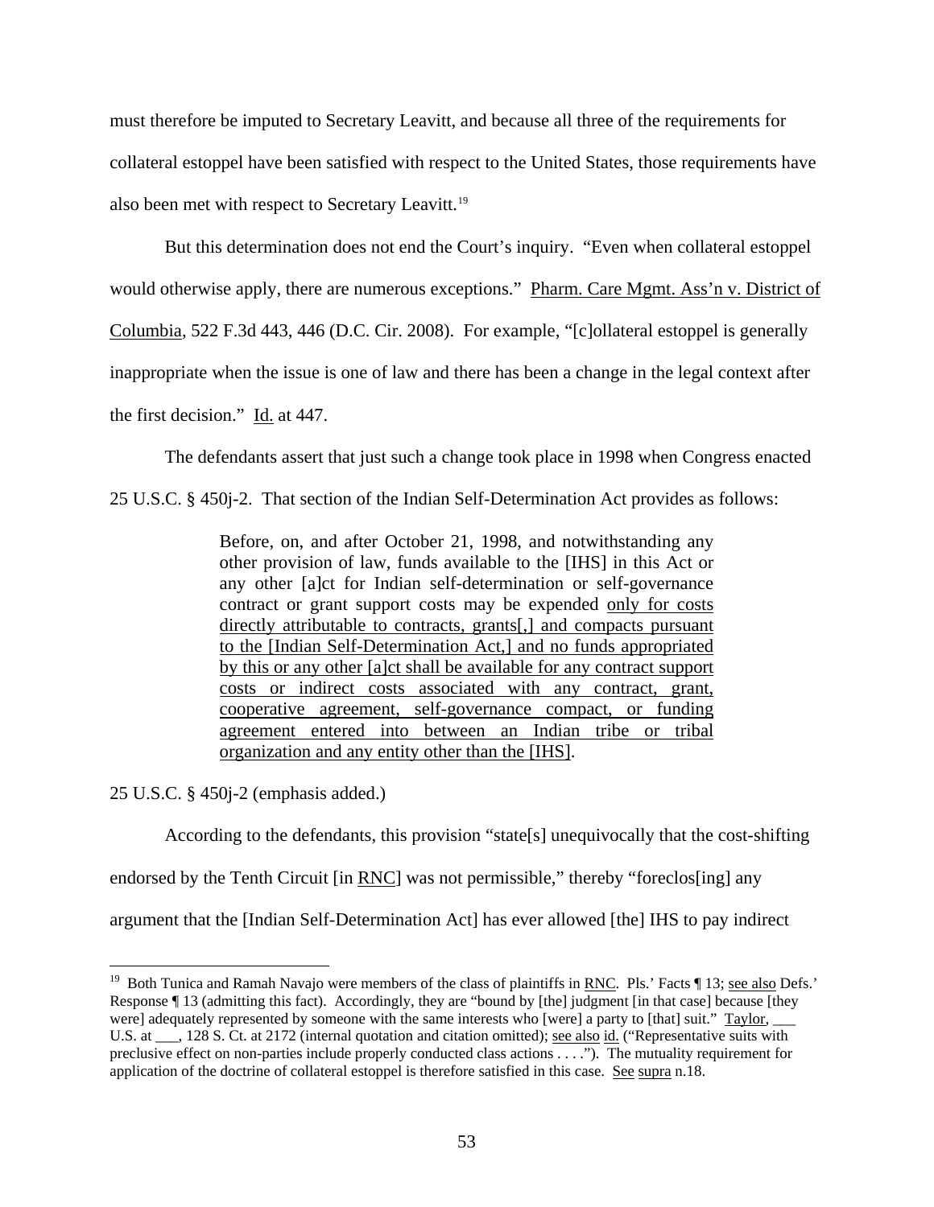must therefore be imputed to Secretary Leavitt, and because all three of the requirements for collateral estoppel have been satisfied with respect to the United States, those requirements have also been met with respect to Secretary Leavitt.[19]

But this determination does not end the Court's inquiry. "Even when collateral estoppel would otherwise apply, there are numerous exceptions." Pharm. Care Mgmt. Ass'n v. District of Columbia, 522 F.3d 443, 446 (D.C. Cir. 2008). For example, "[c]ollateral estoppel is generally inappropriate when the issue is one of law and there has been a change in the legal context after the first decision." Id. at 447.

The defendants assert that just such a change took place in 1998 when Congress enacted 25 U.S.C. § 450j-2. That section of the Indian Self-Determination Act provides as follows:

> Before, on, and after October 21, 1998, and notwithstanding any other provision of law, funds available to the [IHS] in this Act or any other [a]ct for Indian self-determination or self-governance contract or grant support costs may be expended only for costs directly attributable to contracts, grants[,] and compacts pursuant to the [Indian Self-Determination Act,] and no funds appropriated by this or any other [a]ct shall be available for any contract support costs or indirect costs associated with any contract, grant, cooperative agreement, self-governance compact, or funding agreement entered into between an Indian tribe or tribal organization and any entity other than the [IHS].

25 U.S.C. § 450j-2 (emphasis added.)

According to the defendants, this provision "state[s] unequivocally that the cost-shifting endorsed by the Tenth Circuit [in RNC] was not permissible," thereby "foreclos[ing] any argument that the [Indian Self-Determination Act] has ever allowed [the] IHS to pay indirect

---

[19] Both Tunica and Ramah Navajo were members of the class of plaintiffs in RNC. Pls.' Facts ¶ 13; see also Defs.' Response ¶ 13 (admitting this fact). Accordingly, they are "bound by [the] judgment [in that case] because [they were] adequately represented by someone with the same interests who [were] a party to [that] suit." Taylor, ___ U.S. at ___, 128 S. Ct. at 2172 (internal quotation and citation omitted); see also id. ("Representative suits with preclusive effect on non-parties include properly conducted class actions . . . ."). The mutuality requirement for application of the doctrine of collateral estoppel is therefore satisfied in this case. See supra n.18.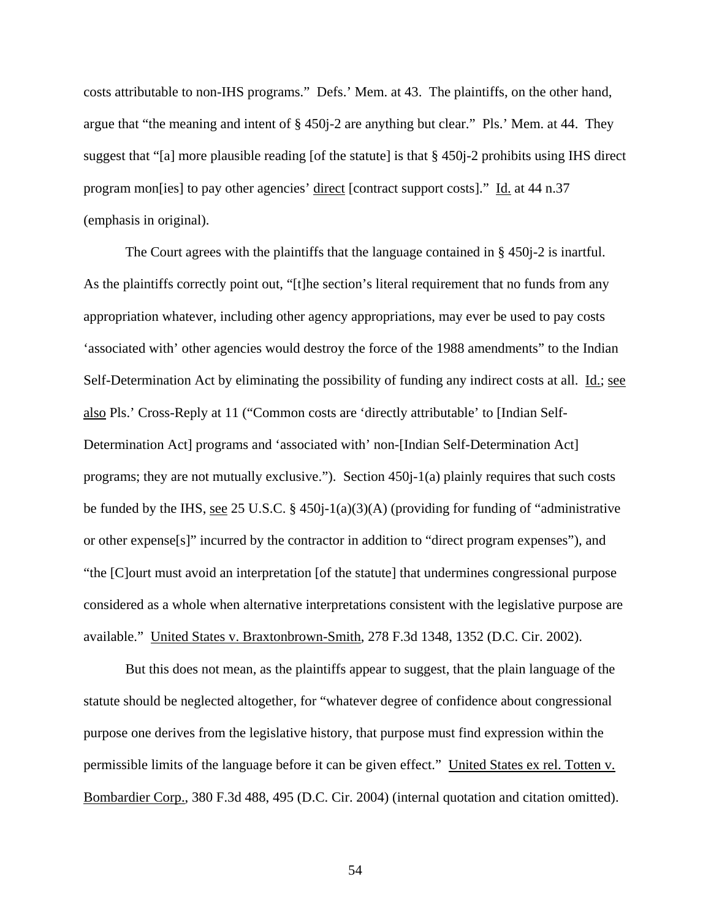costs attributable to non-IHS programs." Defs.' Mem. at 43. The plaintiffs, on the other hand, argue that "the meaning and intent of § 450j-2 are anything but clear." Pls.' Mem. at 44. They suggest that "[a] more plausible reading [of the statute] is that § 450j-2 prohibits using IHS direct program mon[ies] to pay other agencies' direct [contract support costs]." Id. at 44 n.37 (emphasis in original).

The Court agrees with the plaintiffs that the language contained in § 450j-2 is inartful. As the plaintiffs correctly point out, "[t]he section's literal requirement that no funds from any appropriation whatever, including other agency appropriations, may ever be used to pay costs 'associated with' other agencies would destroy the force of the 1988 amendments" to the Indian Self-Determination Act by eliminating the possibility of funding any indirect costs at all. Id.; see also Pls.' Cross-Reply at 11 ("Common costs are 'directly attributable' to [Indian Self-Determination Act] programs and 'associated with' non-[Indian Self-Determination Act] programs; they are not mutually exclusive."). Section 450j-1(a) plainly requires that such costs be funded by the IHS, see 25 U.S.C. § 450j-1(a)(3)(A) (providing for funding of "administrative or other expense[s]" incurred by the contractor in addition to "direct program expenses"), and "the [C]ourt must avoid an interpretation [of the statute] that undermines congressional purpose considered as a whole when alternative interpretations consistent with the legislative purpose are available." United States v. Braxtonbrown-Smith, 278 F.3d 1348, 1352 (D.C. Cir. 2002).

But this does not mean, as the plaintiffs appear to suggest, that the plain language of the statute should be neglected altogether, for "whatever degree of confidence about congressional purpose one derives from the legislative history, that purpose must find expression within the permissible limits of the language before it can be given effect." United States ex rel. Totten v. Bombardier Corp., 380 F.3d 488, 495 (D.C. Cir. 2004) (internal quotation and citation omitted).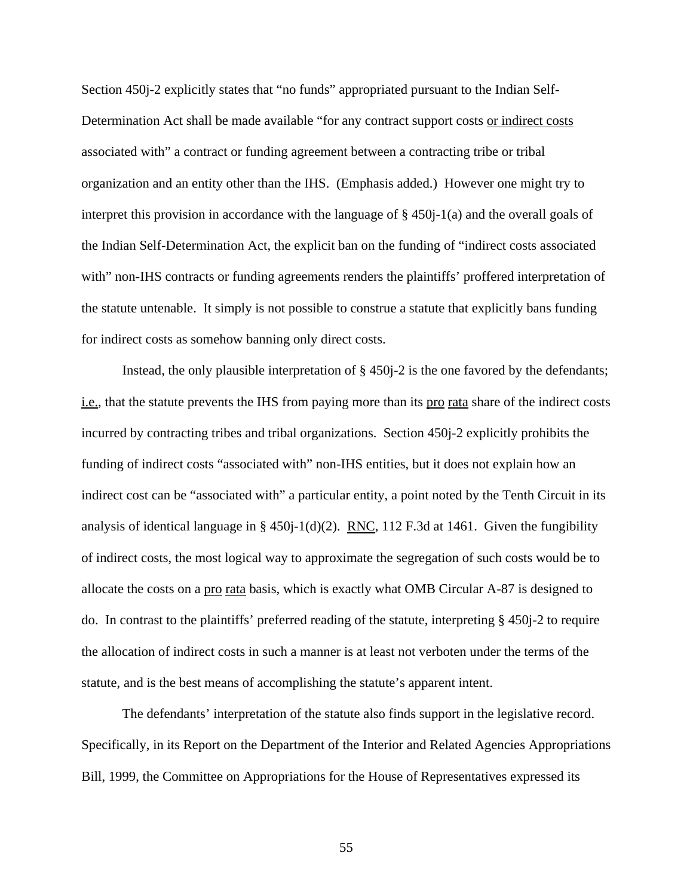Section 450j-2 explicitly states that "no funds" appropriated pursuant to the Indian Self-Determination Act shall be made available "for any contract support costs <u>or indirect costs</u> associated with" a contract or funding agreement between a contracting tribe or tribal organization and an entity other than the IHS. (Emphasis added.) However one might try to interpret this provision in accordance with the language of § 450j-1(a) and the overall goals of the Indian Self-Determination Act, the explicit ban on the funding of "indirect costs associated with" non-IHS contracts or funding agreements renders the plaintiffs' proffered interpretation of the statute untenable. It simply is not possible to construe a statute that explicitly bans funding for indirect costs as somehow banning only direct costs.

Instead, the only plausible interpretation of § 450j-2 is the one favored by the defendants; <u>i.e.</u>, that the statute prevents the IHS from paying more than its <u>pro</u> <u>rata</u> share of the indirect costs incurred by contracting tribes and tribal organizations. Section 450j-2 explicitly prohibits the funding of indirect costs "associated with" non-IHS entities, but it does not explain how an indirect cost can be "associated with" a particular entity, a point noted by the Tenth Circuit in its analysis of identical language in § 450j-1(d)(2). <u>RNC</u>, 112 F.3d at 1461. Given the fungibility of indirect costs, the most logical way to approximate the segregation of such costs would be to allocate the costs on a <u>pro</u> <u>rata</u> basis, which is exactly what OMB Circular A-87 is designed to do. In contrast to the plaintiffs' preferred reading of the statute, interpreting § 450j-2 to require the allocation of indirect costs in such a manner is at least not verboten under the terms of the statute, and is the best means of accomplishing the statute's apparent intent.

The defendants' interpretation of the statute also finds support in the legislative record. Specifically, in its Report on the Department of the Interior and Related Agencies Appropriations Bill, 1999, the Committee on Appropriations for the House of Representatives expressed its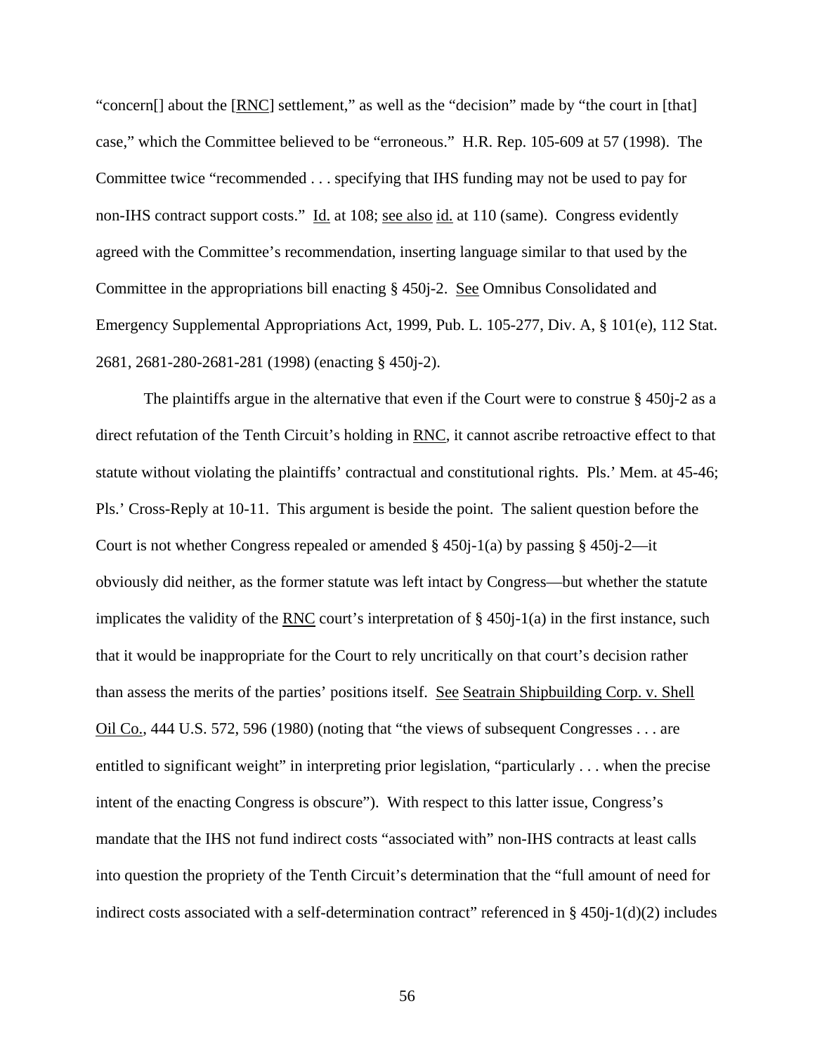"concern[] about the [RNC] settlement," as well as the "decision" made by "the court in [that] case," which the Committee believed to be "erroneous." H.R. Rep. 105-609 at 57 (1998). The Committee twice "recommended . . . specifying that IHS funding may not be used to pay for non-IHS contract support costs." Id. at 108; see also id. at 110 (same). Congress evidently agreed with the Committee's recommendation, inserting language similar to that used by the Committee in the appropriations bill enacting § 450j-2. See Omnibus Consolidated and Emergency Supplemental Appropriations Act, 1999, Pub. L. 105-277, Div. A, § 101(e), 112 Stat. 2681, 2681-280-2681-281 (1998) (enacting § 450j-2).

The plaintiffs argue in the alternative that even if the Court were to construe § 450j-2 as a direct refutation of the Tenth Circuit's holding in RNC, it cannot ascribe retroactive effect to that statute without violating the plaintiffs' contractual and constitutional rights. Pls.' Mem. at 45-46; Pls.' Cross-Reply at 10-11. This argument is beside the point. The salient question before the Court is not whether Congress repealed or amended § 450j-1(a) by passing § 450j-2—it obviously did neither, as the former statute was left intact by Congress—but whether the statute implicates the validity of the RNC court's interpretation of § 450j-1(a) in the first instance, such that it would be inappropriate for the Court to rely uncritically on that court's decision rather than assess the merits of the parties' positions itself. See Seatrain Shipbuilding Corp. v. Shell Oil Co., 444 U.S. 572, 596 (1980) (noting that "the views of subsequent Congresses . . . are entitled to significant weight" in interpreting prior legislation, "particularly . . . when the precise intent of the enacting Congress is obscure"). With respect to this latter issue, Congress's mandate that the IHS not fund indirect costs "associated with" non-IHS contracts at least calls into question the propriety of the Tenth Circuit's determination that the "full amount of need for indirect costs associated with a self-determination contract" referenced in § 450j-1(d)(2) includes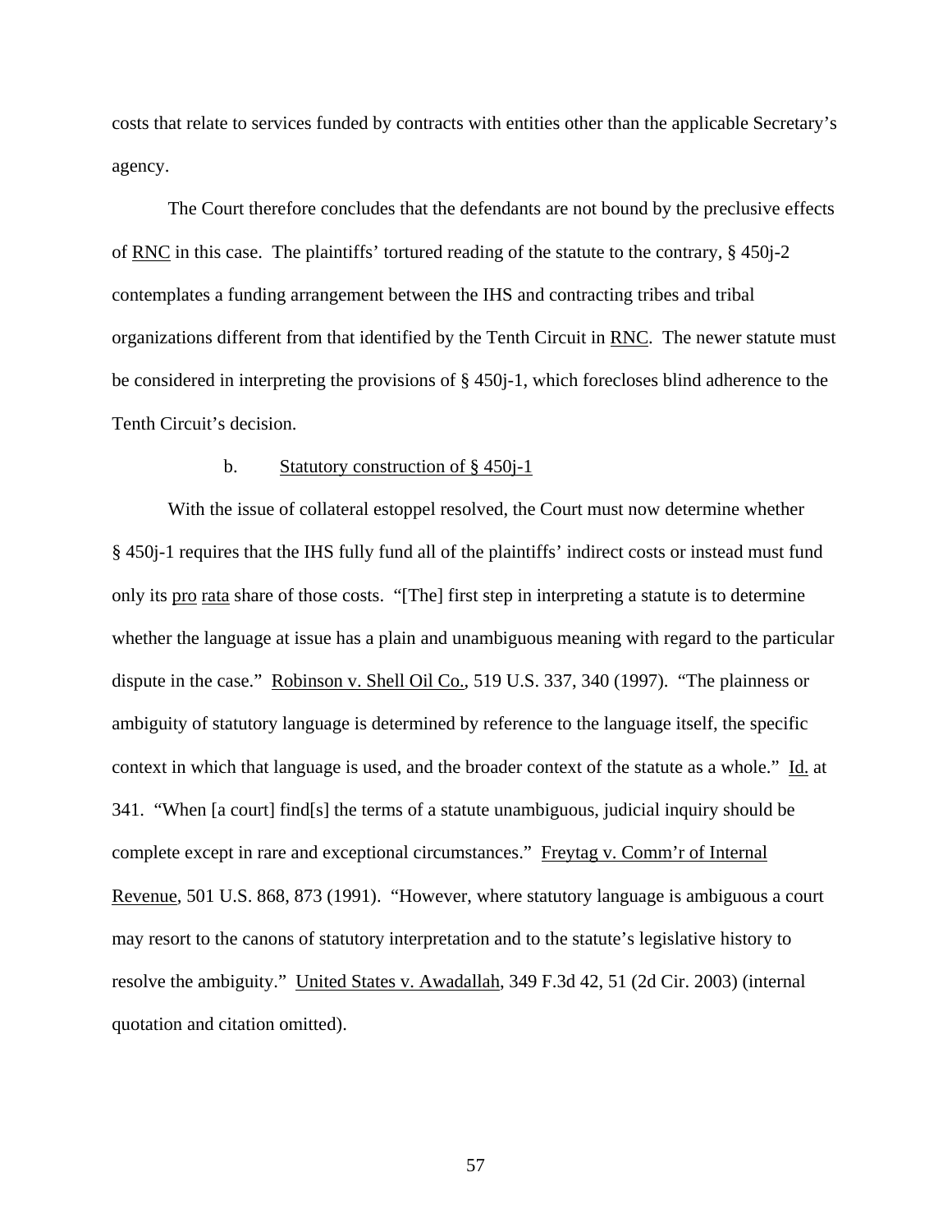costs that relate to services funded by contracts with entities other than the applicable Secretary's agency.

The Court therefore concludes that the defendants are not bound by the preclusive effects of RNC in this case. The plaintiffs' tortured reading of the statute to the contrary, § 450j-2 contemplates a funding arrangement between the IHS and contracting tribes and tribal organizations different from that identified by the Tenth Circuit in RNC. The newer statute must be considered in interpreting the provisions of § 450j-1, which forecloses blind adherence to the Tenth Circuit's decision.

b. Statutory construction of § 450j-1

With the issue of collateral estoppel resolved, the Court must now determine whether § 450j-1 requires that the IHS fully fund all of the plaintiffs' indirect costs or instead must fund only its pro rata share of those costs. "[The] first step in interpreting a statute is to determine whether the language at issue has a plain and unambiguous meaning with regard to the particular dispute in the case." Robinson v. Shell Oil Co., 519 U.S. 337, 340 (1997). "The plainness or ambiguity of statutory language is determined by reference to the language itself, the specific context in which that language is used, and the broader context of the statute as a whole." Id. at 341. "When [a court] find[s] the terms of a statute unambiguous, judicial inquiry should be complete except in rare and exceptional circumstances." Freytag v. Comm'r of Internal Revenue, 501 U.S. 868, 873 (1991). "However, where statutory language is ambiguous a court may resort to the canons of statutory interpretation and to the statute's legislative history to resolve the ambiguity." United States v. Awadallah, 349 F.3d 42, 51 (2d Cir. 2003) (internal quotation and citation omitted).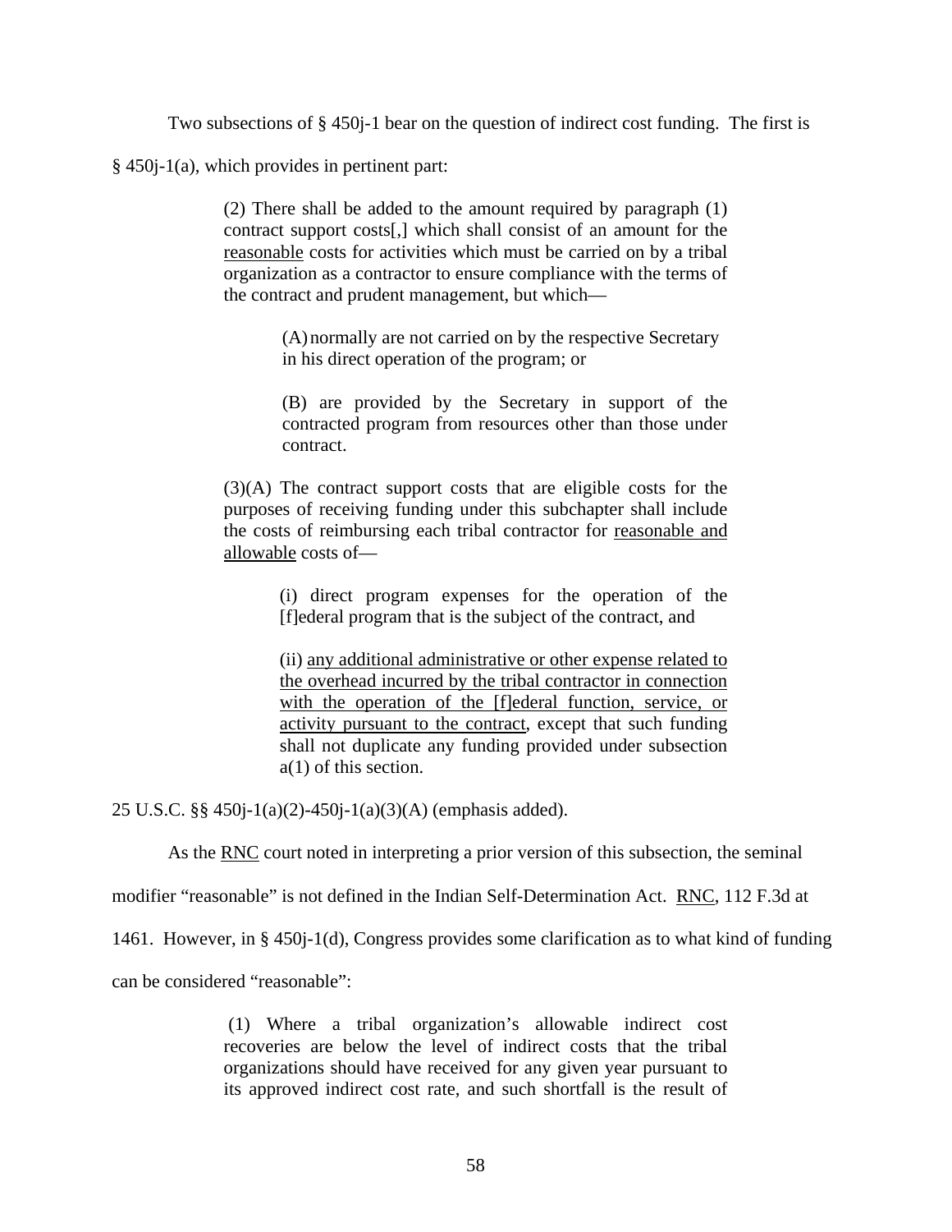Two subsections of § 450j-1 bear on the question of indirect cost funding. The first is § 450j-1(a), which provides in pertinent part:

> (2) There shall be added to the amount required by paragraph (1) contract support costs[,] which shall consist of an amount for the <u>reasonable</u> costs for activities which must be carried on by a tribal organization as a contractor to ensure compliance with the terms of the contract and prudent management, but which—
>
> > (A) normally are not carried on by the respective Secretary in his direct operation of the program; or
> >
> > (B) are provided by the Secretary in support of the contracted program from resources other than those under contract.
>
> (3)(A) The contract support costs that are eligible costs for the purposes of receiving funding under this subchapter shall include the costs of reimbursing each tribal contractor for <u>reasonable and allowable</u> costs of—
>
> > (i) direct program expenses for the operation of the [f]ederal program that is the subject of the contract, and
> >
> > (ii) <u>any additional administrative or other expense related to the overhead incurred by the tribal contractor in connection with the operation of the [f]ederal function, service, or activity pursuant to the contract</u>, except that such funding shall not duplicate any funding provided under subsection a(1) of this section.

25 U.S.C. §§ 450j-1(a)(2)-450j-1(a)(3)(A) (emphasis added).

As the <u>RNC</u> court noted in interpreting a prior version of this subsection, the seminal modifier "reasonable" is not defined in the Indian Self-Determination Act. <u>RNC</u>, 112 F.3d at 1461. However, in § 450j-1(d), Congress provides some clarification as to what kind of funding can be considered "reasonable":

> (1) Where a tribal organization's allowable indirect cost recoveries are below the level of indirect costs that the tribal organizations should have received for any given year pursuant to its approved indirect cost rate, and such shortfall is the result of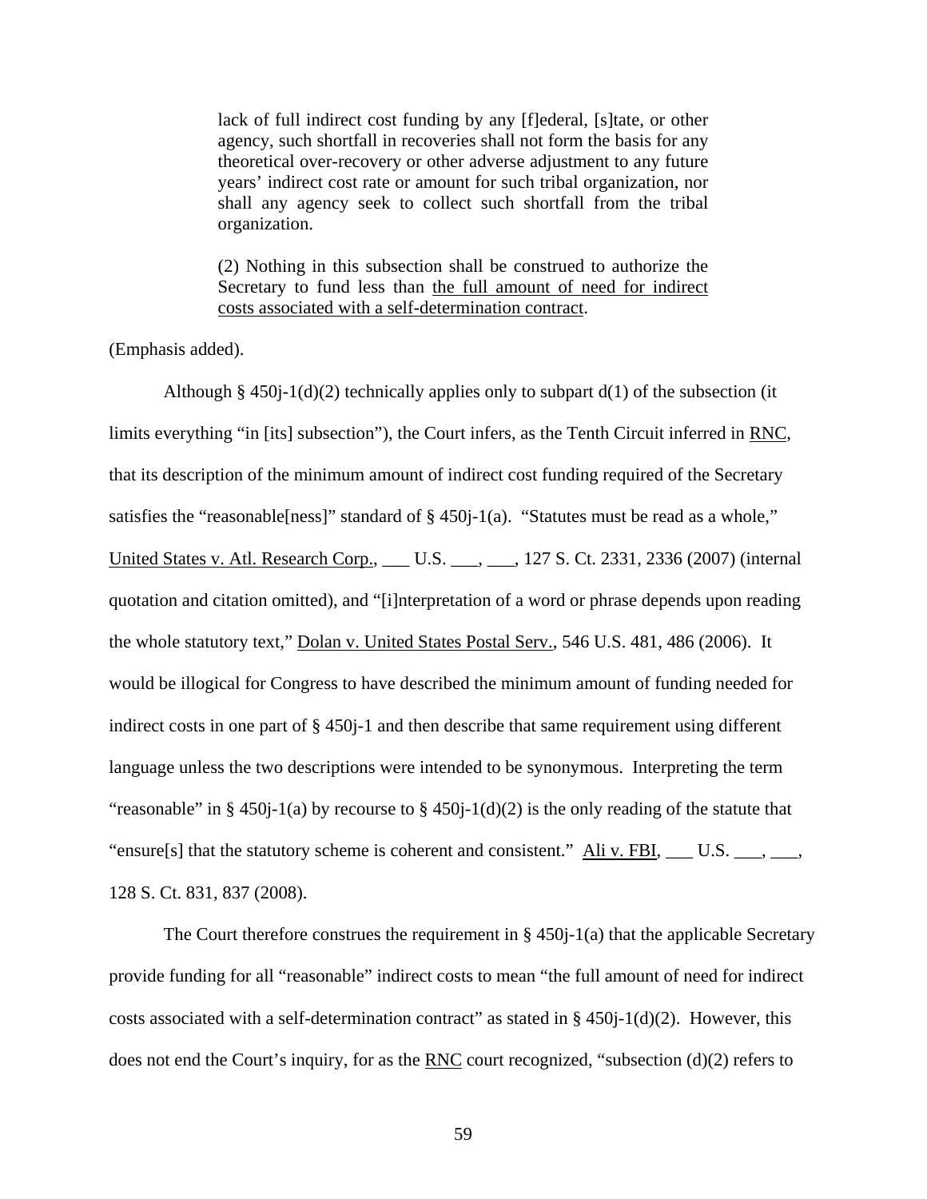> lack of full indirect cost funding by any [f]ederal, [s]tate, or other agency, such shortfall in recoveries shall not form the basis for any theoretical over-recovery or other adverse adjustment to any future years' indirect cost rate or amount for such tribal organization, nor shall any agency seek to collect such shortfall from the tribal organization.
>
> (2) Nothing in this subsection shall be construed to authorize the Secretary to fund less than <u>the full amount of need for indirect costs associated with a self-determination contract</u>.

(Emphasis added).

Although § 450j-1(d)(2) technically applies only to subpart d(1) of the subsection (it limits everything "in [its] subsection"), the Court infers, as the Tenth Circuit inferred in <u>RNC</u>, that its description of the minimum amount of indirect cost funding required of the Secretary satisfies the "reasonable[ness]" standard of § 450j-1(a). "Statutes must be read as a whole," <u>United States v. Atl. Research Corp.</u>, ___ U.S. ___, ___, 127 S. Ct. 2331, 2336 (2007) (internal quotation and citation omitted), and "[i]nterpretation of a word or phrase depends upon reading the whole statutory text," <u>Dolan v. United States Postal Serv.</u>, 546 U.S. 481, 486 (2006). It would be illogical for Congress to have described the minimum amount of funding needed for indirect costs in one part of § 450j-1 and then describe that same requirement using different language unless the two descriptions were intended to be synonymous. Interpreting the term "reasonable" in § 450j-1(a) by recourse to § 450j-1(d)(2) is the only reading of the statute that "ensure[s] that the statutory scheme is coherent and consistent." <u>Ali v. FBI</u>, ___ U.S. ___, ___, 128 S. Ct. 831, 837 (2008).

The Court therefore construes the requirement in § 450j-1(a) that the applicable Secretary provide funding for all "reasonable" indirect costs to mean "the full amount of need for indirect costs associated with a self-determination contract" as stated in § 450j-1(d)(2). However, this does not end the Court's inquiry, for as the <u>RNC</u> court recognized, "subsection (d)(2) refers to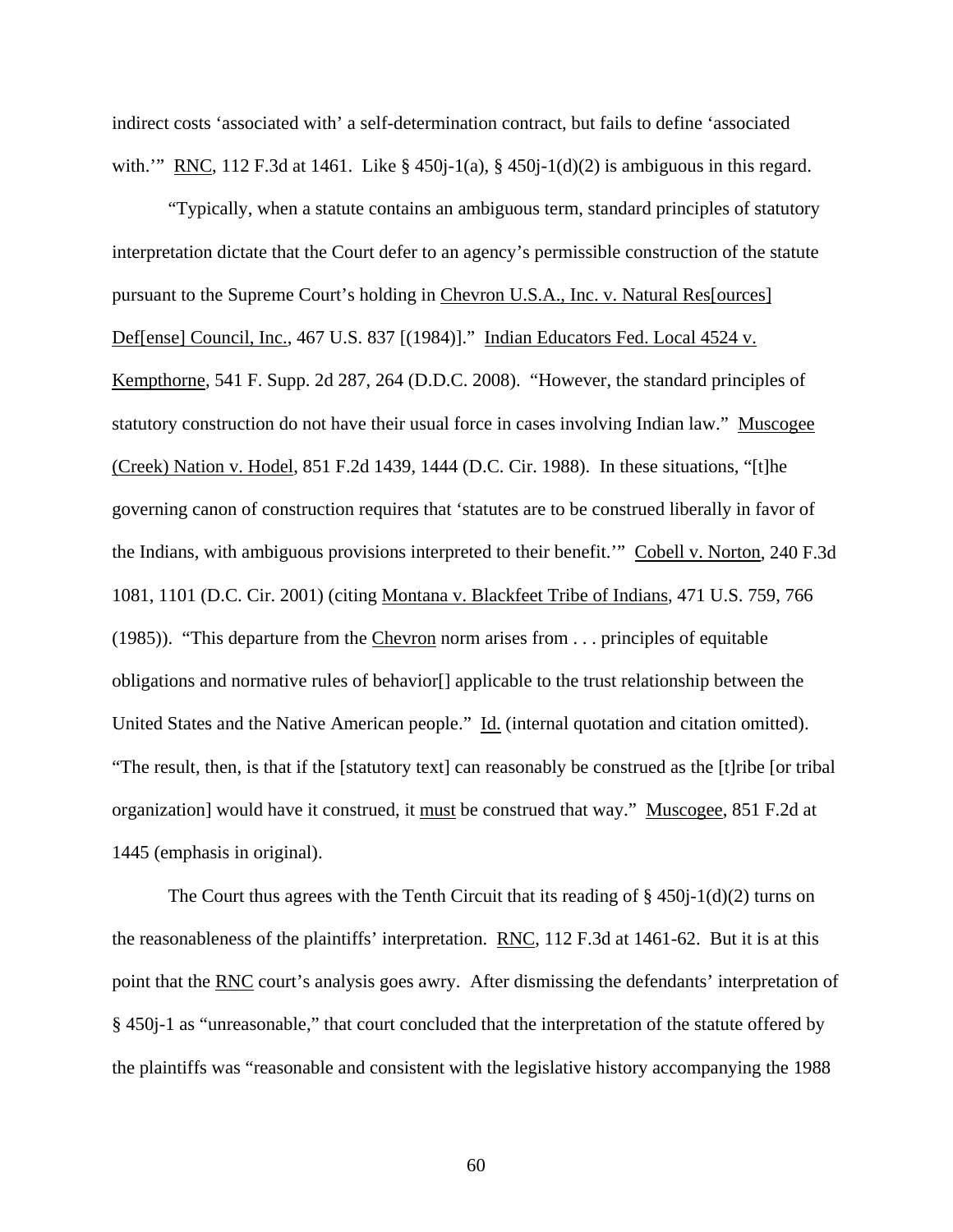indirect costs 'associated with' a self-determination contract, but fails to define 'associated with.'" RNC, 112 F.3d at 1461. Like § 450j-1(a), § 450j-1(d)(2) is ambiguous in this regard.

"Typically, when a statute contains an ambiguous term, standard principles of statutory interpretation dictate that the Court defer to an agency's permissible construction of the statute pursuant to the Supreme Court's holding in Chevron U.S.A., Inc. v. Natural Res[ources] Def[ense] Council, Inc., 467 U.S. 837 [(1984)]." Indian Educators Fed. Local 4524 v. Kempthorne, 541 F. Supp. 2d 287, 264 (D.D.C. 2008). "However, the standard principles of statutory construction do not have their usual force in cases involving Indian law." Muscogee (Creek) Nation v. Hodel, 851 F.2d 1439, 1444 (D.C. Cir. 1988). In these situations, "[t]he governing canon of construction requires that 'statutes are to be construed liberally in favor of the Indians, with ambiguous provisions interpreted to their benefit.'" Cobell v. Norton, 240 F.3d 1081, 1101 (D.C. Cir. 2001) (citing Montana v. Blackfeet Tribe of Indians, 471 U.S. 759, 766 (1985)). "This departure from the Chevron norm arises from . . . principles of equitable obligations and normative rules of behavior[] applicable to the trust relationship between the United States and the Native American people." Id. (internal quotation and citation omitted). "The result, then, is that if the [statutory text] can reasonably be construed as the [t]ribe [or tribal organization] would have it construed, it must be construed that way." Muscogee, 851 F.2d at 1445 (emphasis in original).

The Court thus agrees with the Tenth Circuit that its reading of § 450j-1(d)(2) turns on the reasonableness of the plaintiffs' interpretation. RNC, 112 F.3d at 1461-62. But it is at this point that the RNC court's analysis goes awry. After dismissing the defendants' interpretation of § 450j-1 as "unreasonable," that court concluded that the interpretation of the statute offered by the plaintiffs was "reasonable and consistent with the legislative history accompanying the 1988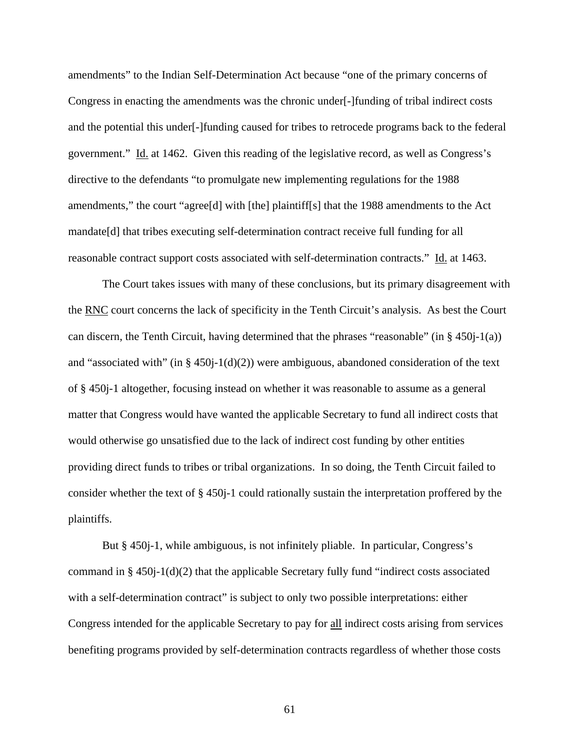amendments" to the Indian Self-Determination Act because "one of the primary concerns of Congress in enacting the amendments was the chronic under[-]funding of tribal indirect costs and the potential this under[-]funding caused for tribes to retrocede programs back to the federal government." Id. at 1462. Given this reading of the legislative record, as well as Congress's directive to the defendants "to promulgate new implementing regulations for the 1988 amendments," the court "agree[d] with [the] plaintiff[s] that the 1988 amendments to the Act mandate[d] that tribes executing self-determination contract receive full funding for all reasonable contract support costs associated with self-determination contracts." Id. at 1463.

The Court takes issues with many of these conclusions, but its primary disagreement with the RNC court concerns the lack of specificity in the Tenth Circuit's analysis. As best the Court can discern, the Tenth Circuit, having determined that the phrases "reasonable" (in § 450j-1(a)) and "associated with" (in § 450j-1(d)(2)) were ambiguous, abandoned consideration of the text of § 450j-1 altogether, focusing instead on whether it was reasonable to assume as a general matter that Congress would have wanted the applicable Secretary to fund all indirect costs that would otherwise go unsatisfied due to the lack of indirect cost funding by other entities providing direct funds to tribes or tribal organizations. In so doing, the Tenth Circuit failed to consider whether the text of § 450j-1 could rationally sustain the interpretation proffered by the plaintiffs.

But § 450j-1, while ambiguous, is not infinitely pliable. In particular, Congress's command in § 450j-1(d)(2) that the applicable Secretary fully fund "indirect costs associated with a self-determination contract" is subject to only two possible interpretations: either Congress intended for the applicable Secretary to pay for all indirect costs arising from services benefiting programs provided by self-determination contracts regardless of whether those costs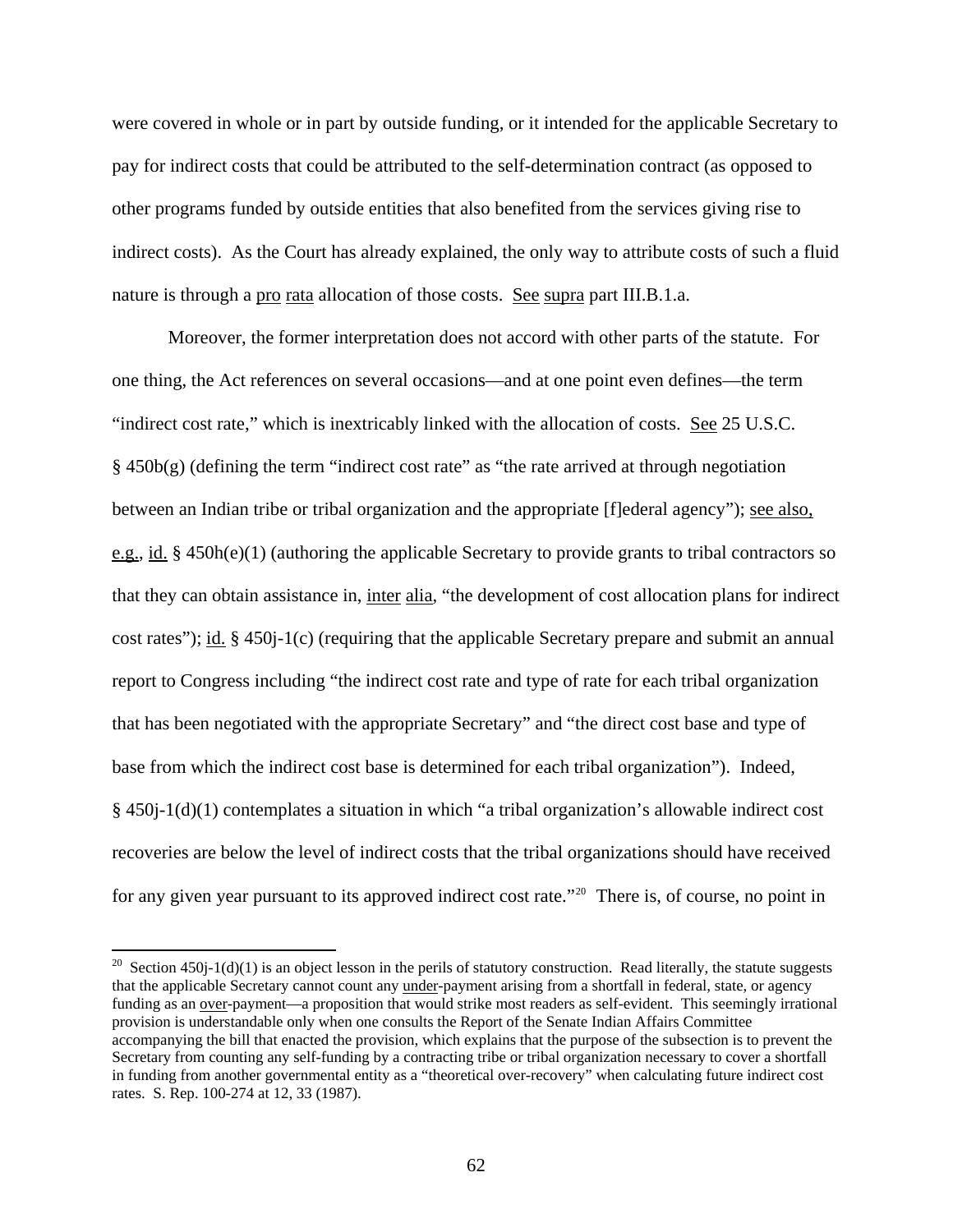were covered in whole or in part by outside funding, or it intended for the applicable Secretary to pay for indirect costs that could be attributed to the self-determination contract (as opposed to other programs funded by outside entities that also benefited from the services giving rise to indirect costs). As the Court has already explained, the only way to attribute costs of such a fluid nature is through a pro rata allocation of those costs. See supra part III.B.1.a.

Moreover, the former interpretation does not accord with other parts of the statute. For one thing, the Act references on several occasions—and at one point even defines—the term "indirect cost rate," which is inextricably linked with the allocation of costs. See 25 U.S.C. § 450b(g) (defining the term "indirect cost rate" as "the rate arrived at through negotiation between an Indian tribe or tribal organization and the appropriate [f]ederal agency"); see also, e.g., id. § 450h(e)(1) (authoring the applicable Secretary to provide grants to tribal contractors so that they can obtain assistance in, inter alia, "the development of cost allocation plans for indirect cost rates"); id. § 450j-1(c) (requiring that the applicable Secretary prepare and submit an annual report to Congress including "the indirect cost rate and type of rate for each tribal organization that has been negotiated with the appropriate Secretary" and "the direct cost base and type of base from which the indirect cost base is determined for each tribal organization"). Indeed, § 450j-1(d)(1) contemplates a situation in which "a tribal organization's allowable indirect cost recoveries are below the level of indirect costs that the tribal organizations should have received for any given year pursuant to its approved indirect cost rate."[20] There is, of course, no point in

---

[20] Section 450j-1(d)(1) is an object lesson in the perils of statutory construction. Read literally, the statute suggests that the applicable Secretary cannot count any under-payment arising from a shortfall in federal, state, or agency funding as an over-payment—a proposition that would strike most readers as self-evident. This seemingly irrational provision is understandable only when one consults the Report of the Senate Indian Affairs Committee accompanying the bill that enacted the provision, which explains that the purpose of the subsection is to prevent the Secretary from counting any self-funding by a contracting tribe or tribal organization necessary to cover a shortfall in funding from another governmental entity as a "theoretical over-recovery" when calculating future indirect cost rates. S. Rep. 100-274 at 12, 33 (1987).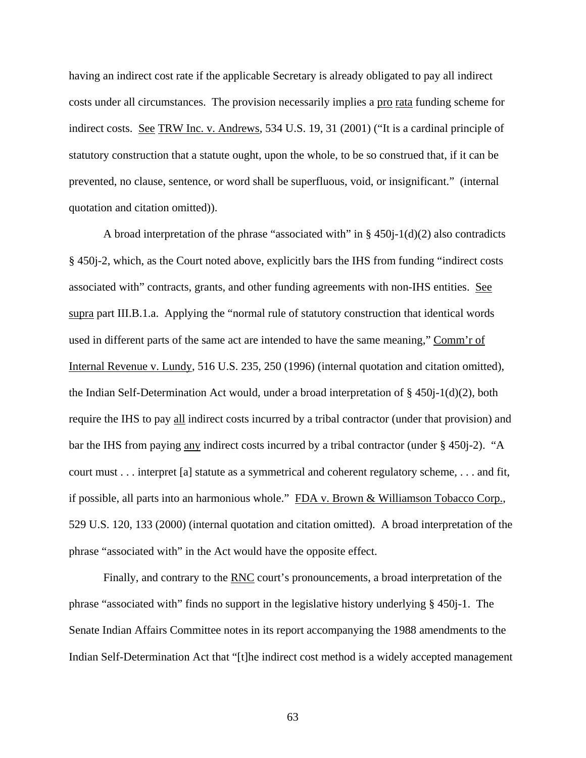having an indirect cost rate if the applicable Secretary is already obligated to pay all indirect costs under all circumstances. The provision necessarily implies a pro rata funding scheme for indirect costs. See TRW Inc. v. Andrews, 534 U.S. 19, 31 (2001) ("It is a cardinal principle of statutory construction that a statute ought, upon the whole, to be so construed that, if it can be prevented, no clause, sentence, or word shall be superfluous, void, or insignificant." (internal quotation and citation omitted)).

A broad interpretation of the phrase "associated with" in § 450j-1(d)(2) also contradicts § 450j-2, which, as the Court noted above, explicitly bars the IHS from funding "indirect costs associated with" contracts, grants, and other funding agreements with non-IHS entities. See supra part III.B.1.a. Applying the "normal rule of statutory construction that identical words used in different parts of the same act are intended to have the same meaning," Comm'r of Internal Revenue v. Lundy, 516 U.S. 235, 250 (1996) (internal quotation and citation omitted), the Indian Self-Determination Act would, under a broad interpretation of § 450j-1(d)(2), both require the IHS to pay all indirect costs incurred by a tribal contractor (under that provision) and bar the IHS from paying any indirect costs incurred by a tribal contractor (under § 450j-2). "A court must . . . interpret [a] statute as a symmetrical and coherent regulatory scheme, . . . and fit, if possible, all parts into an harmonious whole." FDA v. Brown & Williamson Tobacco Corp., 529 U.S. 120, 133 (2000) (internal quotation and citation omitted). A broad interpretation of the phrase "associated with" in the Act would have the opposite effect.

Finally, and contrary to the RNC court's pronouncements, a broad interpretation of the phrase "associated with" finds no support in the legislative history underlying § 450j-1. The Senate Indian Affairs Committee notes in its report accompanying the 1988 amendments to the Indian Self-Determination Act that "[t]he indirect cost method is a widely accepted management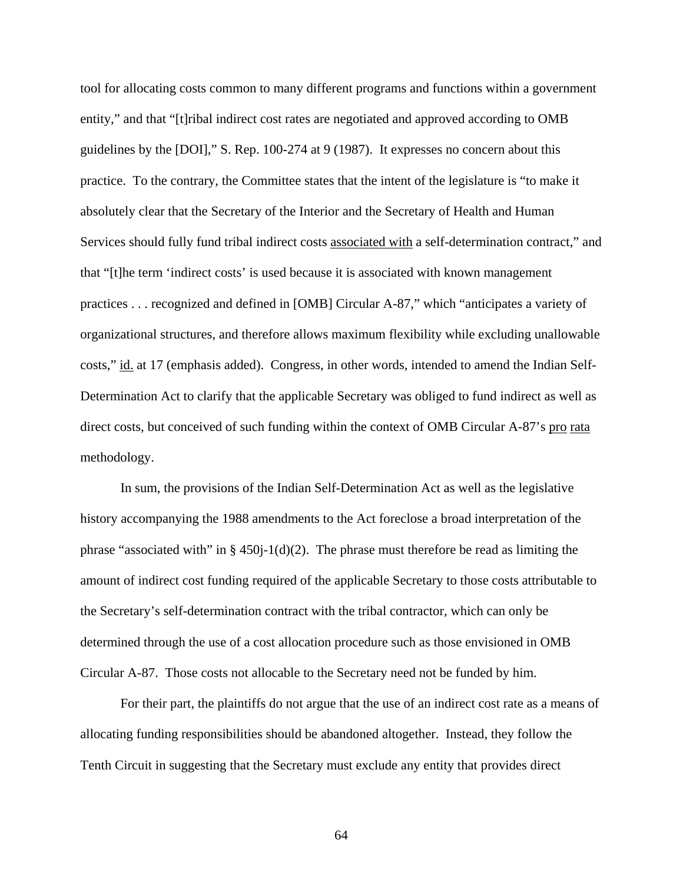tool for allocating costs common to many different programs and functions within a government entity," and that "[t]ribal indirect cost rates are negotiated and approved according to OMB guidelines by the [DOI]," S. Rep. 100-274 at 9 (1987). It expresses no concern about this practice. To the contrary, the Committee states that the intent of the legislature is "to make it absolutely clear that the Secretary of the Interior and the Secretary of Health and Human Services should fully fund tribal indirect costs <u>associated with</u> a self-determination contract," and that "[t]he term 'indirect costs' is used because it is associated with known management practices . . . recognized and defined in [OMB] Circular A-87," which "anticipates a variety of organizational structures, and therefore allows maximum flexibility while excluding unallowable costs," <u>id.</u> at 17 (emphasis added). Congress, in other words, intended to amend the Indian Self-Determination Act to clarify that the applicable Secretary was obliged to fund indirect as well as direct costs, but conceived of such funding within the context of OMB Circular A-87's <u>pro rata</u> methodology.

In sum, the provisions of the Indian Self-Determination Act as well as the legislative history accompanying the 1988 amendments to the Act foreclose a broad interpretation of the phrase "associated with" in § 450j-1(d)(2). The phrase must therefore be read as limiting the amount of indirect cost funding required of the applicable Secretary to those costs attributable to the Secretary's self-determination contract with the tribal contractor, which can only be determined through the use of a cost allocation procedure such as those envisioned in OMB Circular A-87. Those costs not allocable to the Secretary need not be funded by him.

For their part, the plaintiffs do not argue that the use of an indirect cost rate as a means of allocating funding responsibilities should be abandoned altogether. Instead, they follow the Tenth Circuit in suggesting that the Secretary must exclude any entity that provides direct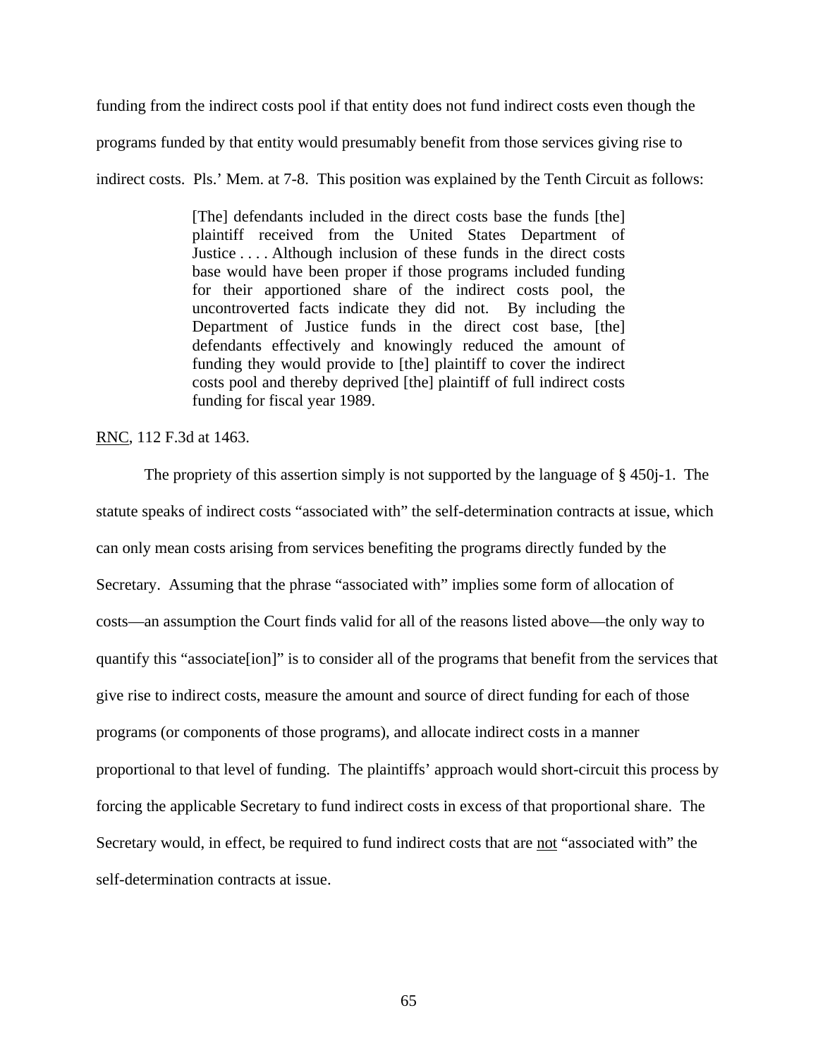funding from the indirect costs pool if that entity does not fund indirect costs even though the programs funded by that entity would presumably benefit from those services giving rise to indirect costs. Pls.' Mem. at 7-8. This position was explained by the Tenth Circuit as follows:

> [The] defendants included in the direct costs base the funds [the] plaintiff received from the United States Department of Justice . . . . Although inclusion of these funds in the direct costs base would have been proper if those programs included funding for their apportioned share of the indirect costs pool, the uncontroverted facts indicate they did not. By including the Department of Justice funds in the direct cost base, [the] defendants effectively and knowingly reduced the amount of funding they would provide to [the] plaintiff to cover the indirect costs pool and thereby deprived [the] plaintiff of full indirect costs funding for fiscal year 1989.

RNC, 112 F.3d at 1463.

The propriety of this assertion simply is not supported by the language of § 450j-1. The statute speaks of indirect costs "associated with" the self-determination contracts at issue, which can only mean costs arising from services benefiting the programs directly funded by the Secretary. Assuming that the phrase "associated with" implies some form of allocation of costs—an assumption the Court finds valid for all of the reasons listed above—the only way to quantify this "associate[ion]" is to consider all of the programs that benefit from the services that give rise to indirect costs, measure the amount and source of direct funding for each of those programs (or components of those programs), and allocate indirect costs in a manner proportional to that level of funding. The plaintiffs' approach would short-circuit this process by forcing the applicable Secretary to fund indirect costs in excess of that proportional share. The Secretary would, in effect, be required to fund indirect costs that are not "associated with" the self-determination contracts at issue.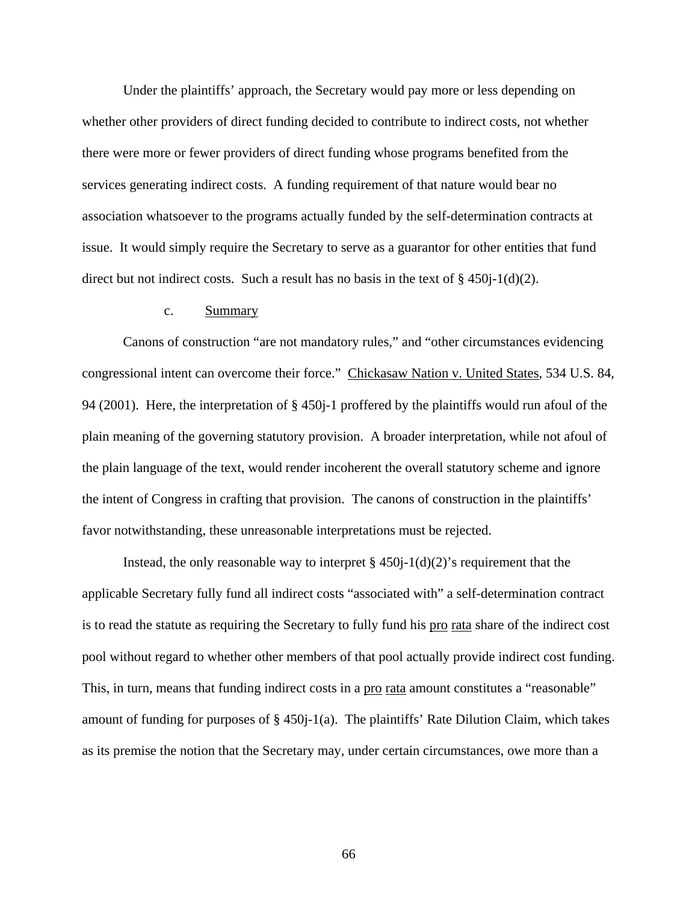Under the plaintiffs' approach, the Secretary would pay more or less depending on whether other providers of direct funding decided to contribute to indirect costs, not whether there were more or fewer providers of direct funding whose programs benefited from the services generating indirect costs. A funding requirement of that nature would bear no association whatsoever to the programs actually funded by the self-determination contracts at issue. It would simply require the Secretary to serve as a guarantor for other entities that fund direct but not indirect costs. Such a result has no basis in the text of § 450j-1(d)(2).

c. Summary

Canons of construction "are not mandatory rules," and "other circumstances evidencing congressional intent can overcome their force." Chickasaw Nation v. United States, 534 U.S. 84, 94 (2001). Here, the interpretation of § 450j-1 proffered by the plaintiffs would run afoul of the plain meaning of the governing statutory provision. A broader interpretation, while not afoul of the plain language of the text, would render incoherent the overall statutory scheme and ignore the intent of Congress in crafting that provision. The canons of construction in the plaintiffs' favor notwithstanding, these unreasonable interpretations must be rejected.

Instead, the only reasonable way to interpret § 450j-1(d)(2)'s requirement that the applicable Secretary fully fund all indirect costs "associated with" a self-determination contract is to read the statute as requiring the Secretary to fully fund his pro rata share of the indirect cost pool without regard to whether other members of that pool actually provide indirect cost funding. This, in turn, means that funding indirect costs in a pro rata amount constitutes a "reasonable" amount of funding for purposes of § 450j-1(a). The plaintiffs' Rate Dilution Claim, which takes as its premise the notion that the Secretary may, under certain circumstances, owe more than a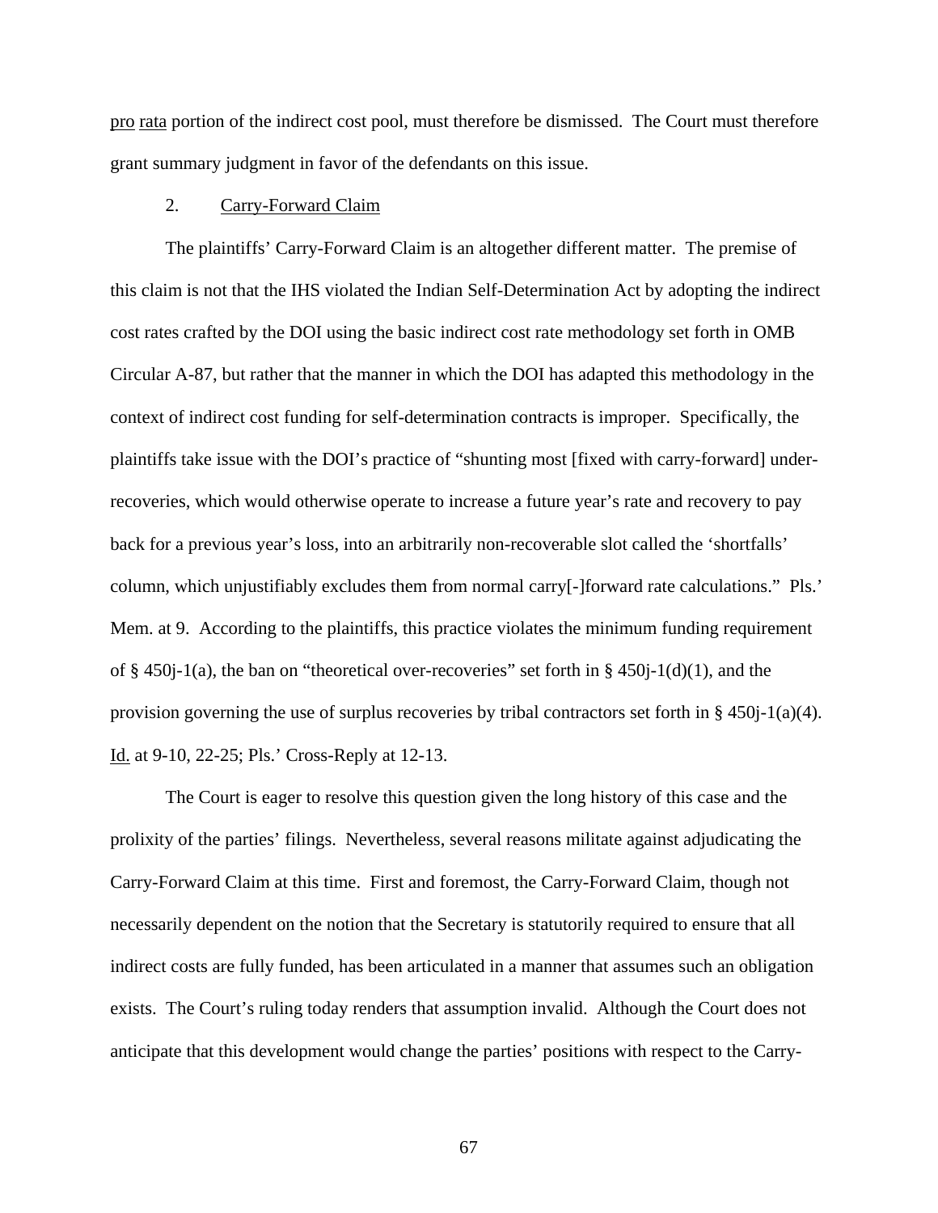pro rata portion of the indirect cost pool, must therefore be dismissed. The Court must therefore grant summary judgment in favor of the defendants on this issue.

2. Carry-Forward Claim

The plaintiffs' Carry-Forward Claim is an altogether different matter. The premise of this claim is not that the IHS violated the Indian Self-Determination Act by adopting the indirect cost rates crafted by the DOI using the basic indirect cost rate methodology set forth in OMB Circular A-87, but rather that the manner in which the DOI has adapted this methodology in the context of indirect cost funding for self-determination contracts is improper. Specifically, the plaintiffs take issue with the DOI's practice of "shunting most [fixed with carry-forward] under-recoveries, which would otherwise operate to increase a future year's rate and recovery to pay back for a previous year's loss, into an arbitrarily non-recoverable slot called the 'shortfalls' column, which unjustifiably excludes them from normal carry[-]forward rate calculations." Pls.' Mem. at 9. According to the plaintiffs, this practice violates the minimum funding requirement of § 450j-1(a), the ban on "theoretical over-recoveries" set forth in § 450j-1(d)(1), and the provision governing the use of surplus recoveries by tribal contractors set forth in § 450j-1(a)(4). Id. at 9-10, 22-25; Pls.' Cross-Reply at 12-13.

The Court is eager to resolve this question given the long history of this case and the prolixity of the parties' filings. Nevertheless, several reasons militate against adjudicating the Carry-Forward Claim at this time. First and foremost, the Carry-Forward Claim, though not necessarily dependent on the notion that the Secretary is statutorily required to ensure that all indirect costs are fully funded, has been articulated in a manner that assumes such an obligation exists. The Court's ruling today renders that assumption invalid. Although the Court does not anticipate that this development would change the parties' positions with respect to the Carry-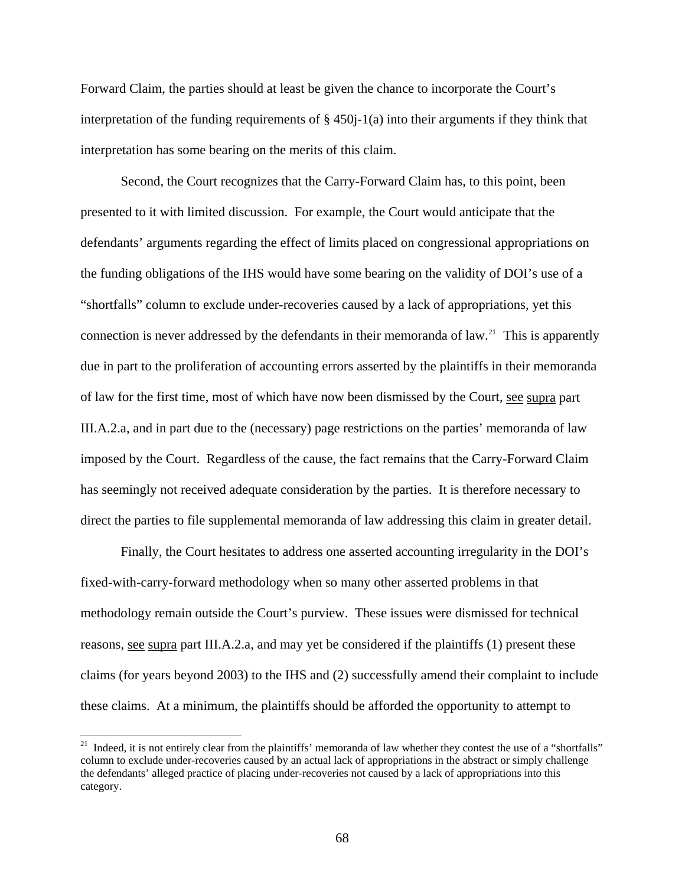Forward Claim, the parties should at least be given the chance to incorporate the Court's interpretation of the funding requirements of § 450j-1(a) into their arguments if they think that interpretation has some bearing on the merits of this claim.

Second, the Court recognizes that the Carry-Forward Claim has, to this point, been presented to it with limited discussion. For example, the Court would anticipate that the defendants' arguments regarding the effect of limits placed on congressional appropriations on the funding obligations of the IHS would have some bearing on the validity of DOI's use of a "shortfalls" column to exclude under-recoveries caused by a lack of appropriations, yet this connection is never addressed by the defendants in their memoranda of law.[21] This is apparently due in part to the proliferation of accounting errors asserted by the plaintiffs in their memoranda of law for the first time, most of which have now been dismissed by the Court, see supra part III.A.2.a, and in part due to the (necessary) page restrictions on the parties' memoranda of law imposed by the Court. Regardless of the cause, the fact remains that the Carry-Forward Claim has seemingly not received adequate consideration by the parties. It is therefore necessary to direct the parties to file supplemental memoranda of law addressing this claim in greater detail.

Finally, the Court hesitates to address one asserted accounting irregularity in the DOI's fixed-with-carry-forward methodology when so many other asserted problems in that methodology remain outside the Court's purview. These issues were dismissed for technical reasons, see supra part III.A.2.a, and may yet be considered if the plaintiffs (1) present these claims (for years beyond 2003) to the IHS and (2) successfully amend their complaint to include these claims. At a minimum, the plaintiffs should be afforded the opportunity to attempt to

[21] Indeed, it is not entirely clear from the plaintiffs' memoranda of law whether they contest the use of a "shortfalls" column to exclude under-recoveries caused by an actual lack of appropriations in the abstract or simply challenge the defendants' alleged practice of placing under-recoveries not caused by a lack of appropriations into this category.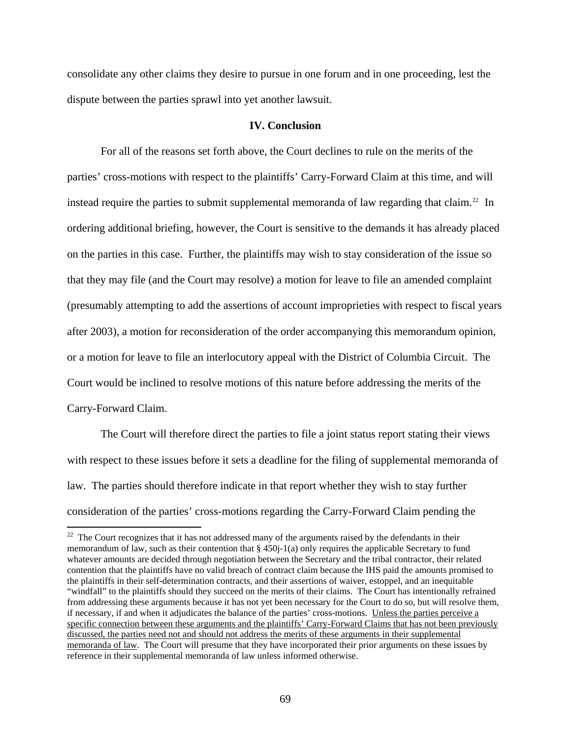consolidate any other claims they desire to pursue in one forum and in one proceeding, lest the dispute between the parties sprawl into yet another lawsuit.

## IV. Conclusion

For all of the reasons set forth above, the Court declines to rule on the merits of the parties' cross-motions with respect to the plaintiffs' Carry-Forward Claim at this time, and will instead require the parties to submit supplemental memoranda of law regarding that claim.[22] In ordering additional briefing, however, the Court is sensitive to the demands it has already placed on the parties in this case. Further, the plaintiffs may wish to stay consideration of the issue so that they may file (and the Court may resolve) a motion for leave to file an amended complaint (presumably attempting to add the assertions of account improprieties with respect to fiscal years after 2003), a motion for reconsideration of the order accompanying this memorandum opinion, or a motion for leave to file an interlocutory appeal with the District of Columbia Circuit. The Court would be inclined to resolve motions of this nature before addressing the merits of the Carry-Forward Claim.

The Court will therefore direct the parties to file a joint status report stating their views with respect to these issues before it sets a deadline for the filing of supplemental memoranda of law. The parties should therefore indicate in that report whether they wish to stay further consideration of the parties' cross-motions regarding the Carry-Forward Claim pending the

---

[22] The Court recognizes that it has not addressed many of the arguments raised by the defendants in their memorandum of law, such as their contention that § 450j-1(a) only requires the applicable Secretary to fund whatever amounts are decided through negotiation between the Secretary and the tribal contractor, their related contention that the plaintiffs have no valid breach of contract claim because the IHS paid the amounts promised to the plaintiffs in their self-determination contracts, and their assertions of waiver, estoppel, and an inequitable "windfall" to the plaintiffs should they succeed on the merits of their claims. The Court has intentionally refrained from addressing these arguments because it has not yet been necessary for the Court to do so, but will resolve them, if necessary, if and when it adjudicates the balance of the parties' cross-motions. <u>Unless the parties perceive a specific connection between these arguments and the plaintiffs' Carry-Forward Claims that has not been previously discussed, the parties need not and should not address the merits of these arguments in their supplemental memoranda of law</u>. The Court will presume that they have incorporated their prior arguments on these issues by reference in their supplemental memoranda of law unless informed otherwise.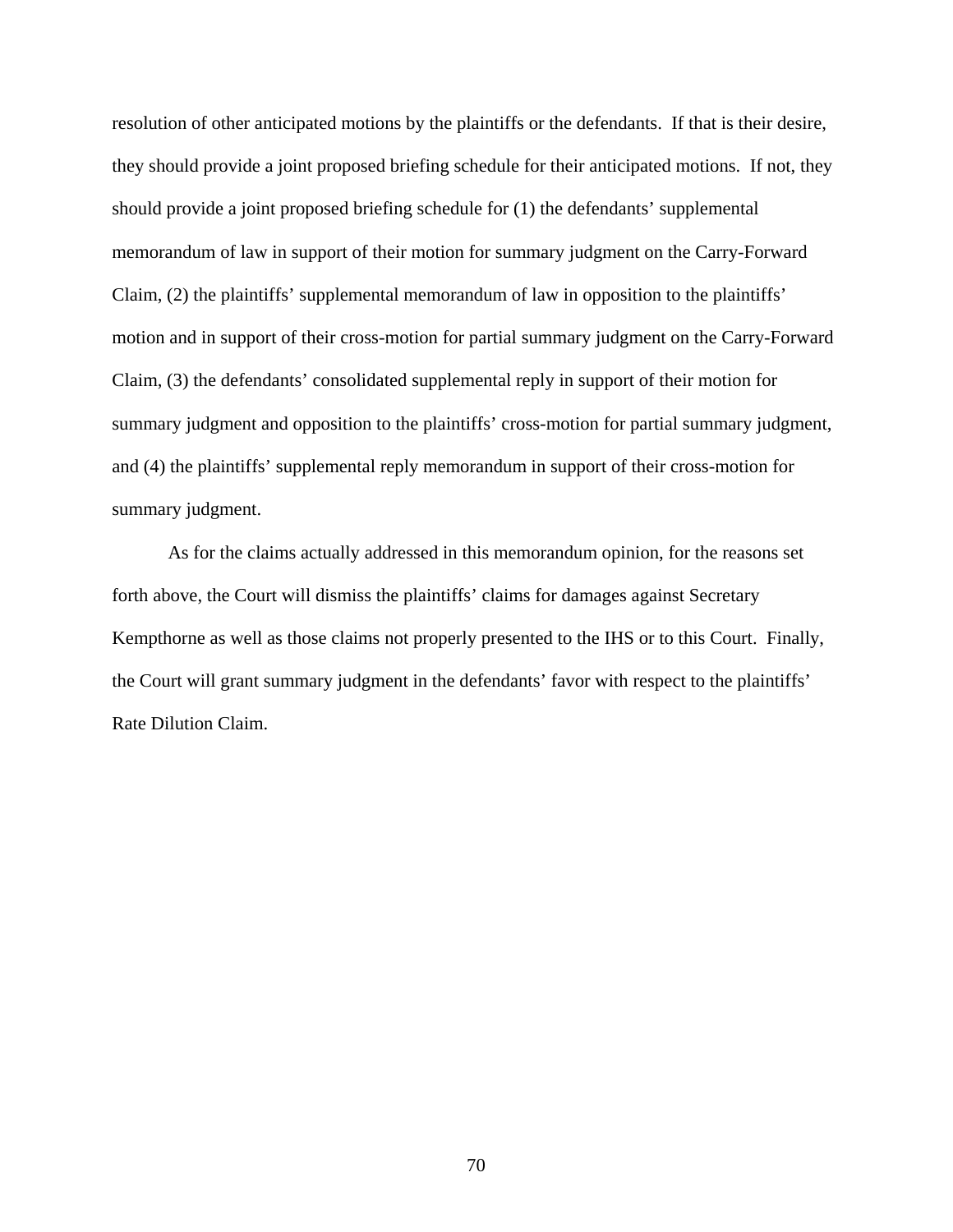resolution of other anticipated motions by the plaintiffs or the defendants. If that is their desire, they should provide a joint proposed briefing schedule for their anticipated motions. If not, they should provide a joint proposed briefing schedule for (1) the defendants' supplemental memorandum of law in support of their motion for summary judgment on the Carry-Forward Claim, (2) the plaintiffs' supplemental memorandum of law in opposition to the plaintiffs' motion and in support of their cross-motion for partial summary judgment on the Carry-Forward Claim, (3) the defendants' consolidated supplemental reply in support of their motion for summary judgment and opposition to the plaintiffs' cross-motion for partial summary judgment, and (4) the plaintiffs' supplemental reply memorandum in support of their cross-motion for summary judgment.

As for the claims actually addressed in this memorandum opinion, for the reasons set forth above, the Court will dismiss the plaintiffs' claims for damages against Secretary Kempthorne as well as those claims not properly presented to the IHS or to this Court. Finally, the Court will grant summary judgment in the defendants' favor with respect to the plaintiffs' Rate Dilution Claim.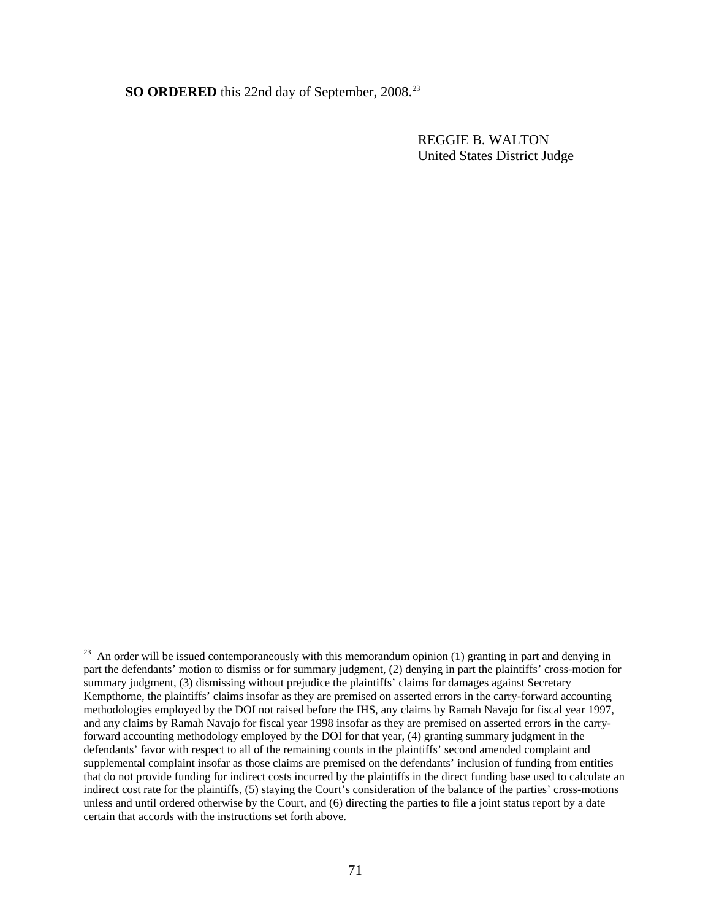**SO ORDERED** this 22nd day of September, 2008.[23]

REGGIE B. WALTON
United States District Judge

---

[23] An order will be issued contemporaneously with this memorandum opinion (1) granting in part and denying in part the defendants' motion to dismiss or for summary judgment, (2) denying in part the plaintiffs' cross-motion for summary judgment, (3) dismissing without prejudice the plaintiffs' claims for damages against Secretary Kempthorne, the plaintiffs' claims insofar as they are premised on asserted errors in the carry-forward accounting methodologies employed by the DOI not raised before the IHS, any claims by Ramah Navajo for fiscal year 1997, and any claims by Ramah Navajo for fiscal year 1998 insofar as they are premised on asserted errors in the carry-forward accounting methodology employed by the DOI for that year, (4) granting summary judgment in the defendants' favor with respect to all of the remaining counts in the plaintiffs' second amended complaint and supplemental complaint insofar as those claims are premised on the defendants' inclusion of funding from entities that do not provide funding for indirect costs incurred by the plaintiffs in the direct funding base used to calculate an indirect cost rate for the plaintiffs, (5) staying the Court's consideration of the balance of the parties' cross-motions unless and until ordered otherwise by the Court, and (6) directing the parties to file a joint status report by a date certain that accords with the instructions set forth above.